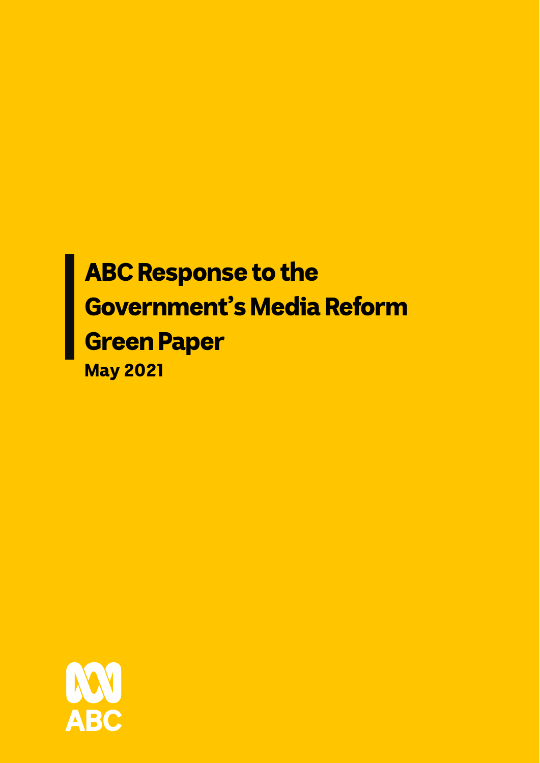# ABC Response to the Government's Media Reform Green Paper

**May 2021**

ABC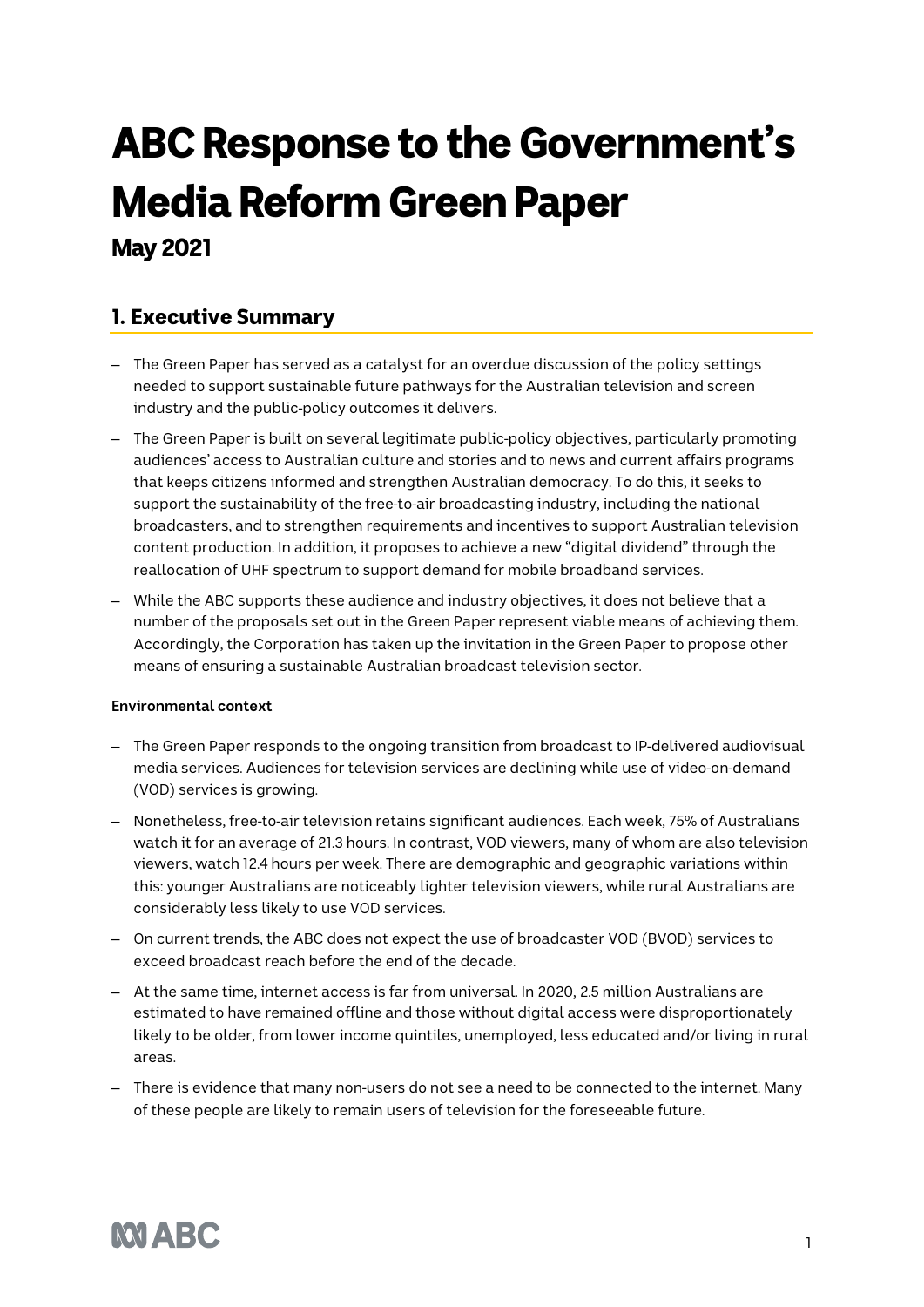# ABC Response to the Government's Media Reform Green Paper

**May 2021**

## 1. Executive Summary

- The Green Paper has served as a catalyst for an overdue discussion of the policy settings needed to support sustainable future pathways for the Australian television and screen industry and the public-policy outcomes it delivers.
- The Green Paper is built on several legitimate public-policy objectives, particularly promoting audiences' access to Australian culture and stories and to news and current affairs programs that keeps citizens informed and strengthen Australian democracy. To do this, it seeks to support the sustainability of the free-to-air broadcasting industry, including the national broadcasters, and to strengthen requirements and incentives to support Australian television content production. In addition, it proposes to achieve a new "digital dividend" through the reallocation of UHF spectrum to support demand for mobile broadband services.
- While the ABC supports these audience and industry objectives, it does not believe that a number of the proposals set out in the Green Paper represent viable means of achieving them. Accordingly, the Corporation has taken up the invitation in the Green Paper to propose other means of ensuring a sustainable Australian broadcast television sector.

**Environmental context**

- The Green Paper responds to the ongoing transition from broadcast to IP-delivered audiovisual media services. Audiences for television services are declining while use of video-on-demand (VOD) services is growing.
- Nonetheless, free-to-air television retains significant audiences. Each week, 75% of Australians watch it for an average of 21.3 hours. In contrast, VOD viewers, many of whom are also television viewers, watch 12.4 hours per week. There are demographic and geographic variations within this: younger Australians are noticeably lighter television viewers, while rural Australians are considerably less likely to use VOD services.
- On current trends, the ABC does not expect the use of broadcaster VOD (BVOD) services to exceed broadcast reach before the end of the decade.
- At the same time, internet access is far from universal. In 2020, 2.5 million Australians are estimated to have remained offline and those without digital access were disproportionately likely to be older, from lower income quintiles, unemployed, less educated and/or living in rural areas.
- There is evidence that many non-users do not see a need to be connected to the internet. Many of these people are likely to remain users of television for the foreseeable future.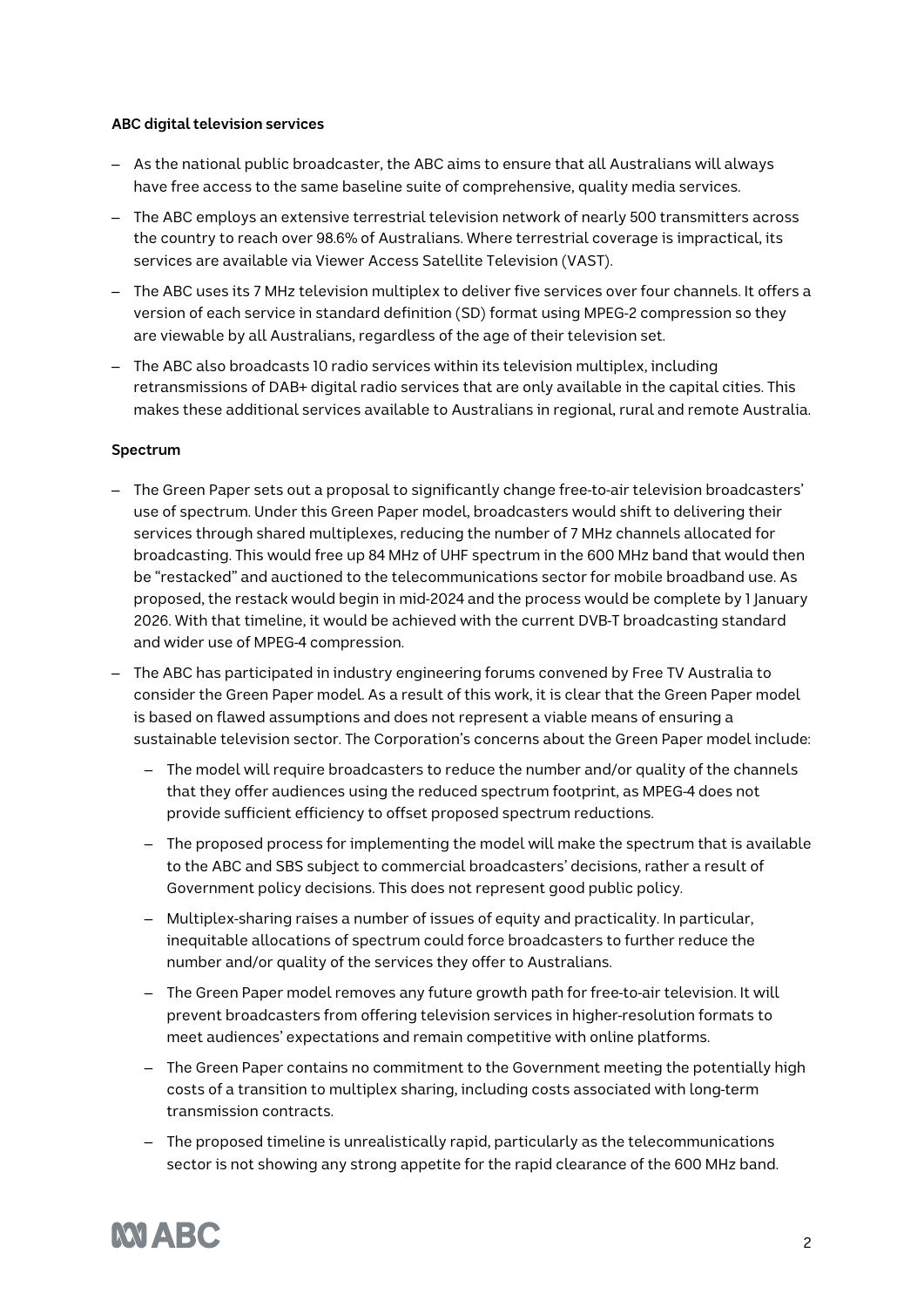**ABC digital television services**

- As the national public broadcaster, the ABC aims to ensure that all Australians will always have free access to the same baseline suite of comprehensive, quality media services.
- The ABC employs an extensive terrestrial television network of nearly 500 transmitters across the country to reach over 98.6% of Australians. Where terrestrial coverage is impractical, its services are available via Viewer Access Satellite Television (VAST).
- The ABC uses its 7 MHz television multiplex to deliver five services over four channels. It offers a version of each service in standard definition (SD) format using MPEG-2 compression so they are viewable by all Australians, regardless of the age of their television set.
- The ABC also broadcasts 10 radio services within its television multiplex, including retransmissions of DAB+ digital radio services that are only available in the capital cities. This makes these additional services available to Australians in regional, rural and remote Australia.

**Spectrum**

- The Green Paper sets out a proposal to significantly change free-to-air television broadcasters' use of spectrum. Under this Green Paper model, broadcasters would shift to delivering their services through shared multiplexes, reducing the number of 7 MHz channels allocated for broadcasting. This would free up 84 MHz of UHF spectrum in the 600 MHz band that would then be "restacked" and auctioned to the telecommunications sector for mobile broadband use. As proposed, the restack would begin in mid-2024 and the process would be complete by 1 January 2026. With that timeline, it would be achieved with the current DVB-T broadcasting standard and wider use of MPEG-4 compression.
- The ABC has participated in industry engineering forums convened by Free TV Australia to consider the Green Paper model. As a result of this work, it is clear that the Green Paper model is based on flawed assumptions and does not represent a viable means of ensuring a sustainable television sector. The Corporation's concerns about the Green Paper model include:
  - The model will require broadcasters to reduce the number and/or quality of the channels that they offer audiences using the reduced spectrum footprint, as MPEG-4 does not provide sufficient efficiency to offset proposed spectrum reductions.
  - The proposed process for implementing the model will make the spectrum that is available to the ABC and SBS subject to commercial broadcasters' decisions, rather a result of Government policy decisions. This does not represent good public policy.
  - Multiplex-sharing raises a number of issues of equity and practicality. In particular, inequitable allocations of spectrum could force broadcasters to further reduce the number and/or quality of the services they offer to Australians.
  - The Green Paper model removes any future growth path for free-to-air television. It will prevent broadcasters from offering television services in higher-resolution formats to meet audiences' expectations and remain competitive with online platforms.
  - The Green Paper contains no commitment to the Government meeting the potentially high costs of a transition to multiplex sharing, including costs associated with long-term transmission contracts.
  - The proposed timeline is unrealistically rapid, particularly as the telecommunications sector is not showing any strong appetite for the rapid clearance of the 600 MHz band.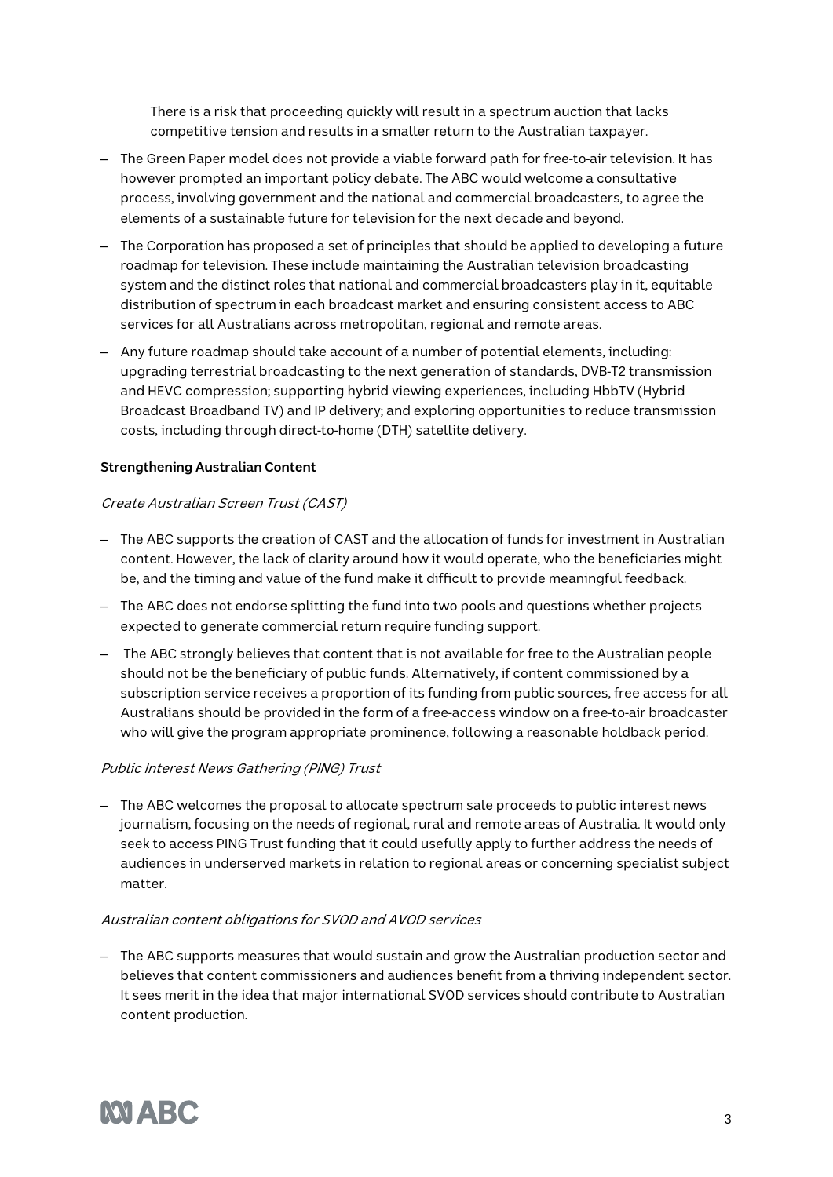There is a risk that proceeding quickly will result in a spectrum auction that lacks competitive tension and results in a smaller return to the Australian taxpayer.

- The Green Paper model does not provide a viable forward path for free-to-air television. It has however prompted an important policy debate. The ABC would welcome a consultative process, involving government and the national and commercial broadcasters, to agree the elements of a sustainable future for television for the next decade and beyond.
- The Corporation has proposed a set of principles that should be applied to developing a future roadmap for television. These include maintaining the Australian television broadcasting system and the distinct roles that national and commercial broadcasters play in it, equitable distribution of spectrum in each broadcast market and ensuring consistent access to ABC services for all Australians across metropolitan, regional and remote areas.
- Any future roadmap should take account of a number of potential elements, including: upgrading terrestrial broadcasting to the next generation of standards, DVB-T2 transmission and HEVC compression; supporting hybrid viewing experiences, including HbbTV (Hybrid Broadcast Broadband TV) and IP delivery; and exploring opportunities to reduce transmission costs, including through direct-to-home (DTH) satellite delivery.

**Strengthening Australian Content**

*Create Australian Screen Trust (CAST)*

- The ABC supports the creation of CAST and the allocation of funds for investment in Australian content. However, the lack of clarity around how it would operate, who the beneficiaries might be, and the timing and value of the fund make it difficult to provide meaningful feedback.
- The ABC does not endorse splitting the fund into two pools and questions whether projects expected to generate commercial return require funding support.
- The ABC strongly believes that content that is not available for free to the Australian people should not be the beneficiary of public funds. Alternatively, if content commissioned by a subscription service receives a proportion of its funding from public sources, free access for all Australians should be provided in the form of a free-access window on a free-to-air broadcaster who will give the program appropriate prominence, following a reasonable holdback period.

*Public Interest News Gathering (PING) Trust*

- The ABC welcomes the proposal to allocate spectrum sale proceeds to public interest news journalism, focusing on the needs of regional, rural and remote areas of Australia. It would only seek to access PING Trust funding that it could usefully apply to further address the needs of audiences in underserved markets in relation to regional areas or concerning specialist subject matter.

*Australian content obligations for SVOD and AVOD services*

- The ABC supports measures that would sustain and grow the Australian production sector and believes that content commissioners and audiences benefit from a thriving independent sector. It sees merit in the idea that major international SVOD services should contribute to Australian content production.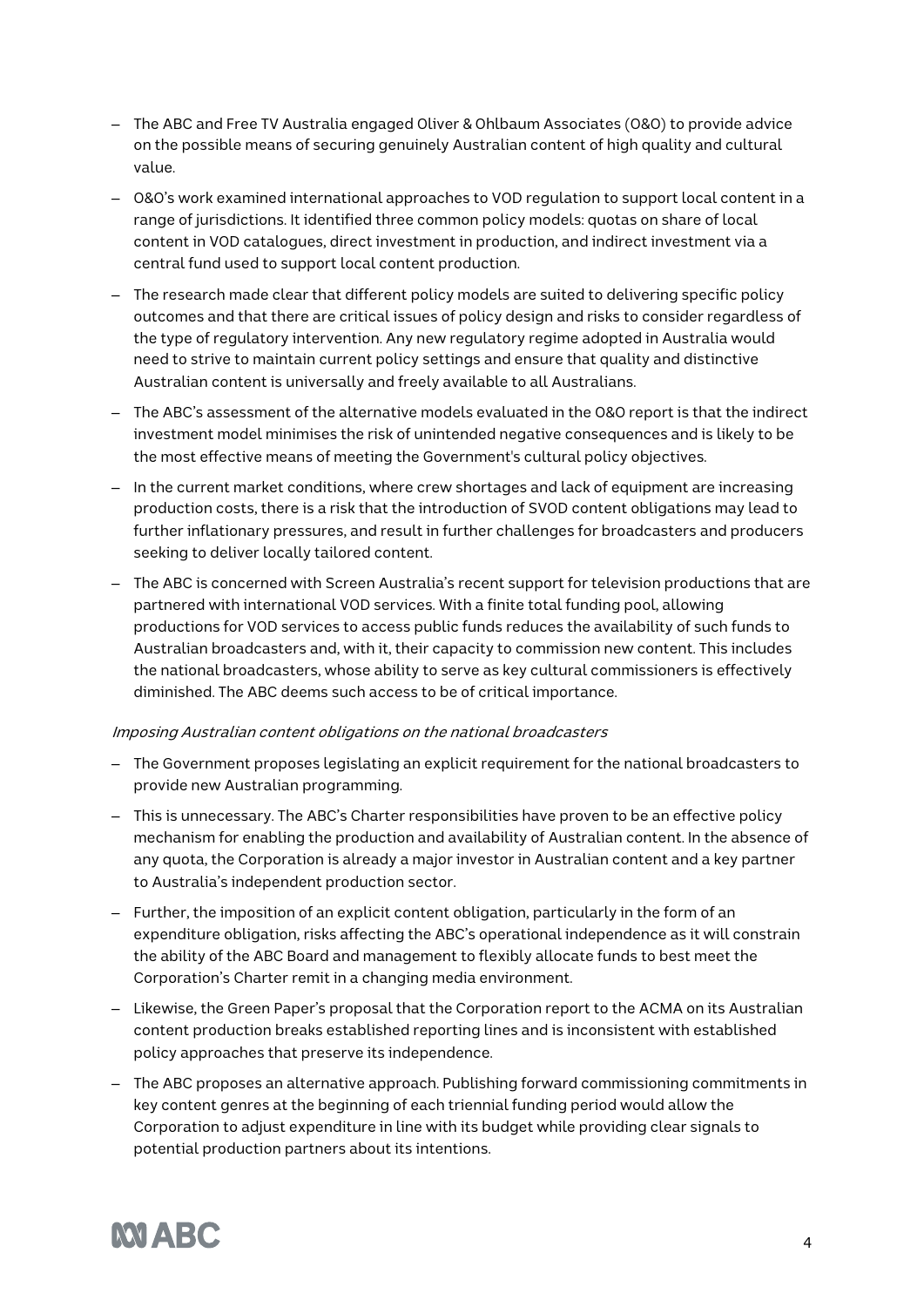- The ABC and Free TV Australia engaged Oliver & Ohlbaum Associates (O&O) to provide advice on the possible means of securing genuinely Australian content of high quality and cultural value.
- O&O's work examined international approaches to VOD regulation to support local content in a range of jurisdictions. It identified three common policy models: quotas on share of local content in VOD catalogues, direct investment in production, and indirect investment via a central fund used to support local content production.
- The research made clear that different policy models are suited to delivering specific policy outcomes and that there are critical issues of policy design and risks to consider regardless of the type of regulatory intervention. Any new regulatory regime adopted in Australia would need to strive to maintain current policy settings and ensure that quality and distinctive Australian content is universally and freely available to all Australians.
- The ABC's assessment of the alternative models evaluated in the O&O report is that the indirect investment model minimises the risk of unintended negative consequences and is likely to be the most effective means of meeting the Government's cultural policy objectives.
- In the current market conditions, where crew shortages and lack of equipment are increasing production costs, there is a risk that the introduction of SVOD content obligations may lead to further inflationary pressures, and result in further challenges for broadcasters and producers seeking to deliver locally tailored content.
- The ABC is concerned with Screen Australia's recent support for television productions that are partnered with international VOD services. With a finite total funding pool, allowing productions for VOD services to access public funds reduces the availability of such funds to Australian broadcasters and, with it, their capacity to commission new content. This includes the national broadcasters, whose ability to serve as key cultural commissioners is effectively diminished. The ABC deems such access to be of critical importance.

*Imposing Australian content obligations on the national broadcasters*

- The Government proposes legislating an explicit requirement for the national broadcasters to provide new Australian programming.
- This is unnecessary. The ABC's Charter responsibilities have proven to be an effective policy mechanism for enabling the production and availability of Australian content. In the absence of any quota, the Corporation is already a major investor in Australian content and a key partner to Australia's independent production sector.
- Further, the imposition of an explicit content obligation, particularly in the form of an expenditure obligation, risks affecting the ABC's operational independence as it will constrain the ability of the ABC Board and management to flexibly allocate funds to best meet the Corporation's Charter remit in a changing media environment.
- Likewise, the Green Paper's proposal that the Corporation report to the ACMA on its Australian content production breaks established reporting lines and is inconsistent with established policy approaches that preserve its independence.
- The ABC proposes an alternative approach. Publishing forward commissioning commitments in key content genres at the beginning of each triennial funding period would allow the Corporation to adjust expenditure in line with its budget while providing clear signals to potential production partners about its intentions.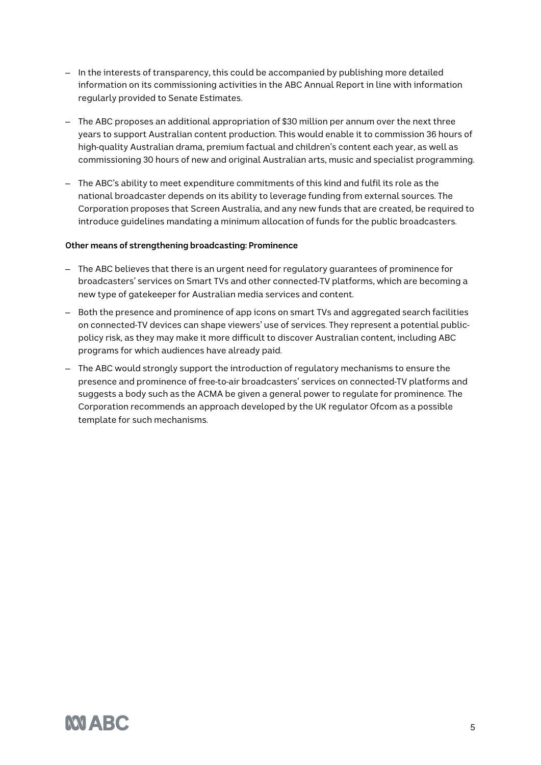- In the interests of transparency, this could be accompanied by publishing more detailed information on its commissioning activities in the ABC Annual Report in line with information regularly provided to Senate Estimates.
- The ABC proposes an additional appropriation of $30 million per annum over the next three years to support Australian content production. This would enable it to commission 36 hours of high-quality Australian drama, premium factual and children's content each year, as well as commissioning 30 hours of new and original Australian arts, music and specialist programming.
- The ABC's ability to meet expenditure commitments of this kind and fulfil its role as the national broadcaster depends on its ability to leverage funding from external sources. The Corporation proposes that Screen Australia, and any new funds that are created, be required to introduce guidelines mandating a minimum allocation of funds for the public broadcasters.

**Other means of strengthening broadcasting: Prominence**

- The ABC believes that there is an urgent need for regulatory guarantees of prominence for broadcasters' services on Smart TVs and other connected-TV platforms, which are becoming a new type of gatekeeper for Australian media services and content.
- Both the presence and prominence of app icons on smart TVs and aggregated search facilities on connected-TV devices can shape viewers' use of services. They represent a potential public-policy risk, as they may make it more difficult to discover Australian content, including ABC programs for which audiences have already paid.
- The ABC would strongly support the introduction of regulatory mechanisms to ensure the presence and prominence of free-to-air broadcasters' services on connected-TV platforms and suggests a body such as the ACMA be given a general power to regulate for prominence. The Corporation recommends an approach developed by the UK regulator Ofcom as a possible template for such mechanisms.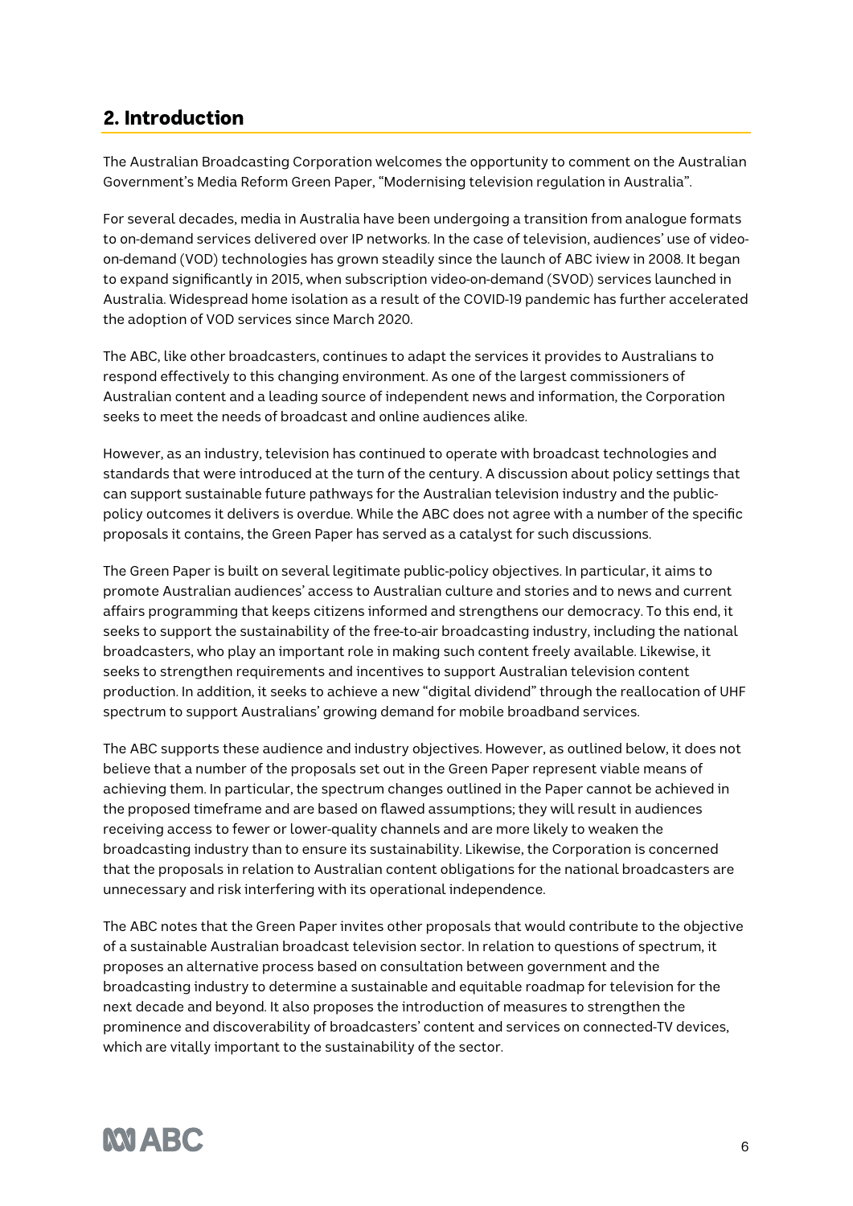## 2. Introduction

The Australian Broadcasting Corporation welcomes the opportunity to comment on the Australian Government's Media Reform Green Paper, "Modernising television regulation in Australia".

For several decades, media in Australia have been undergoing a transition from analogue formats to on-demand services delivered over IP networks. In the case of television, audiences' use of video-on-demand (VOD) technologies has grown steadily since the launch of ABC iview in 2008. It began to expand significantly in 2015, when subscription video-on-demand (SVOD) services launched in Australia. Widespread home isolation as a result of the COVID-19 pandemic has further accelerated the adoption of VOD services since March 2020.

The ABC, like other broadcasters, continues to adapt the services it provides to Australians to respond effectively to this changing environment. As one of the largest commissioners of Australian content and a leading source of independent news and information, the Corporation seeks to meet the needs of broadcast and online audiences alike.

However, as an industry, television has continued to operate with broadcast technologies and standards that were introduced at the turn of the century. A discussion about policy settings that can support sustainable future pathways for the Australian television industry and the public-policy outcomes it delivers is overdue. While the ABC does not agree with a number of the specific proposals it contains, the Green Paper has served as a catalyst for such discussions.

The Green Paper is built on several legitimate public-policy objectives. In particular, it aims to promote Australian audiences' access to Australian culture and stories and to news and current affairs programming that keeps citizens informed and strengthens our democracy. To this end, it seeks to support the sustainability of the free-to-air broadcasting industry, including the national broadcasters, who play an important role in making such content freely available. Likewise, it seeks to strengthen requirements and incentives to support Australian television content production. In addition, it seeks to achieve a new "digital dividend" through the reallocation of UHF spectrum to support Australians' growing demand for mobile broadband services.

The ABC supports these audience and industry objectives. However, as outlined below, it does not believe that a number of the proposals set out in the Green Paper represent viable means of achieving them. In particular, the spectrum changes outlined in the Paper cannot be achieved in the proposed timeframe and are based on flawed assumptions; they will result in audiences receiving access to fewer or lower-quality channels and are more likely to weaken the broadcasting industry than to ensure its sustainability. Likewise, the Corporation is concerned that the proposals in relation to Australian content obligations for the national broadcasters are unnecessary and risk interfering with its operational independence.

The ABC notes that the Green Paper invites other proposals that would contribute to the objective of a sustainable Australian broadcast television sector. In relation to questions of spectrum, it proposes an alternative process based on consultation between government and the broadcasting industry to determine a sustainable and equitable roadmap for television for the next decade and beyond. It also proposes the introduction of measures to strengthen the prominence and discoverability of broadcasters' content and services on connected-TV devices, which are vitally important to the sustainability of the sector.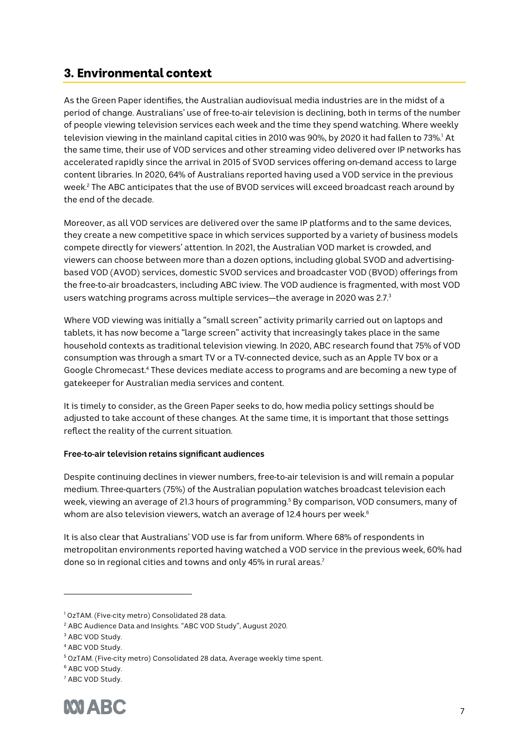## 3. Environmental context

As the Green Paper identifies, the Australian audiovisual media industries are in the midst of a period of change. Australians' use of free-to-air television is declining, both in terms of the number of people viewing television services each week and the time they spend watching. Where weekly television viewing in the mainland capital cities in 2010 was 90%, by 2020 it had fallen to 73%.[1] At the same time, their use of VOD services and other streaming video delivered over IP networks has accelerated rapidly since the arrival in 2015 of SVOD services offering on-demand access to large content libraries. In 2020, 64% of Australians reported having used a VOD service in the previous week.[2] The ABC anticipates that the use of BVOD services will exceed broadcast reach around by the end of the decade.

Moreover, as all VOD services are delivered over the same IP platforms and to the same devices, they create a new competitive space in which services supported by a variety of business models compete directly for viewers' attention. In 2021, the Australian VOD market is crowded, and viewers can choose between more than a dozen options, including global SVOD and advertising-based VOD (AVOD) services, domestic SVOD services and broadcaster VOD (BVOD) offerings from the free-to-air broadcasters, including ABC iview. The VOD audience is fragmented, with most VOD users watching programs across multiple services—the average in 2020 was 2.7.[3]

Where VOD viewing was initially a "small screen" activity primarily carried out on laptops and tablets, it has now become a "large screen" activity that increasingly takes place in the same household contexts as traditional television viewing. In 2020, ABC research found that 75% of VOD consumption was through a smart TV or a TV-connected device, such as an Apple TV box or a Google Chromecast.[4] These devices mediate access to programs and are becoming a new type of gatekeeper for Australian media services and content.

It is timely to consider, as the Green Paper seeks to do, how media policy settings should be adjusted to take account of these changes. At the same time, it is important that those settings reflect the reality of the current situation.

**Free-to-air television retains significant audiences**

Despite continuing declines in viewer numbers, free-to-air television is and will remain a popular medium. Three-quarters (75%) of the Australian population watches broadcast television each week, viewing an average of 21.3 hours of programming.[5] By comparison, VOD consumers, many of whom are also television viewers, watch an average of 12.4 hours per week.[6]

It is also clear that Australians' VOD use is far from uniform. Where 68% of respondents in metropolitan environments reported having watched a VOD service in the previous week, 60% had done so in regional cities and towns and only 45% in rural areas.[7]

---

[1] OzTAM. (Five-city metro) Consolidated 28 data.

[2] ABC Audience Data and Insights. "ABC VOD Study", August 2020.

[3] ABC VOD Study.

[4] ABC VOD Study.

[5] OzTAM. (Five-city metro) Consolidated 28 data, Average weekly time spent.

[6] ABC VOD Study.

[7] ABC VOD Study.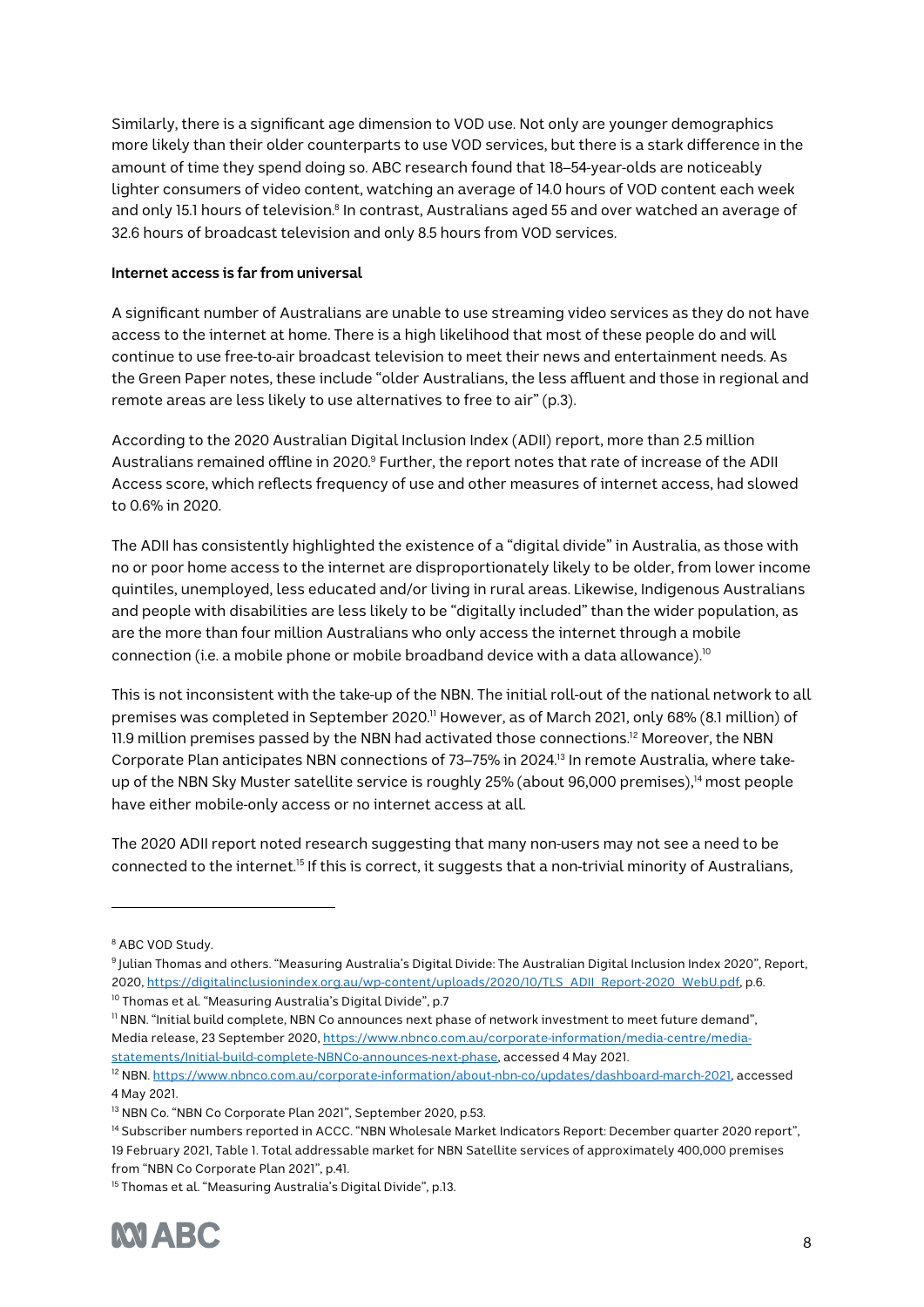Similarly, there is a significant age dimension to VOD use. Not only are younger demographics more likely than their older counterparts to use VOD services, but there is a stark difference in the amount of time they spend doing so. ABC research found that 18–54-year-olds are noticeably lighter consumers of video content, watching an average of 14.0 hours of VOD content each week and only 15.1 hours of television.[8] In contrast, Australians aged 55 and over watched an average of 32.6 hours of broadcast television and only 8.5 hours from VOD services.

**Internet access is far from universal**

A significant number of Australians are unable to use streaming video services as they do not have access to the internet at home. There is a high likelihood that most of these people do and will continue to use free-to-air broadcast television to meet their news and entertainment needs. As the Green Paper notes, these include "older Australians, the less affluent and those in regional and remote areas are less likely to use alternatives to free to air" (p.3).

According to the 2020 Australian Digital Inclusion Index (ADII) report, more than 2.5 million Australians remained offline in 2020.[9] Further, the report notes that rate of increase of the ADII Access score, which reflects frequency of use and other measures of internet access, had slowed to 0.6% in 2020.

The ADII has consistently highlighted the existence of a "digital divide" in Australia, as those with no or poor home access to the internet are disproportionately likely to be older, from lower income quintiles, unemployed, less educated and/or living in rural areas. Likewise, Indigenous Australians and people with disabilities are less likely to be "digitally included" than the wider population, as are the more than four million Australians who only access the internet through a mobile connection (i.e. a mobile phone or mobile broadband device with a data allowance).[10]

This is not inconsistent with the take-up of the NBN. The initial roll-out of the national network to all premises was completed in September 2020.[11] However, as of March 2021, only 68% (8.1 million) of 11.9 million premises passed by the NBN had activated those connections.[12] Moreover, the NBN Corporate Plan anticipates NBN connections of 73–75% in 2024.[13] In remote Australia, where take-up of the NBN Sky Muster satellite service is roughly 25% (about 96,000 premises),[14] most people have either mobile-only access or no internet access at all.

The 2020 ADII report noted research suggesting that many non-users may not see a need to be connected to the internet.[15] If this is correct, it suggests that a non-trivial minority of Australians,

---

[8] ABC VOD Study.

[9] Julian Thomas and others. "Measuring Australia's Digital Divide: The Australian Digital Inclusion Index 2020", Report, 2020, https://digitalinclusionindex.org.au/wp-content/uploads/2020/10/TLS_ADII_Report-2020_WebU.pdf, p.6.

[10] Thomas et al. "Measuring Australia's Digital Divide", p.7

[11] NBN. "Initial build complete, NBN Co announces next phase of network investment to meet future demand", Media release, 23 September 2020, https://www.nbnco.com.au/corporate-information/media-centre/media-statements/Initial-build-complete-NBNCo-announces-next-phase, accessed 4 May 2021.

[12] NBN. https://www.nbnco.com.au/corporate-information/about-nbn-co/updates/dashboard-march-2021, accessed 4 May 2021.

[13] NBN Co. "NBN Co Corporate Plan 2021", September 2020, p.53.

[14] Subscriber numbers reported in ACCC. "NBN Wholesale Market Indicators Report: December quarter 2020 report", 19 February 2021, Table 1. Total addressable market for NBN Satellite services of approximately 400,000 premises from "NBN Co Corporate Plan 2021", p.41.

[15] Thomas et al. "Measuring Australia's Digital Divide", p.13.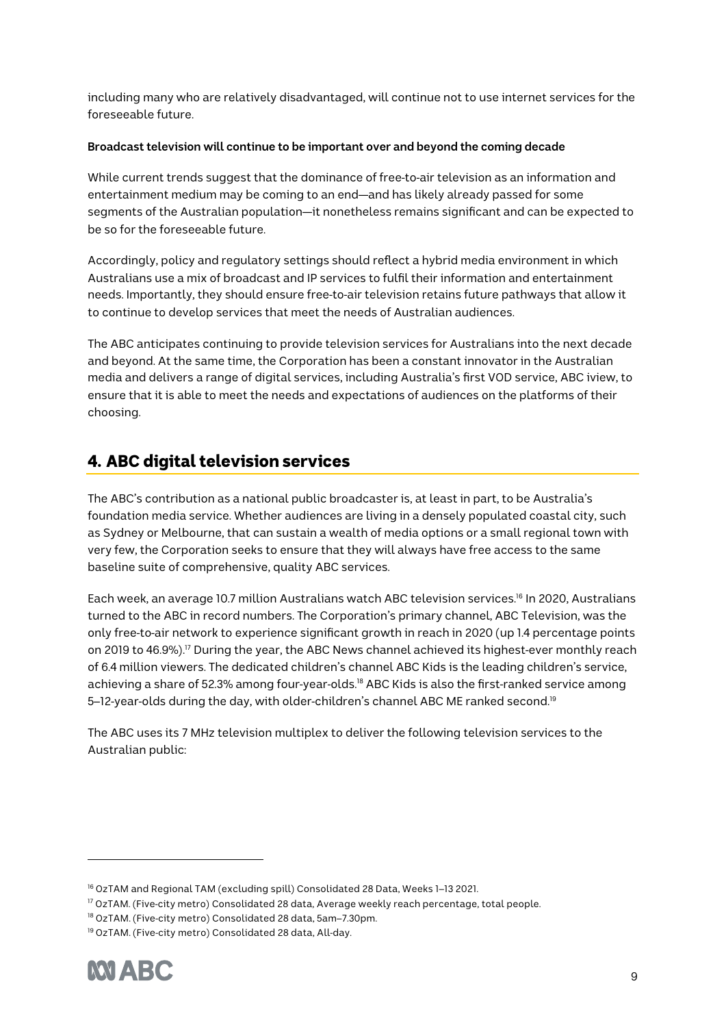including many who are relatively disadvantaged, will continue not to use internet services for the foreseeable future.

**Broadcast television will continue to be important over and beyond the coming decade**

While current trends suggest that the dominance of free-to-air television as an information and entertainment medium may be coming to an end—and has likely already passed for some segments of the Australian population—it nonetheless remains significant and can be expected to be so for the foreseeable future.

Accordingly, policy and regulatory settings should reflect a hybrid media environment in which Australians use a mix of broadcast and IP services to fulfil their information and entertainment needs. Importantly, they should ensure free-to-air television retains future pathways that allow it to continue to develop services that meet the needs of Australian audiences.

The ABC anticipates continuing to provide television services for Australians into the next decade and beyond. At the same time, the Corporation has been a constant innovator in the Australian media and delivers a range of digital services, including Australia's first VOD service, ABC iview, to ensure that it is able to meet the needs and expectations of audiences on the platforms of their choosing.

## 4. ABC digital television services

The ABC's contribution as a national public broadcaster is, at least in part, to be Australia's foundation media service. Whether audiences are living in a densely populated coastal city, such as Sydney or Melbourne, that can sustain a wealth of media options or a small regional town with very few, the Corporation seeks to ensure that they will always have free access to the same baseline suite of comprehensive, quality ABC services.

Each week, an average 10.7 million Australians watch ABC television services.[16] In 2020, Australians turned to the ABC in record numbers. The Corporation's primary channel, ABC Television, was the only free-to-air network to experience significant growth in reach in 2020 (up 1.4 percentage points on 2019 to 46.9%).[17] During the year, the ABC News channel achieved its highest-ever monthly reach of 6.4 million viewers. The dedicated children's channel ABC Kids is the leading children's service, achieving a share of 52.3% among four-year-olds.[18] ABC Kids is also the first-ranked service among 5–12-year-olds during the day, with older-children's channel ABC ME ranked second.[19]

The ABC uses its 7 MHz television multiplex to deliver the following television services to the Australian public:

---

[16] OzTAM and Regional TAM (excluding spill) Consolidated 28 Data, Weeks 1–13 2021.

[17] OzTAM. (Five-city metro) Consolidated 28 data, Average weekly reach percentage, total people.

[18] OzTAM. (Five-city metro) Consolidated 28 data, 5am–7.30pm.

[19] OzTAM. (Five-city metro) Consolidated 28 data, All-day.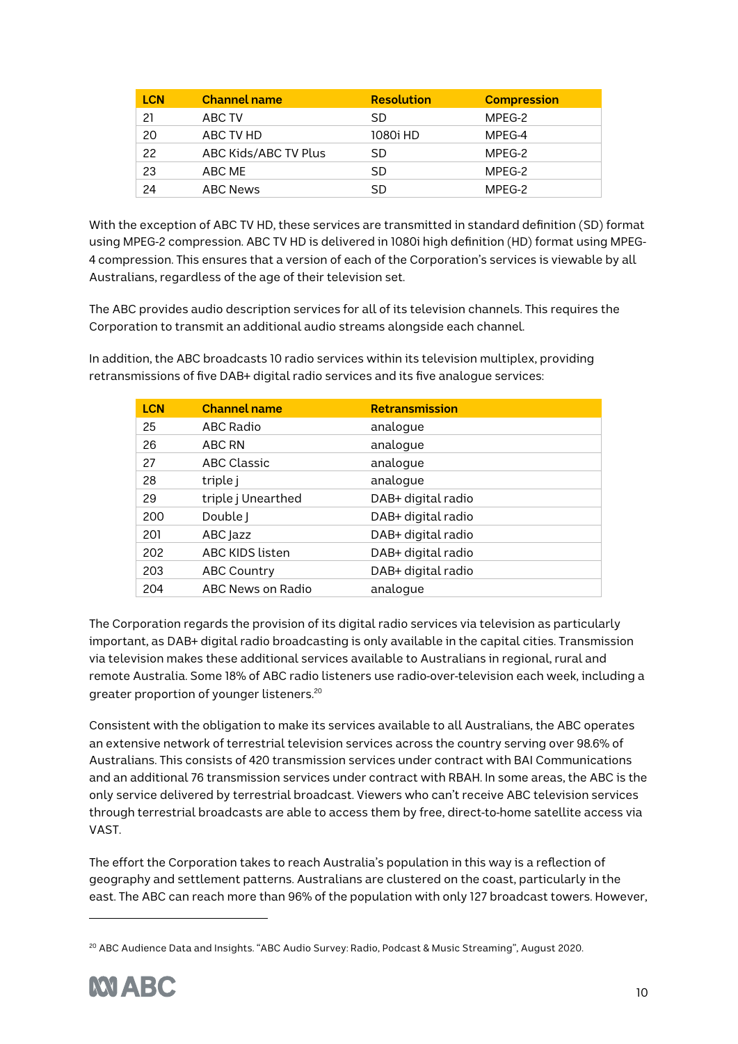| LCN | Channel name | Resolution | Compression |
|---|---|---|---|
| 21 | ABC TV | SD | MPEG-2 |
| 20 | ABC TV HD | 1080i HD | MPEG-4 |
| 22 | ABC Kids/ABC TV Plus | SD | MPEG-2 |
| 23 | ABC ME | SD | MPEG-2 |
| 24 | ABC News | SD | MPEG-2 |

With the exception of ABC TV HD, these services are transmitted in standard definition (SD) format using MPEG-2 compression. ABC TV HD is delivered in 1080i high definition (HD) format using MPEG-4 compression. This ensures that a version of each of the Corporation's services is viewable by all Australians, regardless of the age of their television set.

The ABC provides audio description services for all of its television channels. This requires the Corporation to transmit an additional audio streams alongside each channel.

In addition, the ABC broadcasts 10 radio services within its television multiplex, providing retransmissions of five DAB+ digital radio services and its five analogue services:

| LCN | Channel name | Retransmission |
|---|---|---|
| 25 | ABC Radio | analogue |
| 26 | ABC RN | analogue |
| 27 | ABC Classic | analogue |
| 28 | triple j | analogue |
| 29 | triple j Unearthed | DAB+ digital radio |
| 200 | Double J | DAB+ digital radio |
| 201 | ABC Jazz | DAB+ digital radio |
| 202 | ABC KIDS listen | DAB+ digital radio |
| 203 | ABC Country | DAB+ digital radio |
| 204 | ABC News on Radio | analogue |

The Corporation regards the provision of its digital radio services via television as particularly important, as DAB+ digital radio broadcasting is only available in the capital cities. Transmission via television makes these additional services available to Australians in regional, rural and remote Australia. Some 18% of ABC radio listeners use radio-over-television each week, including a greater proportion of younger listeners.[20]

Consistent with the obligation to make its services available to all Australians, the ABC operates an extensive network of terrestrial television services across the country serving over 98.6% of Australians. This consists of 420 transmission services under contract with BAI Communications and an additional 76 transmission services under contract with RBAH. In some areas, the ABC is the only service delivered by terrestrial broadcast. Viewers who can't receive ABC television services through terrestrial broadcasts are able to access them by free, direct-to-home satellite access via VAST.

The effort the Corporation takes to reach Australia's population in this way is a reflection of geography and settlement patterns. Australians are clustered on the coast, particularly in the east. The ABC can reach more than 96% of the population with only 127 broadcast towers. However,

[20] ABC Audience Data and Insights. "ABC Audio Survey: Radio, Podcast & Music Streaming", August 2020.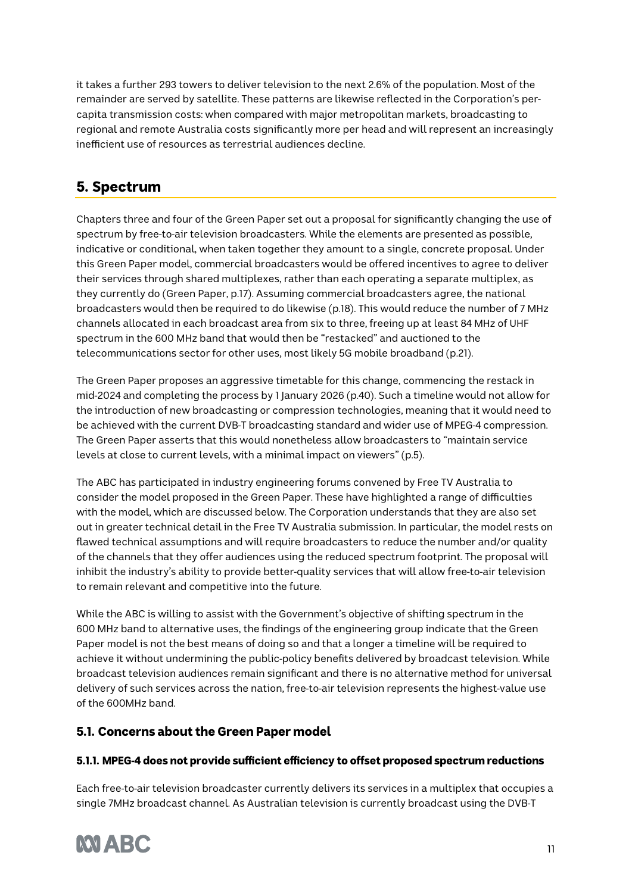it takes a further 293 towers to deliver television to the next 2.6% of the population. Most of the remainder are served by satellite. These patterns are likewise reflected in the Corporation's per-capita transmission costs: when compared with major metropolitan markets, broadcasting to regional and remote Australia costs significantly more per head and will represent an increasingly inefficient use of resources as terrestrial audiences decline.

## 5. Spectrum

Chapters three and four of the Green Paper set out a proposal for significantly changing the use of spectrum by free-to-air television broadcasters. While the elements are presented as possible, indicative or conditional, when taken together they amount to a single, concrete proposal. Under this Green Paper model, commercial broadcasters would be offered incentives to agree to deliver their services through shared multiplexes, rather than each operating a separate multiplex, as they currently do (Green Paper, p.17). Assuming commercial broadcasters agree, the national broadcasters would then be required to do likewise (p.18). This would reduce the number of 7 MHz channels allocated in each broadcast area from six to three, freeing up at least 84 MHz of UHF spectrum in the 600 MHz band that would then be "restacked" and auctioned to the telecommunications sector for other uses, most likely 5G mobile broadband (p.21).

The Green Paper proposes an aggressive timetable for this change, commencing the restack in mid-2024 and completing the process by 1 January 2026 (p.40). Such a timeline would not allow for the introduction of new broadcasting or compression technologies, meaning that it would need to be achieved with the current DVB-T broadcasting standard and wider use of MPEG-4 compression. The Green Paper asserts that this would nonetheless allow broadcasters to "maintain service levels at close to current levels, with a minimal impact on viewers" (p.5).

The ABC has participated in industry engineering forums convened by Free TV Australia to consider the model proposed in the Green Paper. These have highlighted a range of difficulties with the model, which are discussed below. The Corporation understands that they are also set out in greater technical detail in the Free TV Australia submission. In particular, the model rests on flawed technical assumptions and will require broadcasters to reduce the number and/or quality of the channels that they offer audiences using the reduced spectrum footprint. The proposal will inhibit the industry's ability to provide better-quality services that will allow free-to-air television to remain relevant and competitive into the future.

While the ABC is willing to assist with the Government's objective of shifting spectrum in the 600 MHz band to alternative uses, the findings of the engineering group indicate that the Green Paper model is not the best means of doing so and that a longer a timeline will be required to achieve it without undermining the public-policy benefits delivered by broadcast television. While broadcast television audiences remain significant and there is no alternative method for universal delivery of such services across the nation, free-to-air television represents the highest-value use of the 600MHz band.

### 5.1. Concerns about the Green Paper model

#### 5.1.1. MPEG-4 does not provide sufficient efficiency to offset proposed spectrum reductions

Each free-to-air television broadcaster currently delivers its services in a multiplex that occupies a single 7MHz broadcast channel. As Australian television is currently broadcast using the DVB-T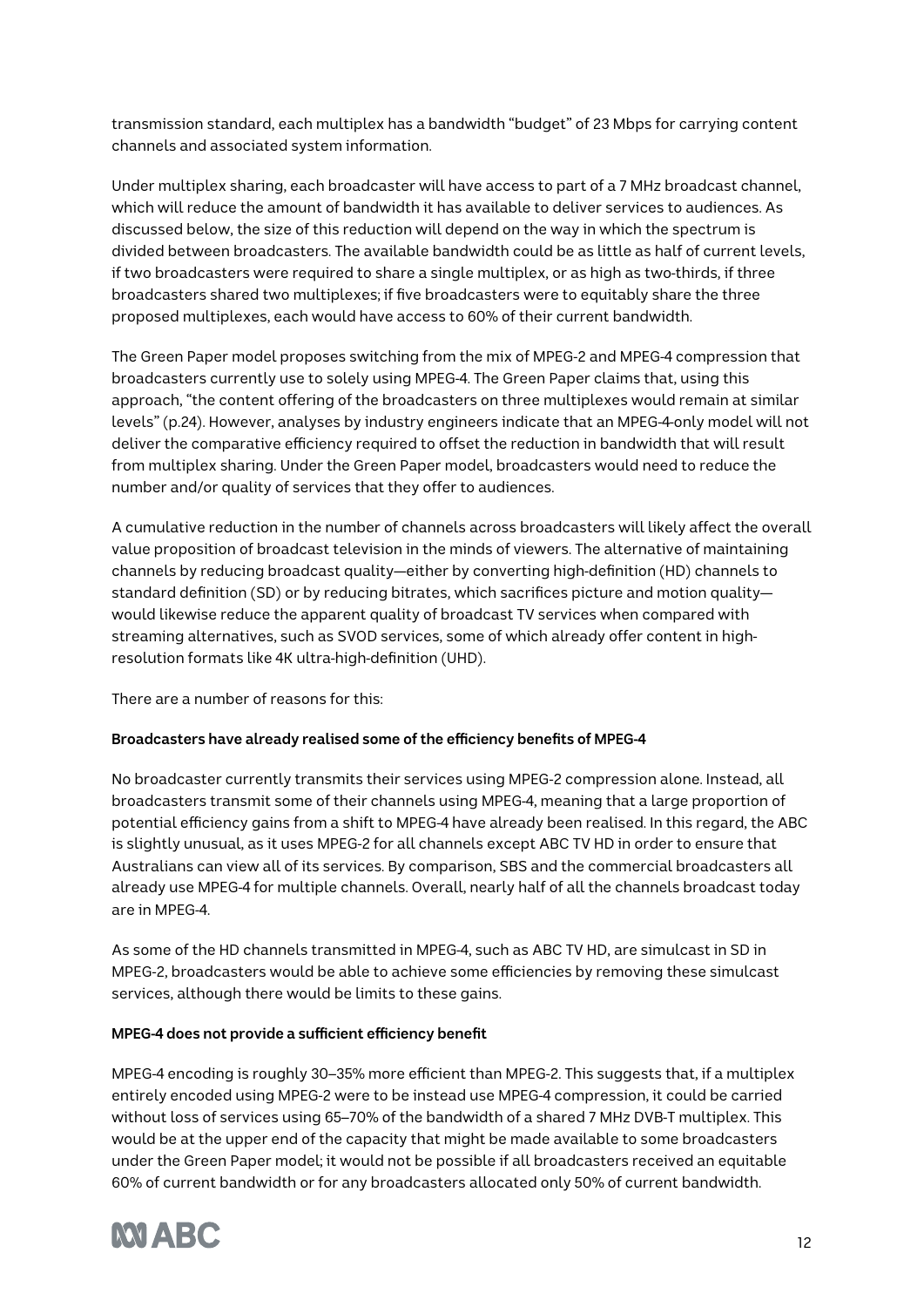transmission standard, each multiplex has a bandwidth "budget" of 23 Mbps for carrying content channels and associated system information.

Under multiplex sharing, each broadcaster will have access to part of a 7 MHz broadcast channel, which will reduce the amount of bandwidth it has available to deliver services to audiences. As discussed below, the size of this reduction will depend on the way in which the spectrum is divided between broadcasters. The available bandwidth could be as little as half of current levels, if two broadcasters were required to share a single multiplex, or as high as two-thirds, if three broadcasters shared two multiplexes; if five broadcasters were to equitably share the three proposed multiplexes, each would have access to 60% of their current bandwidth.

The Green Paper model proposes switching from the mix of MPEG-2 and MPEG-4 compression that broadcasters currently use to solely using MPEG-4. The Green Paper claims that, using this approach, "the content offering of the broadcasters on three multiplexes would remain at similar levels" (p.24). However, analyses by industry engineers indicate that an MPEG-4-only model will not deliver the comparative efficiency required to offset the reduction in bandwidth that will result from multiplex sharing. Under the Green Paper model, broadcasters would need to reduce the number and/or quality of services that they offer to audiences.

A cumulative reduction in the number of channels across broadcasters will likely affect the overall value proposition of broadcast television in the minds of viewers. The alternative of maintaining channels by reducing broadcast quality—either by converting high-definition (HD) channels to standard definition (SD) or by reducing bitrates, which sacrifices picture and motion quality—would likewise reduce the apparent quality of broadcast TV services when compared with streaming alternatives, such as SVOD services, some of which already offer content in high-resolution formats like 4K ultra-high-definition (UHD).

There are a number of reasons for this:

**Broadcasters have already realised some of the efficiency benefits of MPEG-4**

No broadcaster currently transmits their services using MPEG-2 compression alone. Instead, all broadcasters transmit some of their channels using MPEG-4, meaning that a large proportion of potential efficiency gains from a shift to MPEG-4 have already been realised. In this regard, the ABC is slightly unusual, as it uses MPEG-2 for all channels except ABC TV HD in order to ensure that Australians can view all of its services. By comparison, SBS and the commercial broadcasters all already use MPEG-4 for multiple channels. Overall, nearly half of all the channels broadcast today are in MPEG-4.

As some of the HD channels transmitted in MPEG-4, such as ABC TV HD, are simulcast in SD in MPEG-2, broadcasters would be able to achieve some efficiencies by removing these simulcast services, although there would be limits to these gains.

**MPEG-4 does not provide a sufficient efficiency benefit**

MPEG-4 encoding is roughly 30–35% more efficient than MPEG-2. This suggests that, if a multiplex entirely encoded using MPEG-2 were to be instead use MPEG-4 compression, it could be carried without loss of services using 65–70% of the bandwidth of a shared 7 MHz DVB-T multiplex. This would be at the upper end of the capacity that might be made available to some broadcasters under the Green Paper model; it would not be possible if all broadcasters received an equitable 60% of current bandwidth or for any broadcasters allocated only 50% of current bandwidth.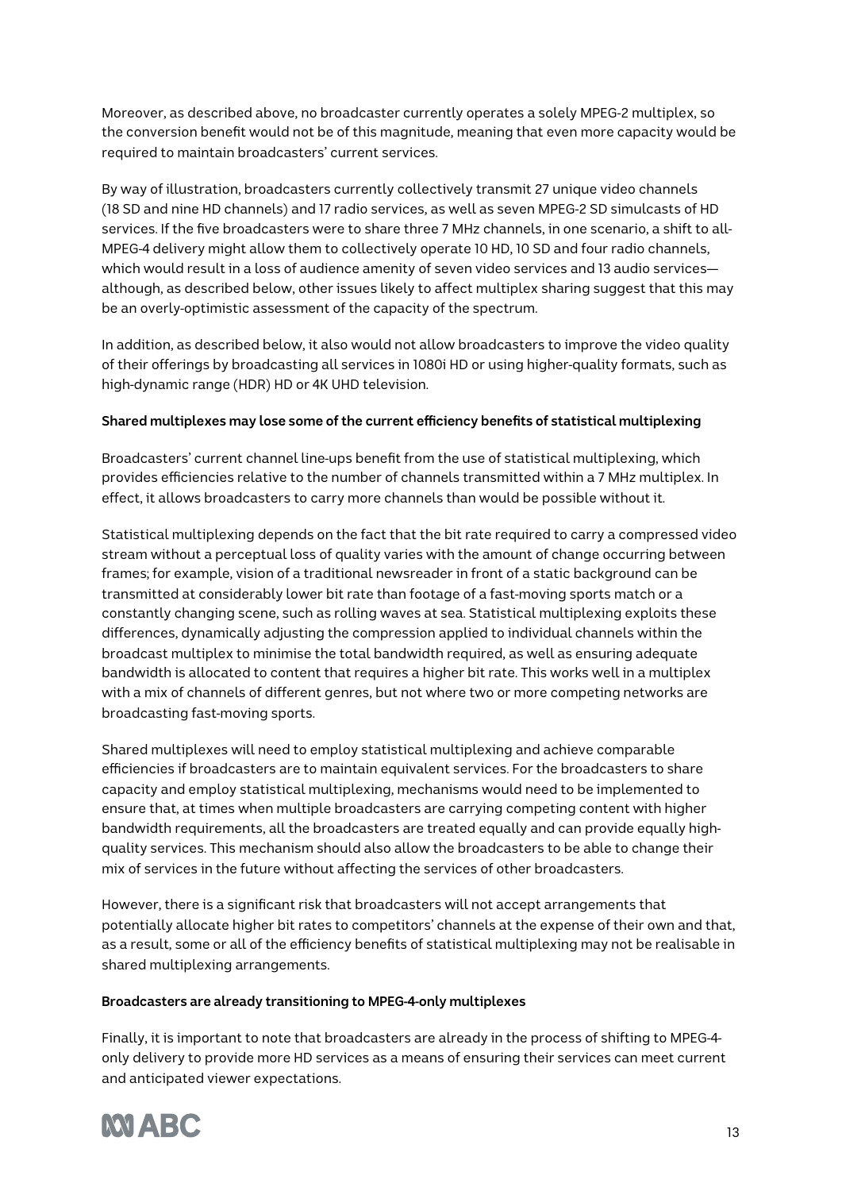Moreover, as described above, no broadcaster currently operates a solely MPEG-2 multiplex, so the conversion benefit would not be of this magnitude, meaning that even more capacity would be required to maintain broadcasters' current services.

By way of illustration, broadcasters currently collectively transmit 27 unique video channels (18 SD and nine HD channels) and 17 radio services, as well as seven MPEG-2 SD simulcasts of HD services. If the five broadcasters were to share three 7 MHz channels, in one scenario, a shift to all-MPEG-4 delivery might allow them to collectively operate 10 HD, 10 SD and four radio channels, which would result in a loss of audience amenity of seven video services and 13 audio services—although, as described below, other issues likely to affect multiplex sharing suggest that this may be an overly-optimistic assessment of the capacity of the spectrum.

In addition, as described below, it also would not allow broadcasters to improve the video quality of their offerings by broadcasting all services in 1080i HD or using higher-quality formats, such as high-dynamic range (HDR) HD or 4K UHD television.

**Shared multiplexes may lose some of the current efficiency benefits of statistical multiplexing**

Broadcasters' current channel line-ups benefit from the use of statistical multiplexing, which provides efficiencies relative to the number of channels transmitted within a 7 MHz multiplex. In effect, it allows broadcasters to carry more channels than would be possible without it.

Statistical multiplexing depends on the fact that the bit rate required to carry a compressed video stream without a perceptual loss of quality varies with the amount of change occurring between frames; for example, vision of a traditional newsreader in front of a static background can be transmitted at considerably lower bit rate than footage of a fast-moving sports match or a constantly changing scene, such as rolling waves at sea. Statistical multiplexing exploits these differences, dynamically adjusting the compression applied to individual channels within the broadcast multiplex to minimise the total bandwidth required, as well as ensuring adequate bandwidth is allocated to content that requires a higher bit rate. This works well in a multiplex with a mix of channels of different genres, but not where two or more competing networks are broadcasting fast-moving sports.

Shared multiplexes will need to employ statistical multiplexing and achieve comparable efficiencies if broadcasters are to maintain equivalent services. For the broadcasters to share capacity and employ statistical multiplexing, mechanisms would need to be implemented to ensure that, at times when multiple broadcasters are carrying competing content with higher bandwidth requirements, all the broadcasters are treated equally and can provide equally high-quality services. This mechanism should also allow the broadcasters to be able to change their mix of services in the future without affecting the services of other broadcasters.

However, there is a significant risk that broadcasters will not accept arrangements that potentially allocate higher bit rates to competitors' channels at the expense of their own and that, as a result, some or all of the efficiency benefits of statistical multiplexing may not be realisable in shared multiplexing arrangements.

**Broadcasters are already transitioning to MPEG-4-only multiplexes**

Finally, it is important to note that broadcasters are already in the process of shifting to MPEG-4-only delivery to provide more HD services as a means of ensuring their services can meet current and anticipated viewer expectations.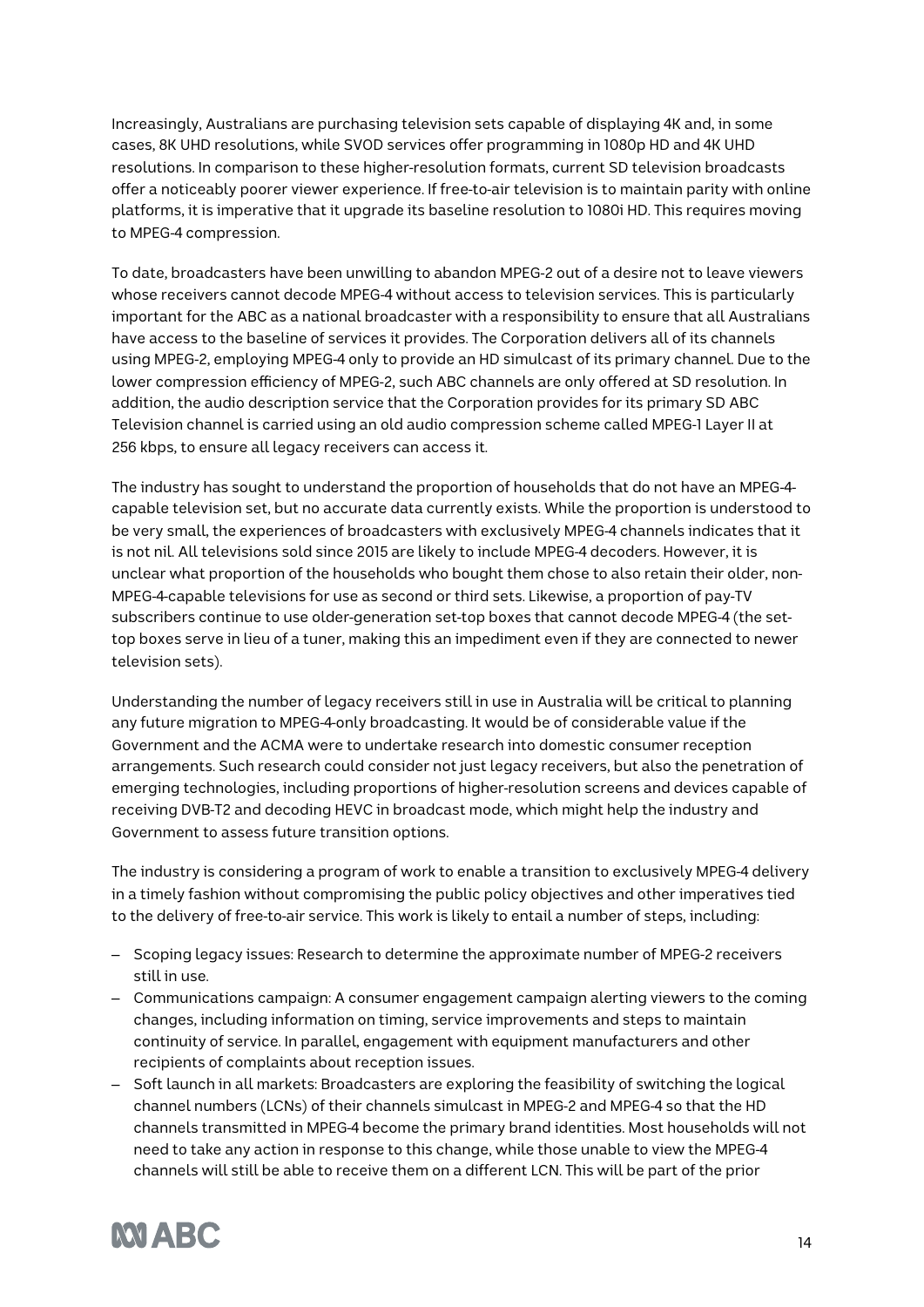Increasingly, Australians are purchasing television sets capable of displaying 4K and, in some cases, 8K UHD resolutions, while SVOD services offer programming in 1080p HD and 4K UHD resolutions. In comparison to these higher-resolution formats, current SD television broadcasts offer a noticeably poorer viewer experience. If free-to-air television is to maintain parity with online platforms, it is imperative that it upgrade its baseline resolution to 1080i HD. This requires moving to MPEG-4 compression.

To date, broadcasters have been unwilling to abandon MPEG-2 out of a desire not to leave viewers whose receivers cannot decode MPEG-4 without access to television services. This is particularly important for the ABC as a national broadcaster with a responsibility to ensure that all Australians have access to the baseline of services it provides. The Corporation delivers all of its channels using MPEG-2, employing MPEG-4 only to provide an HD simulcast of its primary channel. Due to the lower compression efficiency of MPEG-2, such ABC channels are only offered at SD resolution. In addition, the audio description service that the Corporation provides for its primary SD ABC Television channel is carried using an old audio compression scheme called MPEG-1 Layer II at 256 kbps, to ensure all legacy receivers can access it.

The industry has sought to understand the proportion of households that do not have an MPEG-4-capable television set, but no accurate data currently exists. While the proportion is understood to be very small, the experiences of broadcasters with exclusively MPEG-4 channels indicates that it is not nil. All televisions sold since 2015 are likely to include MPEG-4 decoders. However, it is unclear what proportion of the households who bought them chose to also retain their older, non-MPEG-4-capable televisions for use as second or third sets. Likewise, a proportion of pay-TV subscribers continue to use older-generation set-top boxes that cannot decode MPEG-4 (the set-top boxes serve in lieu of a tuner, making this an impediment even if they are connected to newer television sets).

Understanding the number of legacy receivers still in use in Australia will be critical to planning any future migration to MPEG-4-only broadcasting. It would be of considerable value if the Government and the ACMA were to undertake research into domestic consumer reception arrangements. Such research could consider not just legacy receivers, but also the penetration of emerging technologies, including proportions of higher-resolution screens and devices capable of receiving DVB-T2 and decoding HEVC in broadcast mode, which might help the industry and Government to assess future transition options.

The industry is considering a program of work to enable a transition to exclusively MPEG-4 delivery in a timely fashion without compromising the public policy objectives and other imperatives tied to the delivery of free-to-air service. This work is likely to entail a number of steps, including:

- Scoping legacy issues: Research to determine the approximate number of MPEG-2 receivers still in use.
- Communications campaign: A consumer engagement campaign alerting viewers to the coming changes, including information on timing, service improvements and steps to maintain continuity of service. In parallel, engagement with equipment manufacturers and other recipients of complaints about reception issues.
- Soft launch in all markets: Broadcasters are exploring the feasibility of switching the logical channel numbers (LCNs) of their channels simulcast in MPEG-2 and MPEG-4 so that the HD channels transmitted in MPEG-4 become the primary brand identities. Most households will not need to take any action in response to this change, while those unable to view the MPEG-4 channels will still be able to receive them on a different LCN. This will be part of the prior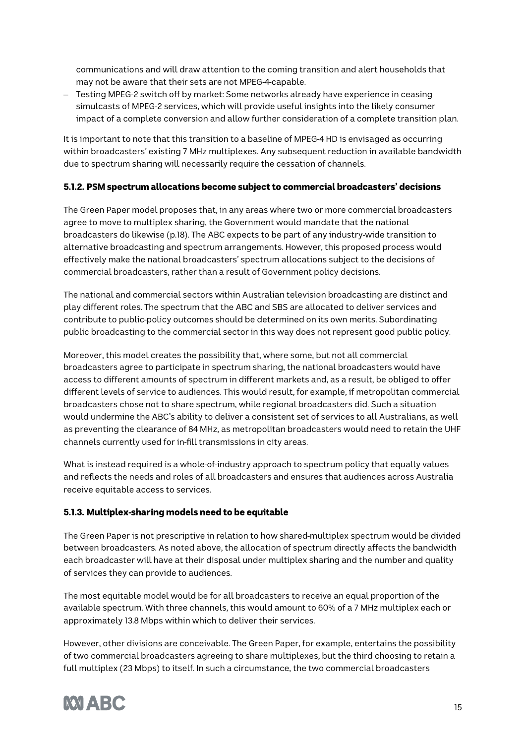communications and will draw attention to the coming transition and alert households that may not be aware that their sets are not MPEG-4-capable.

- Testing MPEG-2 switch off by market: Some networks already have experience in ceasing simulcasts of MPEG-2 services, which will provide useful insights into the likely consumer impact of a complete conversion and allow further consideration of a complete transition plan.

It is important to note that this transition to a baseline of MPEG-4 HD is envisaged as occurring within broadcasters' existing 7 MHz multiplexes. Any subsequent reduction in available bandwidth due to spectrum sharing will necessarily require the cessation of channels.

### 5.1.2. PSM spectrum allocations become subject to commercial broadcasters' decisions

The Green Paper model proposes that, in any areas where two or more commercial broadcasters agree to move to multiplex sharing, the Government would mandate that the national broadcasters do likewise (p.18). The ABC expects to be part of any industry-wide transition to alternative broadcasting and spectrum arrangements. However, this proposed process would effectively make the national broadcasters' spectrum allocations subject to the decisions of commercial broadcasters, rather than a result of Government policy decisions.

The national and commercial sectors within Australian television broadcasting are distinct and play different roles. The spectrum that the ABC and SBS are allocated to deliver services and contribute to public-policy outcomes should be determined on its own merits. Subordinating public broadcasting to the commercial sector in this way does not represent good public policy.

Moreover, this model creates the possibility that, where some, but not all commercial broadcasters agree to participate in spectrum sharing, the national broadcasters would have access to different amounts of spectrum in different markets and, as a result, be obliged to offer different levels of service to audiences. This would result, for example, if metropolitan commercial broadcasters chose not to share spectrum, while regional broadcasters did. Such a situation would undermine the ABC's ability to deliver a consistent set of services to all Australians, as well as preventing the clearance of 84 MHz, as metropolitan broadcasters would need to retain the UHF channels currently used for in-fill transmissions in city areas.

What is instead required is a whole-of-industry approach to spectrum policy that equally values and reflects the needs and roles of all broadcasters and ensures that audiences across Australia receive equitable access to services.

### 5.1.3. Multiplex-sharing models need to be equitable

The Green Paper is not prescriptive in relation to how shared-multiplex spectrum would be divided between broadcasters. As noted above, the allocation of spectrum directly affects the bandwidth each broadcaster will have at their disposal under multiplex sharing and the number and quality of services they can provide to audiences.

The most equitable model would be for all broadcasters to receive an equal proportion of the available spectrum. With three channels, this would amount to 60% of a 7 MHz multiplex each or approximately 13.8 Mbps within which to deliver their services.

However, other divisions are conceivable. The Green Paper, for example, entertains the possibility of two commercial broadcasters agreeing to share multiplexes, but the third choosing to retain a full multiplex (23 Mbps) to itself. In such a circumstance, the two commercial broadcasters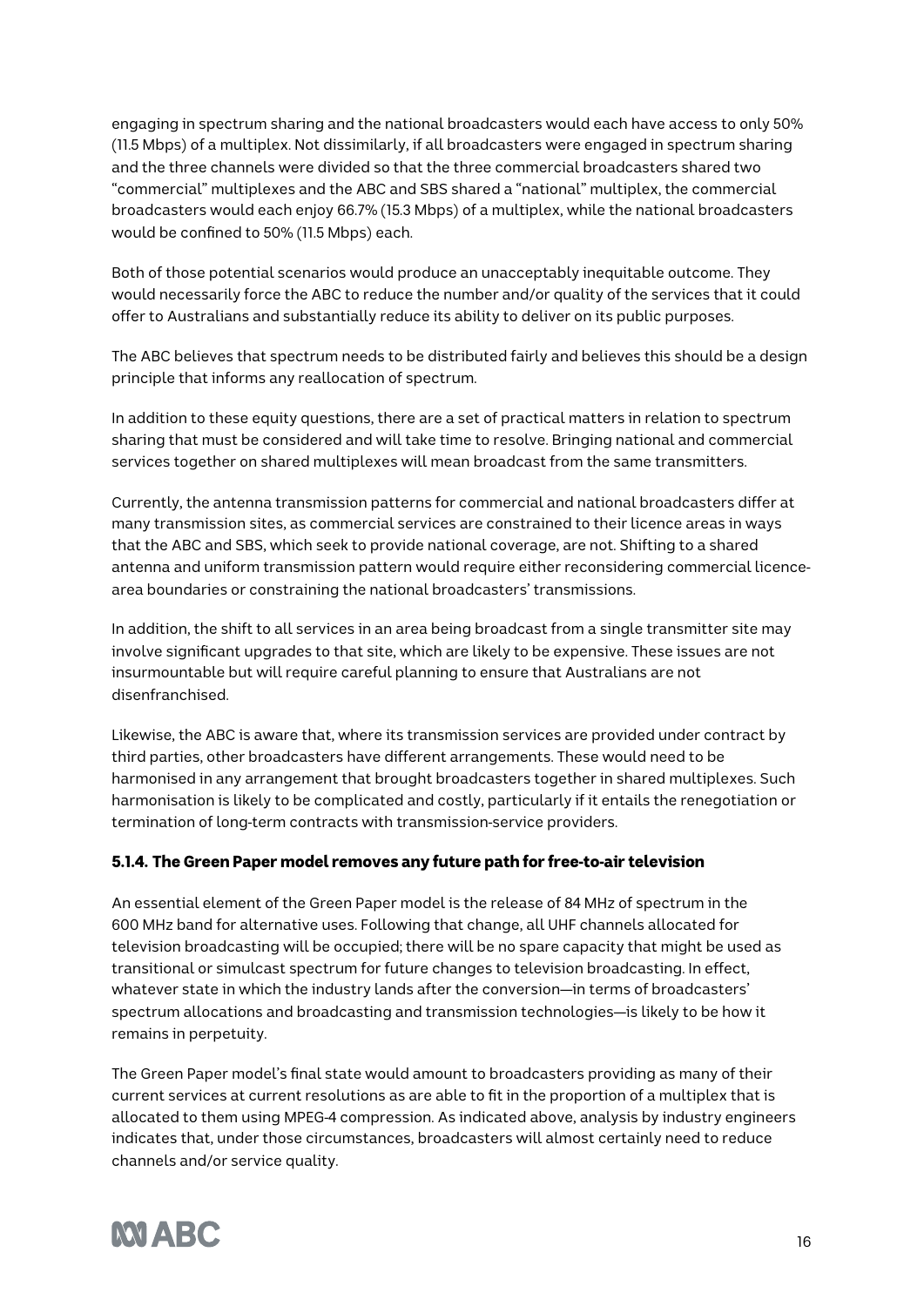engaging in spectrum sharing and the national broadcasters would each have access to only 50% (11.5 Mbps) of a multiplex. Not dissimilarly, if all broadcasters were engaged in spectrum sharing and the three channels were divided so that the three commercial broadcasters shared two "commercial" multiplexes and the ABC and SBS shared a "national" multiplex, the commercial broadcasters would each enjoy 66.7% (15.3 Mbps) of a multiplex, while the national broadcasters would be confined to 50% (11.5 Mbps) each.

Both of those potential scenarios would produce an unacceptably inequitable outcome. They would necessarily force the ABC to reduce the number and/or quality of the services that it could offer to Australians and substantially reduce its ability to deliver on its public purposes.

The ABC believes that spectrum needs to be distributed fairly and believes this should be a design principle that informs any reallocation of spectrum.

In addition to these equity questions, there are a set of practical matters in relation to spectrum sharing that must be considered and will take time to resolve. Bringing national and commercial services together on shared multiplexes will mean broadcast from the same transmitters.

Currently, the antenna transmission patterns for commercial and national broadcasters differ at many transmission sites, as commercial services are constrained to their licence areas in ways that the ABC and SBS, which seek to provide national coverage, are not. Shifting to a shared antenna and uniform transmission pattern would require either reconsidering commercial licence-area boundaries or constraining the national broadcasters' transmissions.

In addition, the shift to all services in an area being broadcast from a single transmitter site may involve significant upgrades to that site, which are likely to be expensive. These issues are not insurmountable but will require careful planning to ensure that Australians are not disenfranchised.

Likewise, the ABC is aware that, where its transmission services are provided under contract by third parties, other broadcasters have different arrangements. These would need to be harmonised in any arrangement that brought broadcasters together in shared multiplexes. Such harmonisation is likely to be complicated and costly, particularly if it entails the renegotiation or termination of long-term contracts with transmission-service providers.

### 5.1.4. The Green Paper model removes any future path for free-to-air television

An essential element of the Green Paper model is the release of 84 MHz of spectrum in the 600 MHz band for alternative uses. Following that change, all UHF channels allocated for television broadcasting will be occupied; there will be no spare capacity that might be used as transitional or simulcast spectrum for future changes to television broadcasting. In effect, whatever state in which the industry lands after the conversion—in terms of broadcasters' spectrum allocations and broadcasting and transmission technologies—is likely to be how it remains in perpetuity.

The Green Paper model's final state would amount to broadcasters providing as many of their current services at current resolutions as are able to fit in the proportion of a multiplex that is allocated to them using MPEG-4 compression. As indicated above, analysis by industry engineers indicates that, under those circumstances, broadcasters will almost certainly need to reduce channels and/or service quality.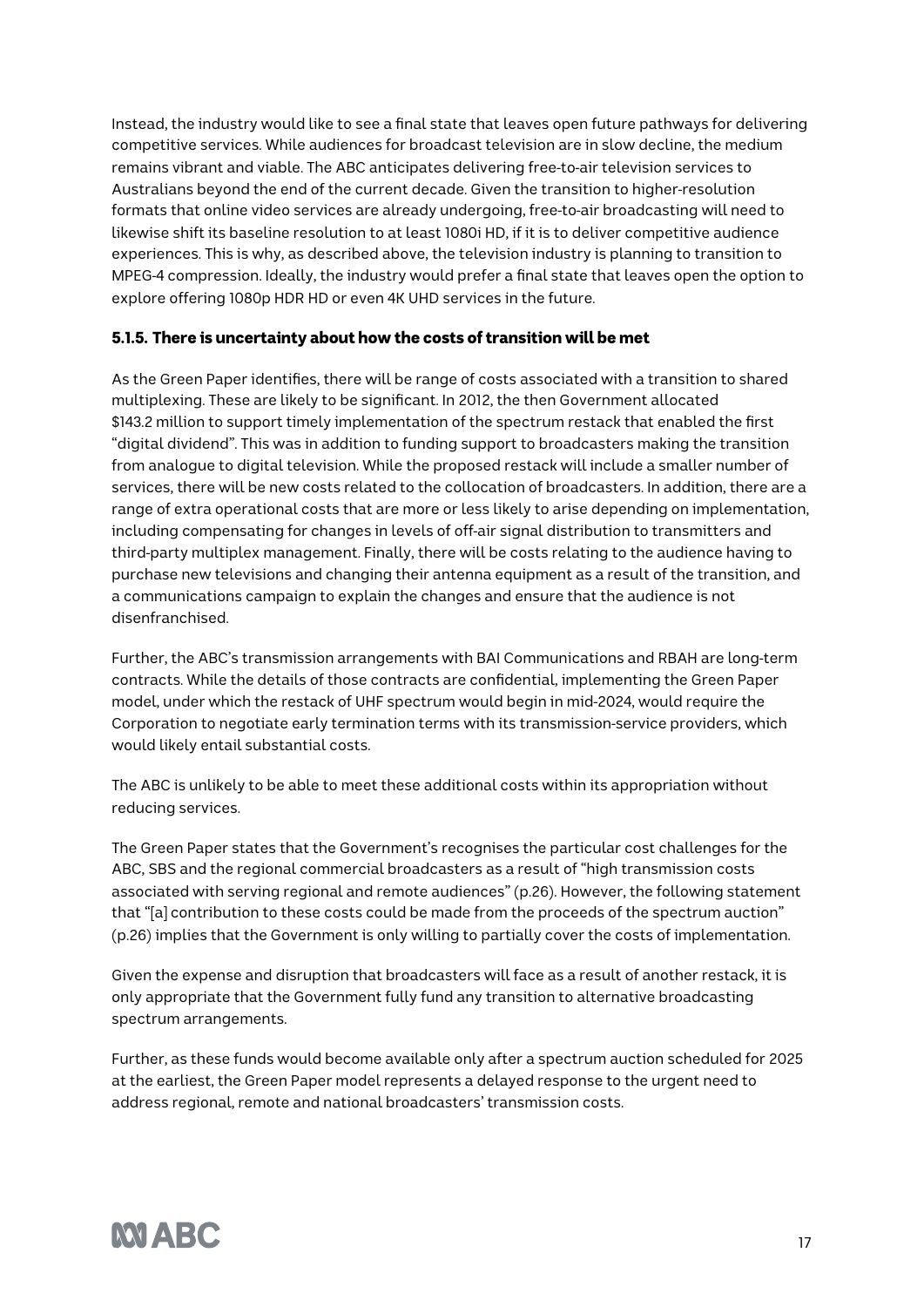Instead, the industry would like to see a final state that leaves open future pathways for delivering competitive services. While audiences for broadcast television are in slow decline, the medium remains vibrant and viable. The ABC anticipates delivering free-to-air television services to Australians beyond the end of the current decade. Given the transition to higher-resolution formats that online video services are already undergoing, free-to-air broadcasting will need to likewise shift its baseline resolution to at least 1080i HD, if it is to deliver competitive audience experiences. This is why, as described above, the television industry is planning to transition to MPEG-4 compression. Ideally, the industry would prefer a final state that leaves open the option to explore offering 1080p HDR HD or even 4K UHD services in the future.

### 5.1.5. There is uncertainty about how the costs of transition will be met

As the Green Paper identifies, there will be range of costs associated with a transition to shared multiplexing. These are likely to be significant. In 2012, the then Government allocated $143.2 million to support timely implementation of the spectrum restack that enabled the first "digital dividend". This was in addition to funding support to broadcasters making the transition from analogue to digital television. While the proposed restack will include a smaller number of services, there will be new costs related to the collocation of broadcasters. In addition, there are a range of extra operational costs that are more or less likely to arise depending on implementation, including compensating for changes in levels of off-air signal distribution to transmitters and third-party multiplex management. Finally, there will be costs relating to the audience having to purchase new televisions and changing their antenna equipment as a result of the transition, and a communications campaign to explain the changes and ensure that the audience is not disenfranchised.

Further, the ABC's transmission arrangements with BAI Communications and RBAH are long-term contracts. While the details of those contracts are confidential, implementing the Green Paper model, under which the restack of UHF spectrum would begin in mid-2024, would require the Corporation to negotiate early termination terms with its transmission-service providers, which would likely entail substantial costs.

The ABC is unlikely to be able to meet these additional costs within its appropriation without reducing services.

The Green Paper states that the Government's recognises the particular cost challenges for the ABC, SBS and the regional commercial broadcasters as a result of "high transmission costs associated with serving regional and remote audiences" (p.26). However, the following statement that "[a] contribution to these costs could be made from the proceeds of the spectrum auction" (p.26) implies that the Government is only willing to partially cover the costs of implementation.

Given the expense and disruption that broadcasters will face as a result of another restack, it is only appropriate that the Government fully fund any transition to alternative broadcasting spectrum arrangements.

Further, as these funds would become available only after a spectrum auction scheduled for 2025 at the earliest, the Green Paper model represents a delayed response to the urgent need to address regional, remote and national broadcasters' transmission costs.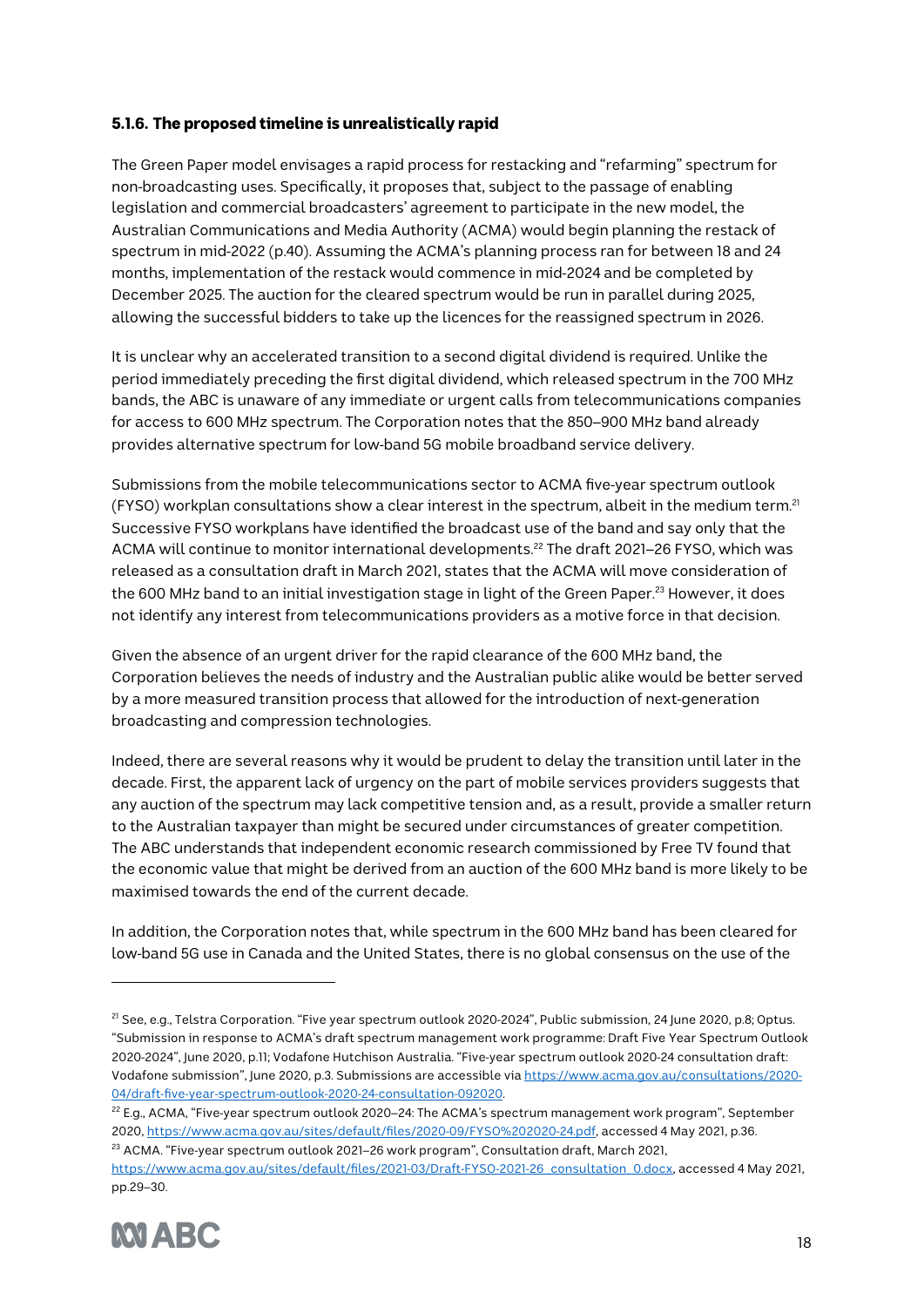### 5.1.6. The proposed timeline is unrealistically rapid

The Green Paper model envisages a rapid process for restacking and "refarming" spectrum for non-broadcasting uses. Specifically, it proposes that, subject to the passage of enabling legislation and commercial broadcasters' agreement to participate in the new model, the Australian Communications and Media Authority (ACMA) would begin planning the restack of spectrum in mid-2022 (p.40). Assuming the ACMA's planning process ran for between 18 and 24 months, implementation of the restack would commence in mid-2024 and be completed by December 2025. The auction for the cleared spectrum would be run in parallel during 2025, allowing the successful bidders to take up the licences for the reassigned spectrum in 2026.

It is unclear why an accelerated transition to a second digital dividend is required. Unlike the period immediately preceding the first digital dividend, which released spectrum in the 700 MHz bands, the ABC is unaware of any immediate or urgent calls from telecommunications companies for access to 600 MHz spectrum. The Corporation notes that the 850–900 MHz band already provides alternative spectrum for low-band 5G mobile broadband service delivery.

Submissions from the mobile telecommunications sector to ACMA five-year spectrum outlook (FYSO) workplan consultations show a clear interest in the spectrum, albeit in the medium term.[21] Successive FYSO workplans have identified the broadcast use of the band and say only that the ACMA will continue to monitor international developments.[22] The draft 2021–26 FYSO, which was released as a consultation draft in March 2021, states that the ACMA will move consideration of the 600 MHz band to an initial investigation stage in light of the Green Paper.[23] However, it does not identify any interest from telecommunications providers as a motive force in that decision.

Given the absence of an urgent driver for the rapid clearance of the 600 MHz band, the Corporation believes the needs of industry and the Australian public alike would be better served by a more measured transition process that allowed for the introduction of next-generation broadcasting and compression technologies.

Indeed, there are several reasons why it would be prudent to delay the transition until later in the decade. First, the apparent lack of urgency on the part of mobile services providers suggests that any auction of the spectrum may lack competitive tension and, as a result, provide a smaller return to the Australian taxpayer than might be secured under circumstances of greater competition. The ABC understands that independent economic research commissioned by Free TV found that the economic value that might be derived from an auction of the 600 MHz band is more likely to be maximised towards the end of the current decade.

In addition, the Corporation notes that, while spectrum in the 600 MHz band has been cleared for low-band 5G use in Canada and the United States, there is no global consensus on the use of the

---

[21] See, e.g., Telstra Corporation. "Five year spectrum outlook 2020-2024", Public submission, 24 June 2020, p.8; Optus. "Submission in response to ACMA's draft spectrum management work programme: Draft Five Year Spectrum Outlook 2020-2024", June 2020, p.11; Vodafone Hutchison Australia. "Five-year spectrum outlook 2020-24 consultation draft: Vodafone submission", June 2020, p.3. Submissions are accessible via https://www.acma.gov.au/consultations/2020-04/draft-five-year-spectrum-outlook-2020-24-consultation-092020.

[22] E.g., ACMA, "Five-year spectrum outlook 2020–24: The ACMA's spectrum management work program", September 2020, https://www.acma.gov.au/sites/default/files/2020-09/FYSO%202020-24.pdf, accessed 4 May 2021, p.36.

[23] ACMA. "Five-year spectrum outlook 2021–26 work program", Consultation draft, March 2021, https://www.acma.gov.au/sites/default/files/2021-03/Draft-FYSO-2021-26_consultation_0.docx, accessed 4 May 2021, pp.29–30.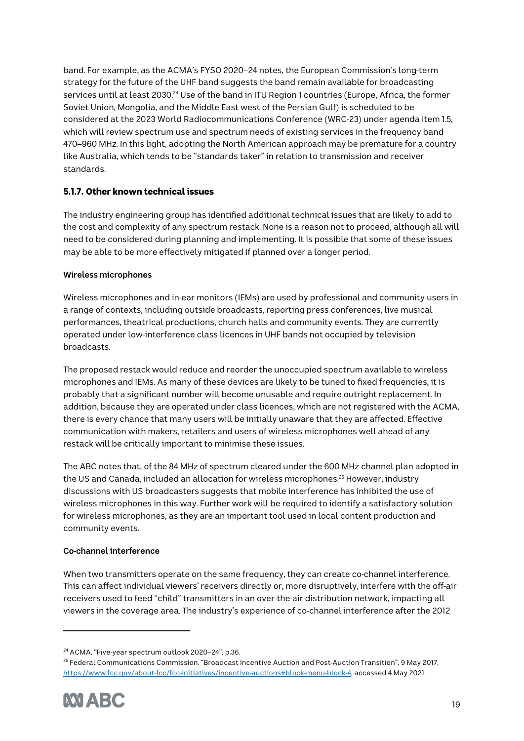band. For example, as the ACMA's FYSO 2020–24 notes, the European Commission's long-term strategy for the future of the UHF band suggests the band remain available for broadcasting services until at least 2030.[24] Use of the band in ITU Region 1 countries (Europe, Africa, the former Soviet Union, Mongolia, and the Middle East west of the Persian Gulf) is scheduled to be considered at the 2023 World Radiocommunications Conference (WRC-23) under agenda item 1.5, which will review spectrum use and spectrum needs of existing services in the frequency band 470–960 MHz. In this light, adopting the North American approach may be premature for a country like Australia, which tends to be "standards taker" in relation to transmission and receiver standards.

### 5.1.7. Other known technical issues

The industry engineering group has identified additional technical issues that are likely to add to the cost and complexity of any spectrum restack. None is a reason not to proceed, although all will need to be considered during planning and implementing. It is possible that some of these issues may be able to be more effectively mitigated if planned over a longer period.

**Wireless microphones**

Wireless microphones and in-ear monitors (IEMs) are used by professional and community users in a range of contexts, including outside broadcasts, reporting press conferences, live musical performances, theatrical productions, church halls and community events. They are currently operated under low-interference class licences in UHF bands not occupied by television broadcasts.

The proposed restack would reduce and reorder the unoccupied spectrum available to wireless microphones and IEMs. As many of these devices are likely to be tuned to fixed frequencies, it is probably that a significant number will become unusable and require outright replacement. In addition, because they are operated under class licences, which are not registered with the ACMA, there is every chance that many users will be initially unaware that they are affected. Effective communication with makers, retailers and users of wireless microphones well ahead of any restack will be critically important to minimise these issues.

The ABC notes that, of the 84 MHz of spectrum cleared under the 600 MHz channel plan adopted in the US and Canada, included an allocation for wireless microphones.[25] However, industry discussions with US broadcasters suggests that mobile interference has inhibited the use of wireless microphones in this way. Further work will be required to identify a satisfactory solution for wireless microphones, as they are an important tool used in local content production and community events.

**Co-channel interference**

When two transmitters operate on the same frequency, they can create co-channel interference. This can affect individual viewers' receivers directly or, more disruptively, interfere with the off-air receivers used to feed "child" transmitters in an over-the-air distribution network, impacting all viewers in the coverage area. The industry's experience of co-channel interference after the 2012

---

[24] ACMA, "Five-year spectrum outlook 2020–24", p.36.

[25] Federal Communications Commission. "Broadcast Incentive Auction and Post-Auction Transition", 9 May 2017, https://www.fcc.gov/about-fcc/fcc-initiatives/incentive-auctions#block-menu-block-4, accessed 4 May 2021.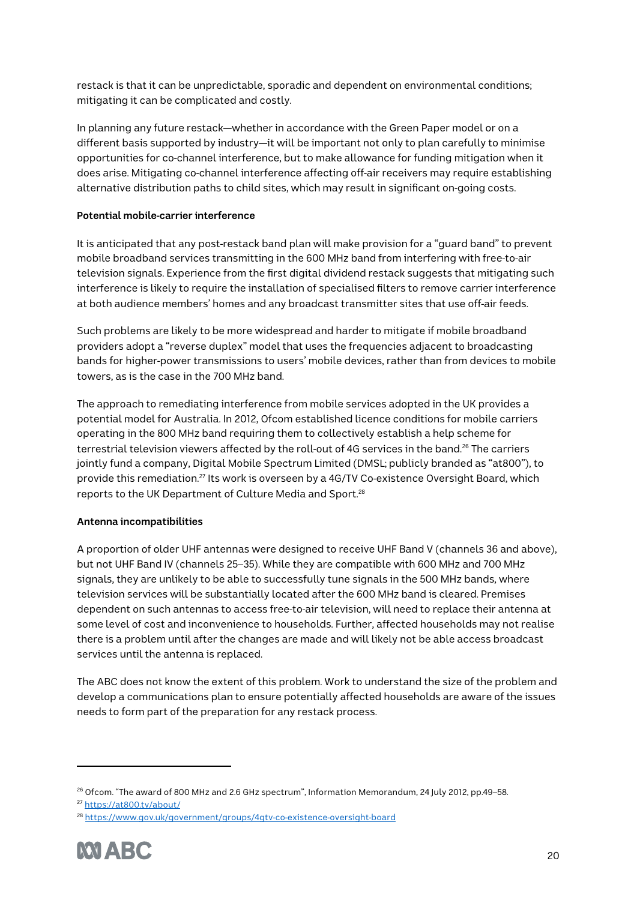restack is that it can be unpredictable, sporadic and dependent on environmental conditions; mitigating it can be complicated and costly.

In planning any future restack—whether in accordance with the Green Paper model or on a different basis supported by industry—it will be important not only to plan carefully to minimise opportunities for co-channel interference, but to make allowance for funding mitigation when it does arise. Mitigating co-channel interference affecting off-air receivers may require establishing alternative distribution paths to child sites, which may result in significant on-going costs.

**Potential mobile-carrier interference**

It is anticipated that any post-restack band plan will make provision for a "guard band" to prevent mobile broadband services transmitting in the 600 MHz band from interfering with free-to-air television signals. Experience from the first digital dividend restack suggests that mitigating such interference is likely to require the installation of specialised filters to remove carrier interference at both audience members' homes and any broadcast transmitter sites that use off-air feeds.

Such problems are likely to be more widespread and harder to mitigate if mobile broadband providers adopt a "reverse duplex" model that uses the frequencies adjacent to broadcasting bands for higher-power transmissions to users' mobile devices, rather than from devices to mobile towers, as is the case in the 700 MHz band.

The approach to remediating interference from mobile services adopted in the UK provides a potential model for Australia. In 2012, Ofcom established licence conditions for mobile carriers operating in the 800 MHz band requiring them to collectively establish a help scheme for terrestrial television viewers affected by the roll-out of 4G services in the band.[26] The carriers jointly fund a company, Digital Mobile Spectrum Limited (DMSL; publicly branded as "at800"), to provide this remediation.[27] Its work is overseen by a 4G/TV Co-existence Oversight Board, which reports to the UK Department of Culture Media and Sport.[28]

**Antenna incompatibilities**

A proportion of older UHF antennas were designed to receive UHF Band V (channels 36 and above), but not UHF Band IV (channels 25–35). While they are compatible with 600 MHz and 700 MHz signals, they are unlikely to be able to successfully tune signals in the 500 MHz bands, where television services will be substantially located after the 600 MHz band is cleared. Premises dependent on such antennas to access free-to-air television, will need to replace their antenna at some level of cost and inconvenience to households. Further, affected households may not realise there is a problem until after the changes are made and will likely not be able access broadcast services until the antenna is replaced.

The ABC does not know the extent of this problem. Work to understand the size of the problem and develop a communications plan to ensure potentially affected households are aware of the issues needs to form part of the preparation for any restack process.

---

[26] Ofcom. "The award of 800 MHz and 2.6 GHz spectrum", Information Memorandum, 24 July 2012, pp.49–58.

[27] https://at800.tv/about/

[28] https://www.gov.uk/government/groups/4gtv-co-existence-oversight-board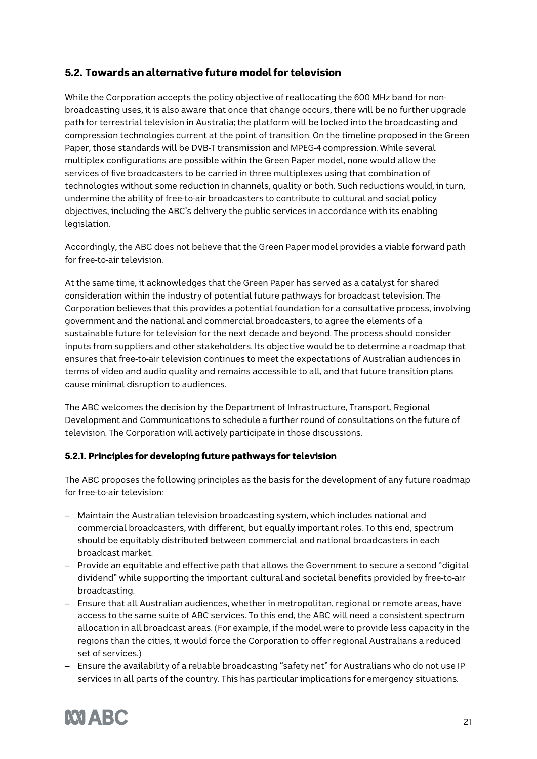## 5.2. Towards an alternative future model for television

While the Corporation accepts the policy objective of reallocating the 600 MHz band for non-broadcasting uses, it is also aware that once that change occurs, there will be no further upgrade path for terrestrial television in Australia; the platform will be locked into the broadcasting and compression technologies current at the point of transition. On the timeline proposed in the Green Paper, those standards will be DVB-T transmission and MPEG-4 compression. While several multiplex configurations are possible within the Green Paper model, none would allow the services of five broadcasters to be carried in three multiplexes using that combination of technologies without some reduction in channels, quality or both. Such reductions would, in turn, undermine the ability of free-to-air broadcasters to contribute to cultural and social policy objectives, including the ABC's delivery the public services in accordance with its enabling legislation.

Accordingly, the ABC does not believe that the Green Paper model provides a viable forward path for free-to-air television.

At the same time, it acknowledges that the Green Paper has served as a catalyst for shared consideration within the industry of potential future pathways for broadcast television. The Corporation believes that this provides a potential foundation for a consultative process, involving government and the national and commercial broadcasters, to agree the elements of a sustainable future for television for the next decade and beyond. The process should consider inputs from suppliers and other stakeholders. Its objective would be to determine a roadmap that ensures that free-to-air television continues to meet the expectations of Australian audiences in terms of video and audio quality and remains accessible to all, and that future transition plans cause minimal disruption to audiences.

The ABC welcomes the decision by the Department of Infrastructure, Transport, Regional Development and Communications to schedule a further round of consultations on the future of television. The Corporation will actively participate in those discussions.

### 5.2.1. Principles for developing future pathways for television

The ABC proposes the following principles as the basis for the development of any future roadmap for free-to-air television:

- Maintain the Australian television broadcasting system, which includes national and commercial broadcasters, with different, but equally important roles. To this end, spectrum should be equitably distributed between commercial and national broadcasters in each broadcast market.
- Provide an equitable and effective path that allows the Government to secure a second "digital dividend" while supporting the important cultural and societal benefits provided by free-to-air broadcasting.
- Ensure that all Australian audiences, whether in metropolitan, regional or remote areas, have access to the same suite of ABC services. To this end, the ABC will need a consistent spectrum allocation in all broadcast areas. (For example, if the model were to provide less capacity in the regions than the cities, it would force the Corporation to offer regional Australians a reduced set of services.)
- Ensure the availability of a reliable broadcasting "safety net" for Australians who do not use IP services in all parts of the country. This has particular implications for emergency situations.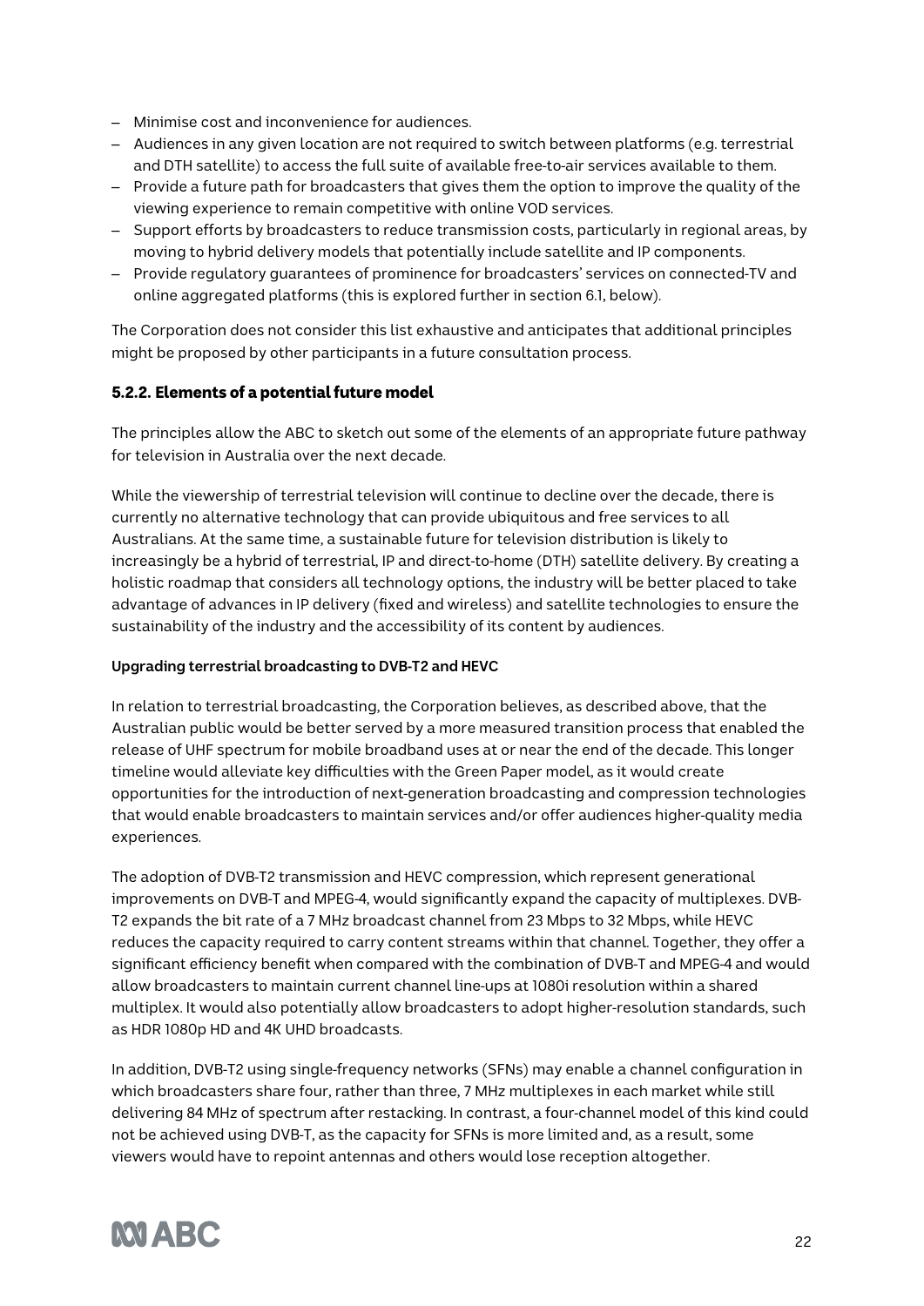- Minimise cost and inconvenience for audiences.
- Audiences in any given location are not required to switch between platforms (e.g. terrestrial and DTH satellite) to access the full suite of available free-to-air services available to them.
- Provide a future path for broadcasters that gives them the option to improve the quality of the viewing experience to remain competitive with online VOD services.
- Support efforts by broadcasters to reduce transmission costs, particularly in regional areas, by moving to hybrid delivery models that potentially include satellite and IP components.
- Provide regulatory guarantees of prominence for broadcasters' services on connected-TV and online aggregated platforms (this is explored further in section 6.1, below).

The Corporation does not consider this list exhaustive and anticipates that additional principles might be proposed by other participants in a future consultation process.

### 5.2.2. Elements of a potential future model

The principles allow the ABC to sketch out some of the elements of an appropriate future pathway for television in Australia over the next decade.

While the viewership of terrestrial television will continue to decline over the decade, there is currently no alternative technology that can provide ubiquitous and free services to all Australians. At the same time, a sustainable future for television distribution is likely to increasingly be a hybrid of terrestrial, IP and direct-to-home (DTH) satellite delivery. By creating a holistic roadmap that considers all technology options, the industry will be better placed to take advantage of advances in IP delivery (fixed and wireless) and satellite technologies to ensure the sustainability of the industry and the accessibility of its content by audiences.

**Upgrading terrestrial broadcasting to DVB-T2 and HEVC**

In relation to terrestrial broadcasting, the Corporation believes, as described above, that the Australian public would be better served by a more measured transition process that enabled the release of UHF spectrum for mobile broadband uses at or near the end of the decade. This longer timeline would alleviate key difficulties with the Green Paper model, as it would create opportunities for the introduction of next-generation broadcasting and compression technologies that would enable broadcasters to maintain services and/or offer audiences higher-quality media experiences.

The adoption of DVB-T2 transmission and HEVC compression, which represent generational improvements on DVB-T and MPEG-4, would significantly expand the capacity of multiplexes. DVB-T2 expands the bit rate of a 7 MHz broadcast channel from 23 Mbps to 32 Mbps, while HEVC reduces the capacity required to carry content streams within that channel. Together, they offer a significant efficiency benefit when compared with the combination of DVB-T and MPEG-4 and would allow broadcasters to maintain current channel line-ups at 1080i resolution within a shared multiplex. It would also potentially allow broadcasters to adopt higher-resolution standards, such as HDR 1080p HD and 4K UHD broadcasts.

In addition, DVB-T2 using single-frequency networks (SFNs) may enable a channel configuration in which broadcasters share four, rather than three, 7 MHz multiplexes in each market while still delivering 84 MHz of spectrum after restacking. In contrast, a four-channel model of this kind could not be achieved using DVB-T, as the capacity for SFNs is more limited and, as a result, some viewers would have to repoint antennas and others would lose reception altogether.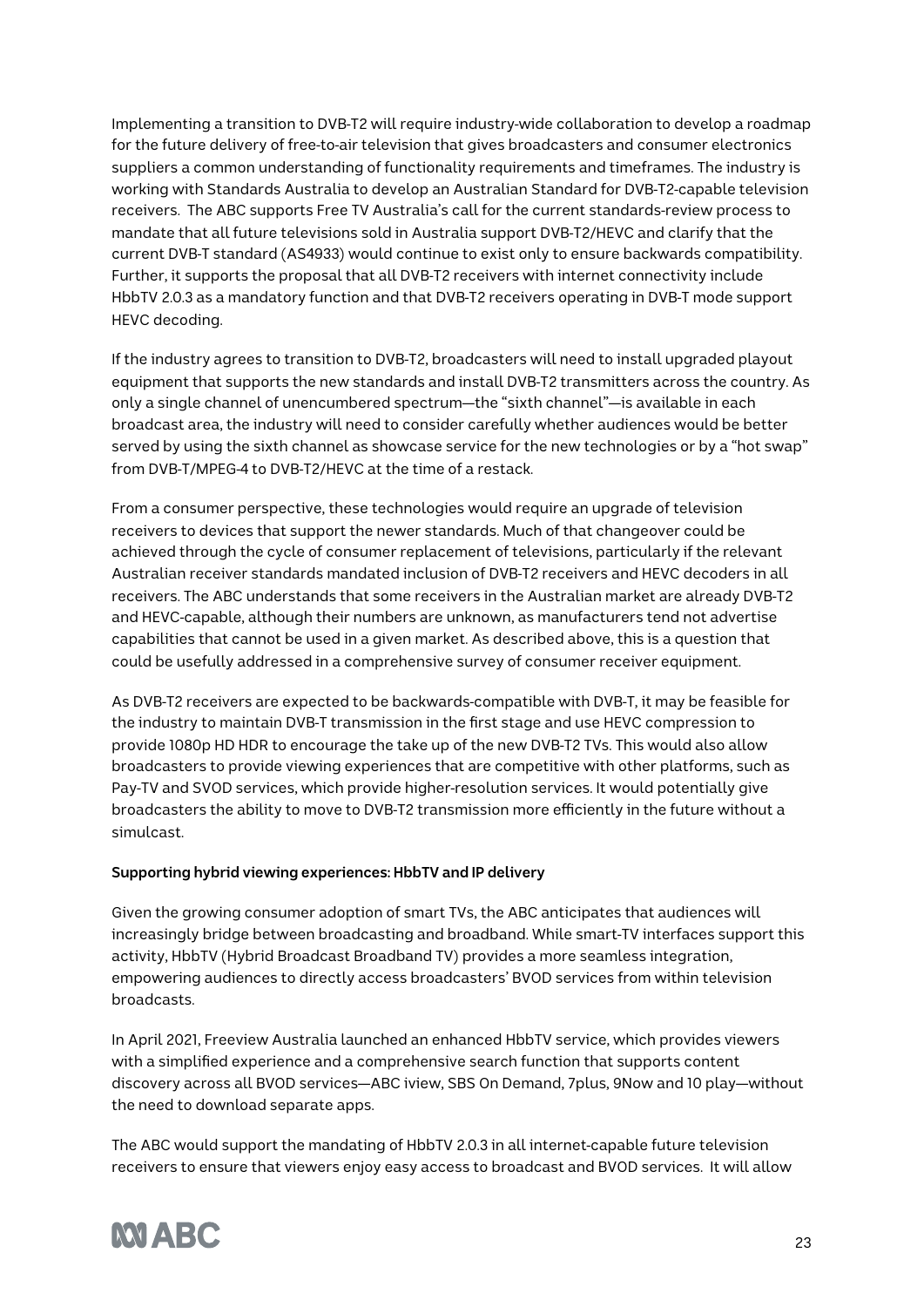Implementing a transition to DVB-T2 will require industry-wide collaboration to develop a roadmap for the future delivery of free-to-air television that gives broadcasters and consumer electronics suppliers a common understanding of functionality requirements and timeframes. The industry is working with Standards Australia to develop an Australian Standard for DVB-T2-capable television receivers. The ABC supports Free TV Australia's call for the current standards-review process to mandate that all future televisions sold in Australia support DVB-T2/HEVC and clarify that the current DVB-T standard (AS4933) would continue to exist only to ensure backwards compatibility. Further, it supports the proposal that all DVB-T2 receivers with internet connectivity include HbbTV 2.0.3 as a mandatory function and that DVB-T2 receivers operating in DVB-T mode support HEVC decoding.

If the industry agrees to transition to DVB-T2, broadcasters will need to install upgraded playout equipment that supports the new standards and install DVB-T2 transmitters across the country. As only a single channel of unencumbered spectrum—the "sixth channel"—is available in each broadcast area, the industry will need to consider carefully whether audiences would be better served by using the sixth channel as showcase service for the new technologies or by a "hot swap" from DVB-T/MPEG-4 to DVB-T2/HEVC at the time of a restack.

From a consumer perspective, these technologies would require an upgrade of television receivers to devices that support the newer standards. Much of that changeover could be achieved through the cycle of consumer replacement of televisions, particularly if the relevant Australian receiver standards mandated inclusion of DVB-T2 receivers and HEVC decoders in all receivers. The ABC understands that some receivers in the Australian market are already DVB-T2 and HEVC-capable, although their numbers are unknown, as manufacturers tend not advertise capabilities that cannot be used in a given market. As described above, this is a question that could be usefully addressed in a comprehensive survey of consumer receiver equipment.

As DVB-T2 receivers are expected to be backwards-compatible with DVB-T, it may be feasible for the industry to maintain DVB-T transmission in the first stage and use HEVC compression to provide 1080p HD HDR to encourage the take up of the new DVB-T2 TVs. This would also allow broadcasters to provide viewing experiences that are competitive with other platforms, such as Pay-TV and SVOD services, which provide higher-resolution services. It would potentially give broadcasters the ability to move to DVB-T2 transmission more efficiently in the future without a simulcast.

**Supporting hybrid viewing experiences: HbbTV and IP delivery**

Given the growing consumer adoption of smart TVs, the ABC anticipates that audiences will increasingly bridge between broadcasting and broadband. While smart-TV interfaces support this activity, HbbTV (Hybrid Broadcast Broadband TV) provides a more seamless integration, empowering audiences to directly access broadcasters' BVOD services from within television broadcasts.

In April 2021, Freeview Australia launched an enhanced HbbTV service, which provides viewers with a simplified experience and a comprehensive search function that supports content discovery across all BVOD services—ABC iview, SBS On Demand, 7plus, 9Now and 10 play—without the need to download separate apps.

The ABC would support the mandating of HbbTV 2.0.3 in all internet-capable future television receivers to ensure that viewers enjoy easy access to broadcast and BVOD services. It will allow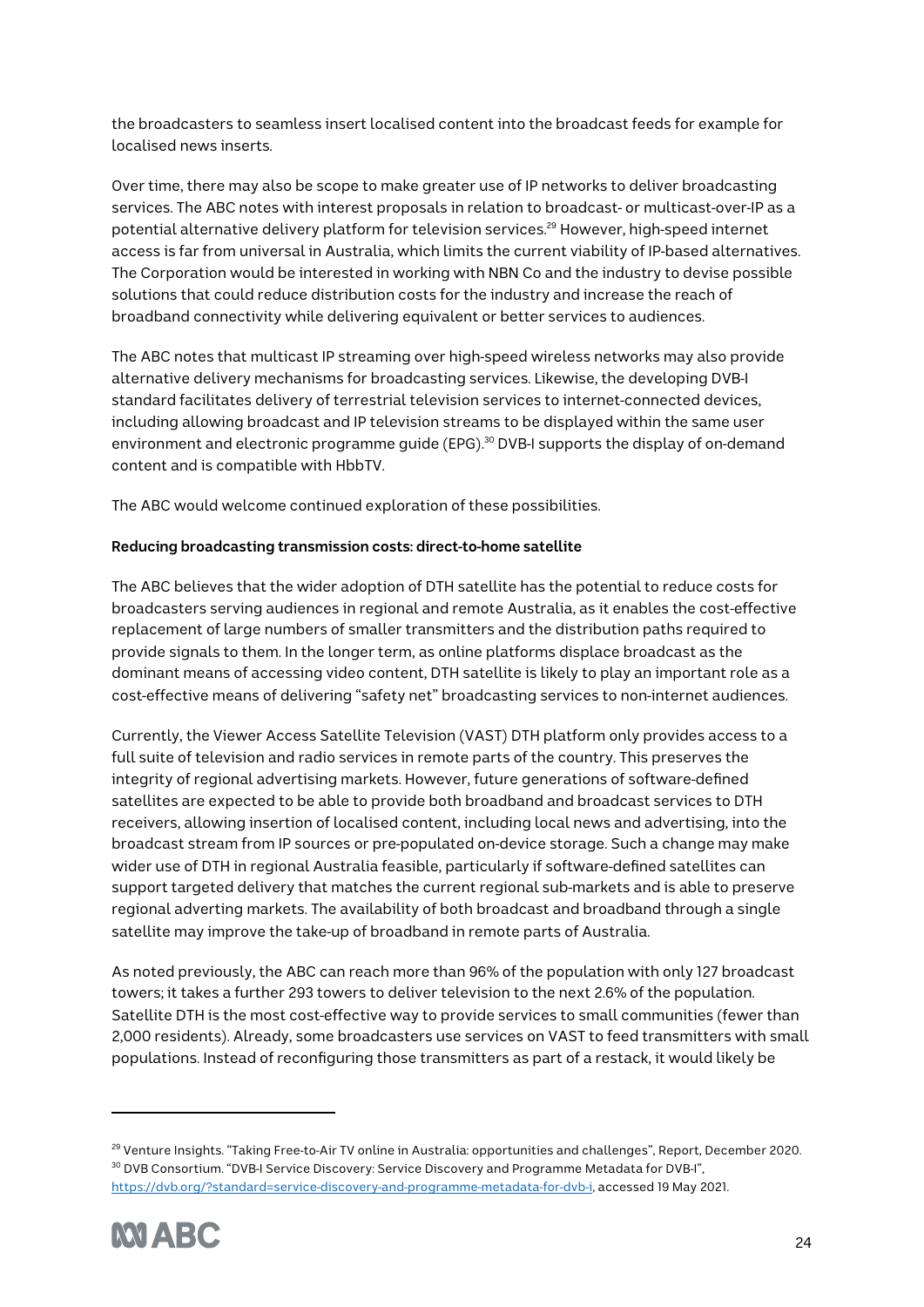the broadcasters to seamless insert localised content into the broadcast feeds for example for localised news inserts.

Over time, there may also be scope to make greater use of IP networks to deliver broadcasting services. The ABC notes with interest proposals in relation to broadcast- or multicast-over-IP as a potential alternative delivery platform for television services.[29] However, high-speed internet access is far from universal in Australia, which limits the current viability of IP-based alternatives. The Corporation would be interested in working with NBN Co and the industry to devise possible solutions that could reduce distribution costs for the industry and increase the reach of broadband connectivity while delivering equivalent or better services to audiences.

The ABC notes that multicast IP streaming over high-speed wireless networks may also provide alternative delivery mechanisms for broadcasting services. Likewise, the developing DVB-I standard facilitates delivery of terrestrial television services to internet-connected devices, including allowing broadcast and IP television streams to be displayed within the same user environment and electronic programme guide (EPG).[30] DVB-I supports the display of on-demand content and is compatible with HbbTV.

The ABC would welcome continued exploration of these possibilities.

**Reducing broadcasting transmission costs: direct-to-home satellite**

The ABC believes that the wider adoption of DTH satellite has the potential to reduce costs for broadcasters serving audiences in regional and remote Australia, as it enables the cost-effective replacement of large numbers of smaller transmitters and the distribution paths required to provide signals to them. In the longer term, as online platforms displace broadcast as the dominant means of accessing video content, DTH satellite is likely to play an important role as a cost-effective means of delivering "safety net" broadcasting services to non-internet audiences.

Currently, the Viewer Access Satellite Television (VAST) DTH platform only provides access to a full suite of television and radio services in remote parts of the country. This preserves the integrity of regional advertising markets. However, future generations of software-defined satellites are expected to be able to provide both broadband and broadcast services to DTH receivers, allowing insertion of localised content, including local news and advertising, into the broadcast stream from IP sources or pre-populated on-device storage. Such a change may make wider use of DTH in regional Australia feasible, particularly if software-defined satellites can support targeted delivery that matches the current regional sub-markets and is able to preserve regional adverting markets. The availability of both broadcast and broadband through a single satellite may improve the take-up of broadband in remote parts of Australia.

As noted previously, the ABC can reach more than 96% of the population with only 127 broadcast towers; it takes a further 293 towers to deliver television to the next 2.6% of the population. Satellite DTH is the most cost-effective way to provide services to small communities (fewer than 2,000 residents). Already, some broadcasters use services on VAST to feed transmitters with small populations. Instead of reconfiguring those transmitters as part of a restack, it would likely be

---

[29] Venture Insights. "Taking Free-to-Air TV online in Australia: opportunities and challenges", Report, December 2020.

[30] DVB Consortium. "DVB-I Service Discovery: Service Discovery and Programme Metadata for DVB-I", https://dvb.org/?standard=service-discovery-and-programme-metadata-for-dvb-i, accessed 19 May 2021.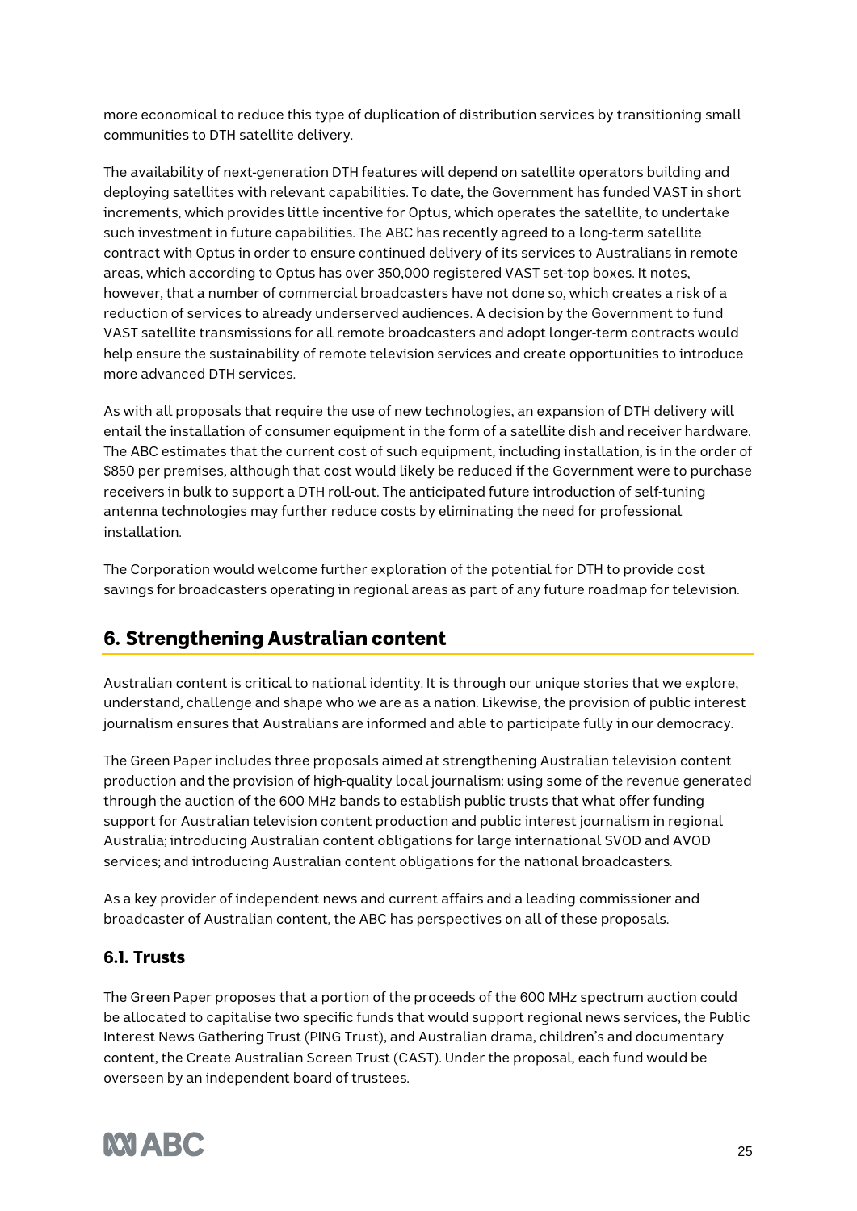more economical to reduce this type of duplication of distribution services by transitioning small communities to DTH satellite delivery.

The availability of next-generation DTH features will depend on satellite operators building and deploying satellites with relevant capabilities. To date, the Government has funded VAST in short increments, which provides little incentive for Optus, which operates the satellite, to undertake such investment in future capabilities. The ABC has recently agreed to a long-term satellite contract with Optus in order to ensure continued delivery of its services to Australians in remote areas, which according to Optus has over 350,000 registered VAST set-top boxes. It notes, however, that a number of commercial broadcasters have not done so, which creates a risk of a reduction of services to already underserved audiences. A decision by the Government to fund VAST satellite transmissions for all remote broadcasters and adopt longer-term contracts would help ensure the sustainability of remote television services and create opportunities to introduce more advanced DTH services.

As with all proposals that require the use of new technologies, an expansion of DTH delivery will entail the installation of consumer equipment in the form of a satellite dish and receiver hardware. The ABC estimates that the current cost of such equipment, including installation, is in the order of $850 per premises, although that cost would likely be reduced if the Government were to purchase receivers in bulk to support a DTH roll-out. The anticipated future introduction of self-tuning antenna technologies may further reduce costs by eliminating the need for professional installation.

The Corporation would welcome further exploration of the potential for DTH to provide cost savings for broadcasters operating in regional areas as part of any future roadmap for television.

## 6. Strengthening Australian content

Australian content is critical to national identity. It is through our unique stories that we explore, understand, challenge and shape who we are as a nation. Likewise, the provision of public interest journalism ensures that Australians are informed and able to participate fully in our democracy.

The Green Paper includes three proposals aimed at strengthening Australian television content production and the provision of high-quality local journalism: using some of the revenue generated through the auction of the 600 MHz bands to establish public trusts that what offer funding support for Australian television content production and public interest journalism in regional Australia; introducing Australian content obligations for large international SVOD and AVOD services; and introducing Australian content obligations for the national broadcasters.

As a key provider of independent news and current affairs and a leading commissioner and broadcaster of Australian content, the ABC has perspectives on all of these proposals.

### 6.1. Trusts

The Green Paper proposes that a portion of the proceeds of the 600 MHz spectrum auction could be allocated to capitalise two specific funds that would support regional news services, the Public Interest News Gathering Trust (PING Trust), and Australian drama, children's and documentary content, the Create Australian Screen Trust (CAST). Under the proposal, each fund would be overseen by an independent board of trustees.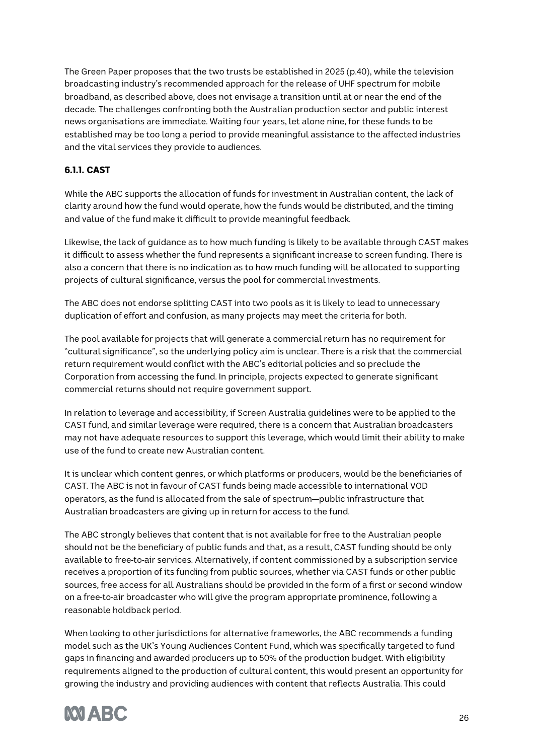The Green Paper proposes that the two trusts be established in 2025 (p.40), while the television broadcasting industry's recommended approach for the release of UHF spectrum for mobile broadband, as described above, does not envisage a transition until at or near the end of the decade. The challenges confronting both the Australian production sector and public interest news organisations are immediate. Waiting four years, let alone nine, for these funds to be established may be too long a period to provide meaningful assistance to the affected industries and the vital services they provide to audiences.

### 6.1.1. CAST

While the ABC supports the allocation of funds for investment in Australian content, the lack of clarity around how the fund would operate, how the funds would be distributed, and the timing and value of the fund make it difficult to provide meaningful feedback.

Likewise, the lack of guidance as to how much funding is likely to be available through CAST makes it difficult to assess whether the fund represents a significant increase to screen funding. There is also a concern that there is no indication as to how much funding will be allocated to supporting projects of cultural significance, versus the pool for commercial investments.

The ABC does not endorse splitting CAST into two pools as it is likely to lead to unnecessary duplication of effort and confusion, as many projects may meet the criteria for both.

The pool available for projects that will generate a commercial return has no requirement for "cultural significance", so the underlying policy aim is unclear. There is a risk that the commercial return requirement would conflict with the ABC's editorial policies and so preclude the Corporation from accessing the fund. In principle, projects expected to generate significant commercial returns should not require government support.

In relation to leverage and accessibility, if Screen Australia guidelines were to be applied to the CAST fund, and similar leverage were required, there is a concern that Australian broadcasters may not have adequate resources to support this leverage, which would limit their ability to make use of the fund to create new Australian content.

It is unclear which content genres, or which platforms or producers, would be the beneficiaries of CAST. The ABC is not in favour of CAST funds being made accessible to international VOD operators, as the fund is allocated from the sale of spectrum—public infrastructure that Australian broadcasters are giving up in return for access to the fund.

The ABC strongly believes that content that is not available for free to the Australian people should not be the beneficiary of public funds and that, as a result, CAST funding should be only available to free-to-air services. Alternatively, if content commissioned by a subscription service receives a proportion of its funding from public sources, whether via CAST funds or other public sources, free access for all Australians should be provided in the form of a first or second window on a free-to-air broadcaster who will give the program appropriate prominence, following a reasonable holdback period.

When looking to other jurisdictions for alternative frameworks, the ABC recommends a funding model such as the UK's Young Audiences Content Fund, which was specifically targeted to fund gaps in financing and awarded producers up to 50% of the production budget. With eligibility requirements aligned to the production of cultural content, this would present an opportunity for growing the industry and providing audiences with content that reflects Australia. This could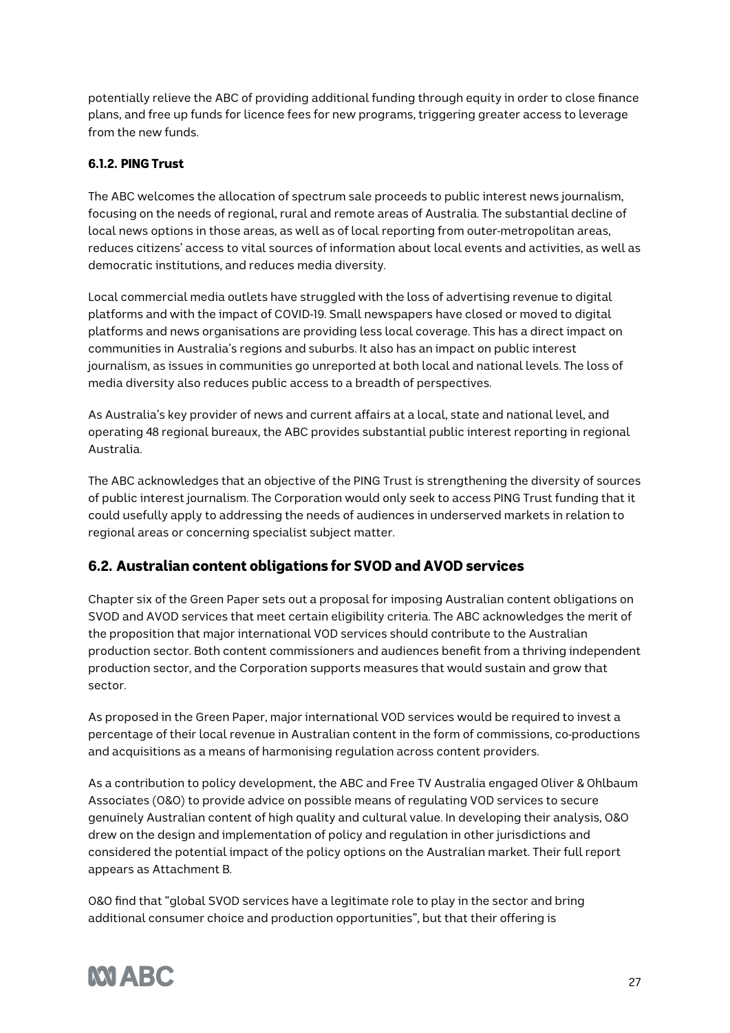potentially relieve the ABC of providing additional funding through equity in order to close finance plans, and free up funds for licence fees for new programs, triggering greater access to leverage from the new funds.

#### 6.1.2. PING Trust

The ABC welcomes the allocation of spectrum sale proceeds to public interest news journalism, focusing on the needs of regional, rural and remote areas of Australia. The substantial decline of local news options in those areas, as well as of local reporting from outer-metropolitan areas, reduces citizens' access to vital sources of information about local events and activities, as well as democratic institutions, and reduces media diversity.

Local commercial media outlets have struggled with the loss of advertising revenue to digital platforms and with the impact of COVID-19. Small newspapers have closed or moved to digital platforms and news organisations are providing less local coverage. This has a direct impact on communities in Australia's regions and suburbs. It also has an impact on public interest journalism, as issues in communities go unreported at both local and national levels. The loss of media diversity also reduces public access to a breadth of perspectives.

As Australia's key provider of news and current affairs at a local, state and national level, and operating 48 regional bureaux, the ABC provides substantial public interest reporting in regional Australia.

The ABC acknowledges that an objective of the PING Trust is strengthening the diversity of sources of public interest journalism. The Corporation would only seek to access PING Trust funding that it could usefully apply to addressing the needs of audiences in underserved markets in relation to regional areas or concerning specialist subject matter.

### 6.2. Australian content obligations for SVOD and AVOD services

Chapter six of the Green Paper sets out a proposal for imposing Australian content obligations on SVOD and AVOD services that meet certain eligibility criteria. The ABC acknowledges the merit of the proposition that major international VOD services should contribute to the Australian production sector. Both content commissioners and audiences benefit from a thriving independent production sector, and the Corporation supports measures that would sustain and grow that sector.

As proposed in the Green Paper, major international VOD services would be required to invest a percentage of their local revenue in Australian content in the form of commissions, co-productions and acquisitions as a means of harmonising regulation across content providers.

As a contribution to policy development, the ABC and Free TV Australia engaged Oliver & Ohlbaum Associates (O&O) to provide advice on possible means of regulating VOD services to secure genuinely Australian content of high quality and cultural value. In developing their analysis, O&O drew on the design and implementation of policy and regulation in other jurisdictions and considered the potential impact of the policy options on the Australian market. Their full report appears as Attachment B.

O&O find that "global SVOD services have a legitimate role to play in the sector and bring additional consumer choice and production opportunities", but that their offering is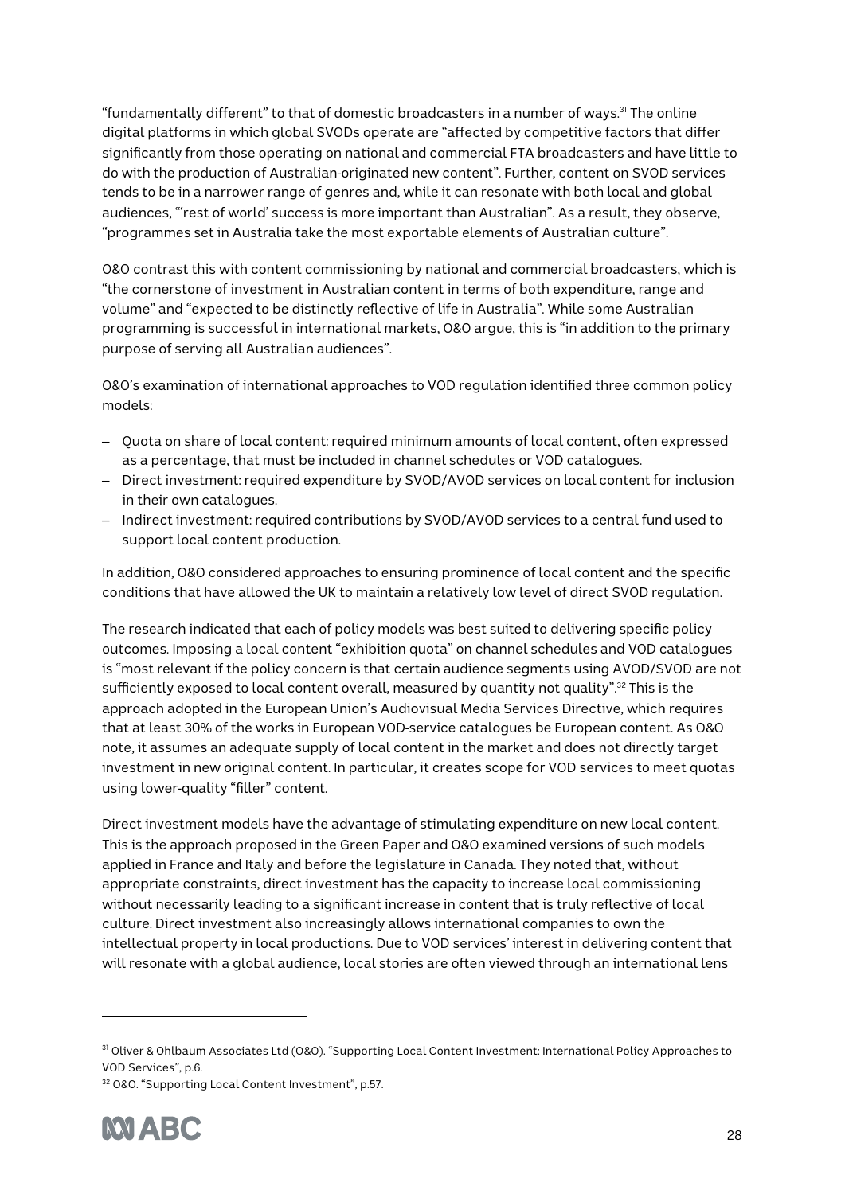"fundamentally different" to that of domestic broadcasters in a number of ways.[31] The online digital platforms in which global SVODs operate are "affected by competitive factors that differ significantly from those operating on national and commercial FTA broadcasters and have little to do with the production of Australian-originated new content". Further, content on SVOD services tends to be in a narrower range of genres and, while it can resonate with both local and global audiences, "'rest of world' success is more important than Australian". As a result, they observe, "programmes set in Australia take the most exportable elements of Australian culture".

O&O contrast this with content commissioning by national and commercial broadcasters, which is "the cornerstone of investment in Australian content in terms of both expenditure, range and volume" and "expected to be distinctly reflective of life in Australia". While some Australian programming is successful in international markets, O&O argue, this is "in addition to the primary purpose of serving all Australian audiences".

O&O's examination of international approaches to VOD regulation identified three common policy models:

- Quota on share of local content: required minimum amounts of local content, often expressed as a percentage, that must be included in channel schedules or VOD catalogues.
- Direct investment: required expenditure by SVOD/AVOD services on local content for inclusion in their own catalogues.
- Indirect investment: required contributions by SVOD/AVOD services to a central fund used to support local content production.

In addition, O&O considered approaches to ensuring prominence of local content and the specific conditions that have allowed the UK to maintain a relatively low level of direct SVOD regulation.

The research indicated that each of policy models was best suited to delivering specific policy outcomes. Imposing a local content "exhibition quota" on channel schedules and VOD catalogues is "most relevant if the policy concern is that certain audience segments using AVOD/SVOD are not sufficiently exposed to local content overall, measured by quantity not quality".[32] This is the approach adopted in the European Union's Audiovisual Media Services Directive, which requires that at least 30% of the works in European VOD-service catalogues be European content. As O&O note, it assumes an adequate supply of local content in the market and does not directly target investment in new original content. In particular, it creates scope for VOD services to meet quotas using lower-quality "filler" content.

Direct investment models have the advantage of stimulating expenditure on new local content. This is the approach proposed in the Green Paper and O&O examined versions of such models applied in France and Italy and before the legislature in Canada. They noted that, without appropriate constraints, direct investment has the capacity to increase local commissioning without necessarily leading to a significant increase in content that is truly reflective of local culture. Direct investment also increasingly allows international companies to own the intellectual property in local productions. Due to VOD services' interest in delivering content that will resonate with a global audience, local stories are often viewed through an international lens

---

[31] Oliver & Ohlbaum Associates Ltd (O&O). "Supporting Local Content Investment: International Policy Approaches to VOD Services", p.6.

[32] O&O. "Supporting Local Content Investment", p.57.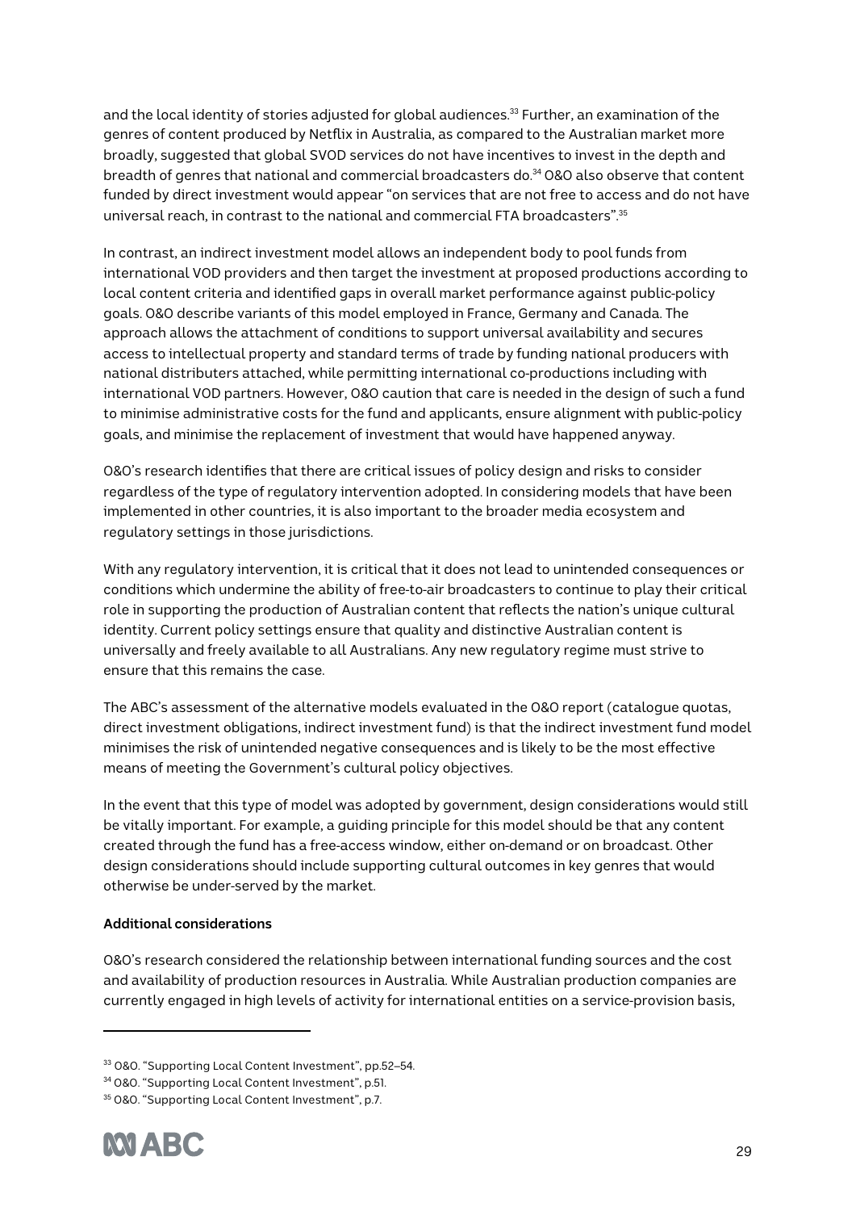and the local identity of stories adjusted for global audiences.[33] Further, an examination of the genres of content produced by Netflix in Australia, as compared to the Australian market more broadly, suggested that global SVOD services do not have incentives to invest in the depth and breadth of genres that national and commercial broadcasters do.[34] O&O also observe that content funded by direct investment would appear "on services that are not free to access and do not have universal reach, in contrast to the national and commercial FTA broadcasters".[35]

In contrast, an indirect investment model allows an independent body to pool funds from international VOD providers and then target the investment at proposed productions according to local content criteria and identified gaps in overall market performance against public-policy goals. O&O describe variants of this model employed in France, Germany and Canada. The approach allows the attachment of conditions to support universal availability and secures access to intellectual property and standard terms of trade by funding national producers with national distributers attached, while permitting international co-productions including with international VOD partners. However, O&O caution that care is needed in the design of such a fund to minimise administrative costs for the fund and applicants, ensure alignment with public-policy goals, and minimise the replacement of investment that would have happened anyway.

O&O's research identifies that there are critical issues of policy design and risks to consider regardless of the type of regulatory intervention adopted. In considering models that have been implemented in other countries, it is also important to the broader media ecosystem and regulatory settings in those jurisdictions.

With any regulatory intervention, it is critical that it does not lead to unintended consequences or conditions which undermine the ability of free-to-air broadcasters to continue to play their critical role in supporting the production of Australian content that reflects the nation's unique cultural identity. Current policy settings ensure that quality and distinctive Australian content is universally and freely available to all Australians. Any new regulatory regime must strive to ensure that this remains the case.

The ABC's assessment of the alternative models evaluated in the O&O report (catalogue quotas, direct investment obligations, indirect investment fund) is that the indirect investment fund model minimises the risk of unintended negative consequences and is likely to be the most effective means of meeting the Government's cultural policy objectives.

In the event that this type of model was adopted by government, design considerations would still be vitally important. For example, a guiding principle for this model should be that any content created through the fund has a free-access window, either on-demand or on broadcast. Other design considerations should include supporting cultural outcomes in key genres that would otherwise be under-served by the market.

**Additional considerations**

O&O's research considered the relationship between international funding sources and the cost and availability of production resources in Australia. While Australian production companies are currently engaged in high levels of activity for international entities on a service-provision basis,

---

[33] O&O. "Supporting Local Content Investment", pp.52–54.

[34] O&O. "Supporting Local Content Investment", p.51.

[35] O&O. "Supporting Local Content Investment", p.7.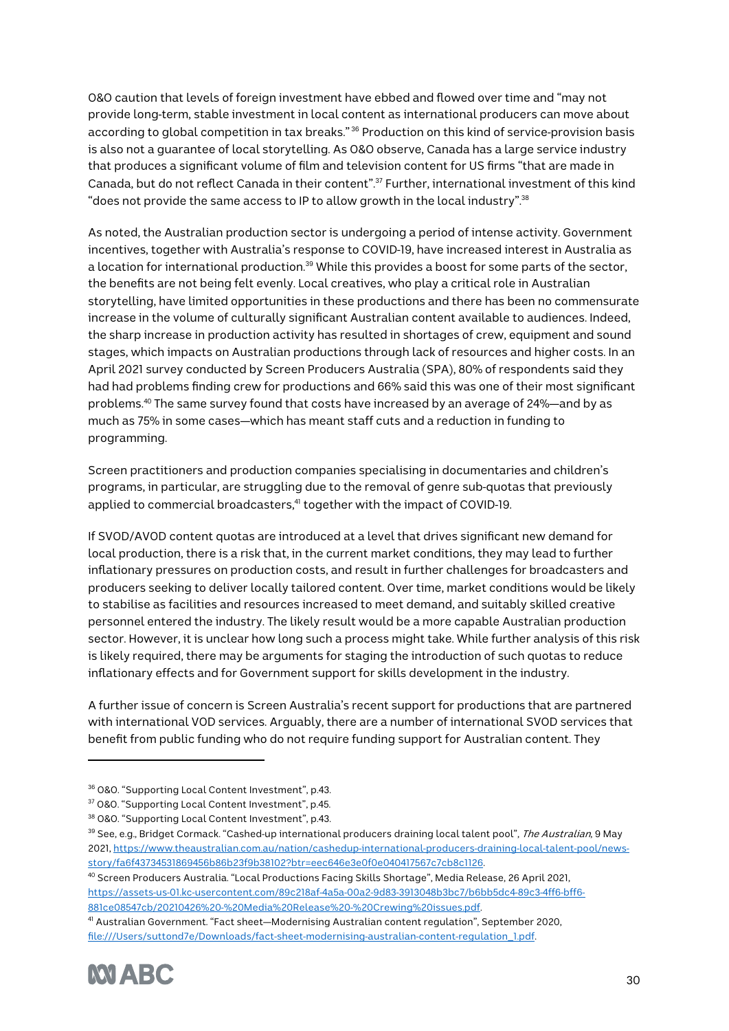O&O caution that levels of foreign investment have ebbed and flowed over time and "may not provide long-term, stable investment in local content as international producers can move about according to global competition in tax breaks." [36] Production on this kind of service-provision basis is also not a guarantee of local storytelling. As O&O observe, Canada has a large service industry that produces a significant volume of film and television content for US firms "that are made in Canada, but do not reflect Canada in their content".[37] Further, international investment of this kind "does not provide the same access to IP to allow growth in the local industry".[38]

As noted, the Australian production sector is undergoing a period of intense activity. Government incentives, together with Australia's response to COVID-19, have increased interest in Australia as a location for international production.[39] While this provides a boost for some parts of the sector, the benefits are not being felt evenly. Local creatives, who play a critical role in Australian storytelling, have limited opportunities in these productions and there has been no commensurate increase in the volume of culturally significant Australian content available to audiences. Indeed, the sharp increase in production activity has resulted in shortages of crew, equipment and sound stages, which impacts on Australian productions through lack of resources and higher costs. In an April 2021 survey conducted by Screen Producers Australia (SPA), 80% of respondents said they had had problems finding crew for productions and 66% said this was one of their most significant problems.[40] The same survey found that costs have increased by an average of 24%—and by as much as 75% in some cases—which has meant staff cuts and a reduction in funding to programming.

Screen practitioners and production companies specialising in documentaries and children's programs, in particular, are struggling due to the removal of genre sub-quotas that previously applied to commercial broadcasters,[41] together with the impact of COVID-19.

If SVOD/AVOD content quotas are introduced at a level that drives significant new demand for local production, there is a risk that, in the current market conditions, they may lead to further inflationary pressures on production costs, and result in further challenges for broadcasters and producers seeking to deliver locally tailored content. Over time, market conditions would be likely to stabilise as facilities and resources increased to meet demand, and suitably skilled creative personnel entered the industry. The likely result would be a more capable Australian production sector. However, it is unclear how long such a process might take. While further analysis of this risk is likely required, there may be arguments for staging the introduction of such quotas to reduce inflationary effects and for Government support for skills development in the industry.

A further issue of concern is Screen Australia's recent support for productions that are partnered with international VOD services. Arguably, there are a number of international SVOD services that benefit from public funding who do not require funding support for Australian content. They

---

[36] O&O. "Supporting Local Content Investment", p.43.

[37] O&O. "Supporting Local Content Investment", p.45.

[38] O&O. "Supporting Local Content Investment", p.43.

[39] See, e.g., Bridget Cormack. "Cashed-up international producers draining local talent pool", *The Australian*, 9 May 2021, https://www.theaustralian.com.au/nation/cashedup-international-producers-draining-local-talent-pool/news-story/fa6f43734531869456b86b23f9b38102?btr=eec646e3e0f0e040417567c7cb8c1126.

[40] Screen Producers Australia. "Local Productions Facing Skills Shortage", Media Release, 26 April 2021, https://assets-us-01.kc-usercontent.com/89c218af-4a5a-00a2-9d83-3913048b3bc7/b6bb5dc4-89c3-4ff6-bff6-881ce08547cb/20210426%20-%20Media%20Release%20-%20Crewing%20issues.pdf.

[41] Australian Government. "Fact sheet—Modernising Australian content regulation", September 2020, file:///Users/suttond7e/Downloads/fact-sheet-modernising-australian-content-regulation_1.pdf.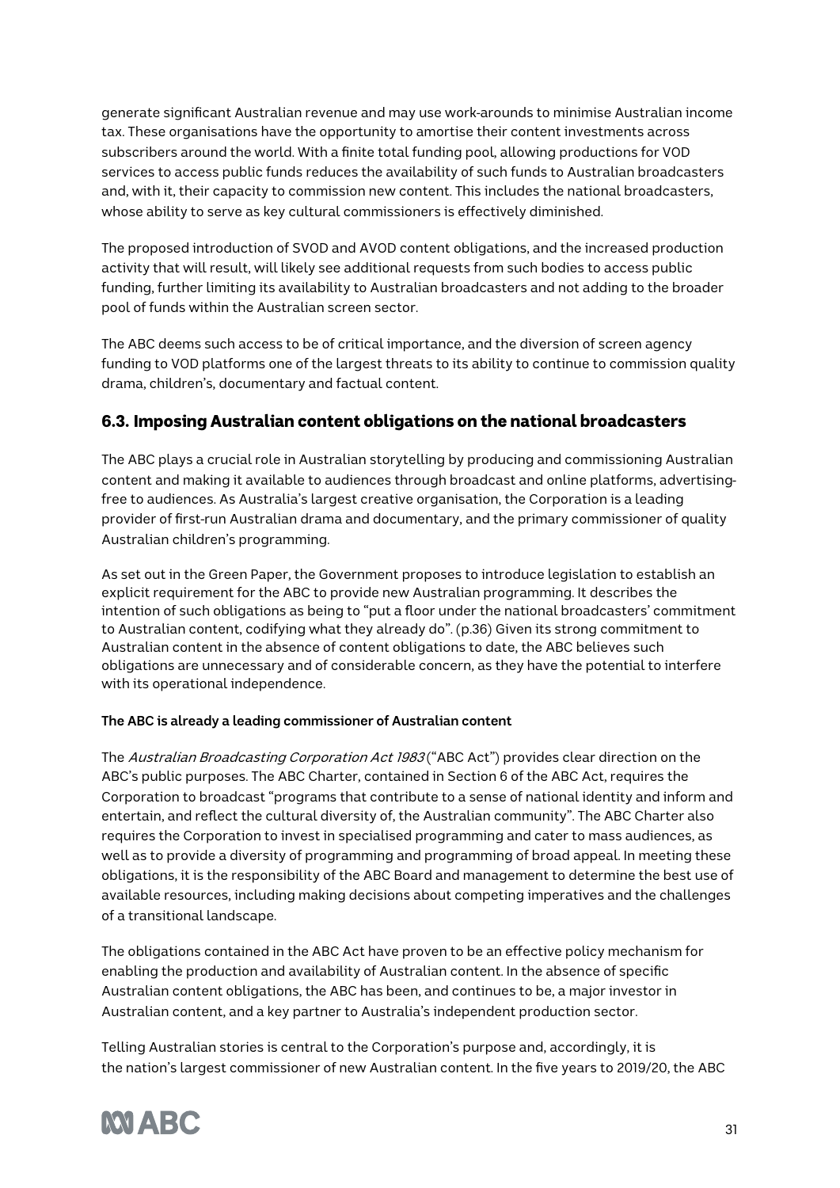generate significant Australian revenue and may use work-arounds to minimise Australian income tax. These organisations have the opportunity to amortise their content investments across subscribers around the world. With a finite total funding pool, allowing productions for VOD services to access public funds reduces the availability of such funds to Australian broadcasters and, with it, their capacity to commission new content. This includes the national broadcasters, whose ability to serve as key cultural commissioners is effectively diminished.

The proposed introduction of SVOD and AVOD content obligations, and the increased production activity that will result, will likely see additional requests from such bodies to access public funding, further limiting its availability to Australian broadcasters and not adding to the broader pool of funds within the Australian screen sector.

The ABC deems such access to be of critical importance, and the diversion of screen agency funding to VOD platforms one of the largest threats to its ability to continue to commission quality drama, children's, documentary and factual content.

## 6.3. Imposing Australian content obligations on the national broadcasters

The ABC plays a crucial role in Australian storytelling by producing and commissioning Australian content and making it available to audiences through broadcast and online platforms, advertising-free to audiences. As Australia's largest creative organisation, the Corporation is a leading provider of first-run Australian drama and documentary, and the primary commissioner of quality Australian children's programming.

As set out in the Green Paper, the Government proposes to introduce legislation to establish an explicit requirement for the ABC to provide new Australian programming. It describes the intention of such obligations as being to "put a floor under the national broadcasters' commitment to Australian content, codifying what they already do". (p.36) Given its strong commitment to Australian content in the absence of content obligations to date, the ABC believes such obligations are unnecessary and of considerable concern, as they have the potential to interfere with its operational independence.

**The ABC is already a leading commissioner of Australian content**

The *Australian Broadcasting Corporation Act 1983* ("ABC Act") provides clear direction on the ABC's public purposes. The ABC Charter, contained in Section 6 of the ABC Act, requires the Corporation to broadcast "programs that contribute to a sense of national identity and inform and entertain, and reflect the cultural diversity of, the Australian community". The ABC Charter also requires the Corporation to invest in specialised programming and cater to mass audiences, as well as to provide a diversity of programming and programming of broad appeal. In meeting these obligations, it is the responsibility of the ABC Board and management to determine the best use of available resources, including making decisions about competing imperatives and the challenges of a transitional landscape.

The obligations contained in the ABC Act have proven to be an effective policy mechanism for enabling the production and availability of Australian content. In the absence of specific Australian content obligations, the ABC has been, and continues to be, a major investor in Australian content, and a key partner to Australia's independent production sector.

Telling Australian stories is central to the Corporation's purpose and, accordingly, it is the nation's largest commissioner of new Australian content. In the five years to 2019/20, the ABC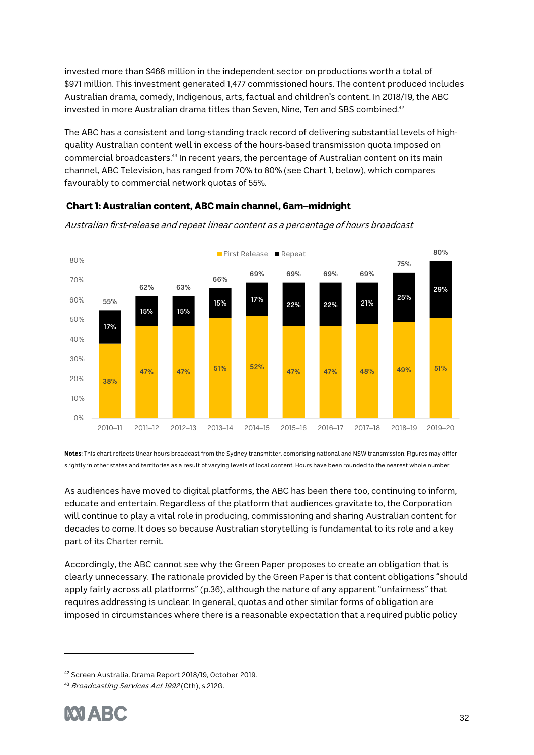invested more than $468 million in the independent sector on productions worth a total of $971 million. This investment generated 1,477 commissioned hours. The content produced includes Australian drama, comedy, Indigenous, arts, factual and children's content. In 2018/19, the ABC invested in more Australian drama titles than Seven, Nine, Ten and SBS combined.[42]

The ABC has a consistent and long-standing track record of delivering substantial levels of high-quality Australian content well in excess of the hours-based transmission quota imposed on commercial broadcasters.[43] In recent years, the percentage of Australian content on its main channel, ABC Television, has ranged from 70% to 80% (see Chart 1, below), which compares favourably to commercial network quotas of 55%.

### Chart 1: Australian content, ABC main channel, 6am–midnight

*Australian first-release and repeat linear content as a percentage of hours broadcast*

| Year | First Release | Repeat | Total |
|---|---|---|---|
| 2010–11 | 38% | 17% | 55% |
| 2011–12 | 47% | 15% | 62% |
| 2012–13 | 47% | 15% | 63% |
| 2013–14 | 51% | 15% | 66% |
| 2014–15 | 52% | 17% | 69% |
| 2015–16 | 47% | 22% | 69% |
| 2016–17 | 47% | 22% | 69% |
| 2017–18 | 48% | 21% | 69% |
| 2018–19 | 49% | 25% | 75% |
| 2019–20 | 51% | 29% | 80% |

**Notes**: This chart reflects linear hours broadcast from the Sydney transmitter, comprising national and NSW transmission. Figures may differ slightly in other states and territories as a result of varying levels of local content. Hours have been rounded to the nearest whole number.

As audiences have moved to digital platforms, the ABC has been there too, continuing to inform, educate and entertain. Regardless of the platform that audiences gravitate to, the Corporation will continue to play a vital role in producing, commissioning and sharing Australian content for decades to come. It does so because Australian storytelling is fundamental to its role and a key part of its Charter remit.

Accordingly, the ABC cannot see why the Green Paper proposes to create an obligation that is clearly unnecessary. The rationale provided by the Green Paper is that content obligations "should apply fairly across all platforms" (p.36), although the nature of any apparent "unfairness" that requires addressing is unclear. In general, quotas and other similar forms of obligation are imposed in circumstances where there is a reasonable expectation that a required public policy

---

[42] Screen Australia. Drama Report 2018/19, October 2019.

[43] *Broadcasting Services Act 1992* (Cth), s.212G.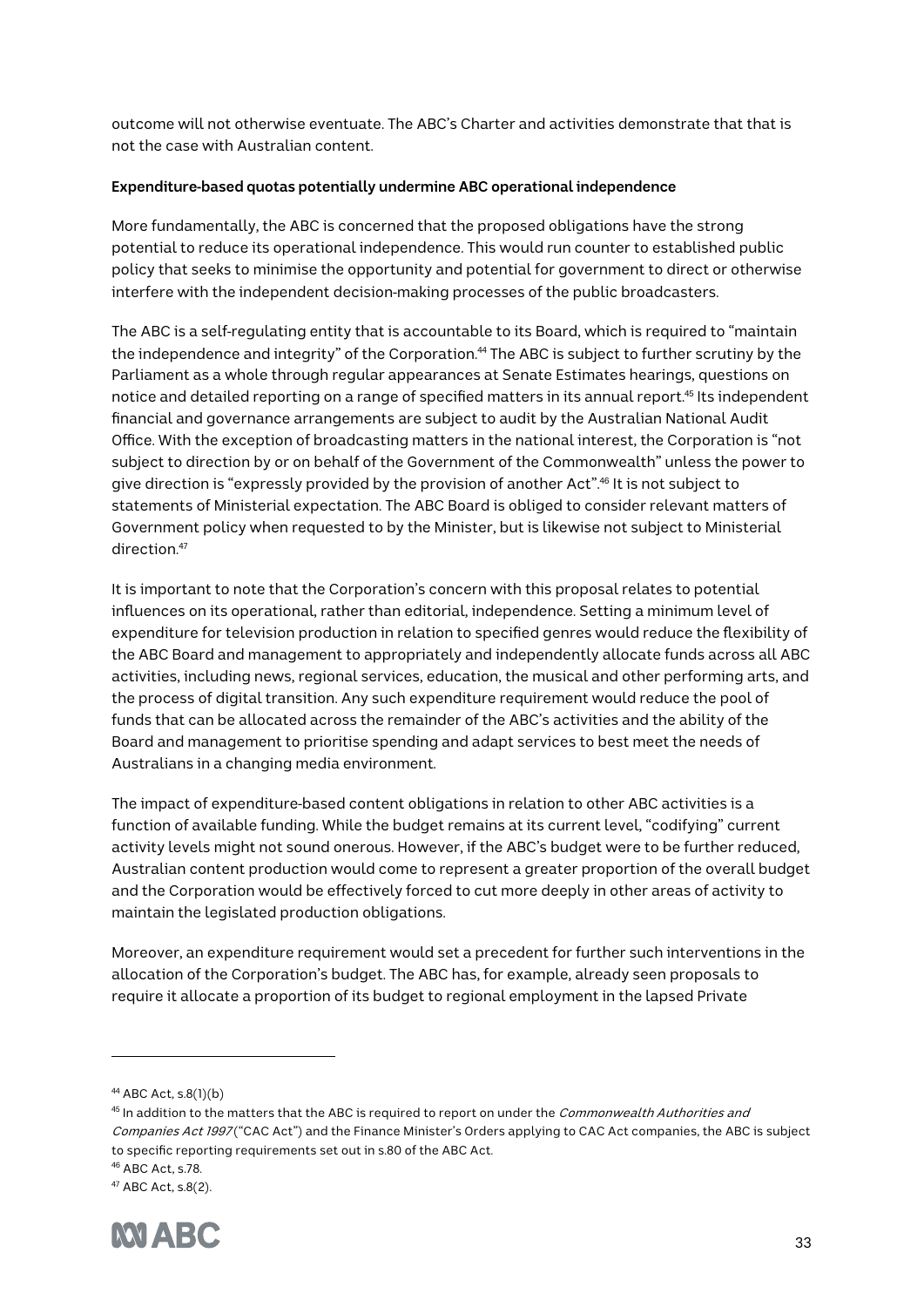outcome will not otherwise eventuate. The ABC's Charter and activities demonstrate that that is not the case with Australian content.

**Expenditure-based quotas potentially undermine ABC operational independence**

More fundamentally, the ABC is concerned that the proposed obligations have the strong potential to reduce its operational independence. This would run counter to established public policy that seeks to minimise the opportunity and potential for government to direct or otherwise interfere with the independent decision-making processes of the public broadcasters.

The ABC is a self-regulating entity that is accountable to its Board, which is required to "maintain the independence and integrity" of the Corporation.[44] The ABC is subject to further scrutiny by the Parliament as a whole through regular appearances at Senate Estimates hearings, questions on notice and detailed reporting on a range of specified matters in its annual report.[45] Its independent financial and governance arrangements are subject to audit by the Australian National Audit Office. With the exception of broadcasting matters in the national interest, the Corporation is "not subject to direction by or on behalf of the Government of the Commonwealth" unless the power to give direction is "expressly provided by the provision of another Act".[46] It is not subject to statements of Ministerial expectation. The ABC Board is obliged to consider relevant matters of Government policy when requested to by the Minister, but is likewise not subject to Ministerial direction.[47]

It is important to note that the Corporation's concern with this proposal relates to potential influences on its operational, rather than editorial, independence. Setting a minimum level of expenditure for television production in relation to specified genres would reduce the flexibility of the ABC Board and management to appropriately and independently allocate funds across all ABC activities, including news, regional services, education, the musical and other performing arts, and the process of digital transition. Any such expenditure requirement would reduce the pool of funds that can be allocated across the remainder of the ABC's activities and the ability of the Board and management to prioritise spending and adapt services to best meet the needs of Australians in a changing media environment.

The impact of expenditure-based content obligations in relation to other ABC activities is a function of available funding. While the budget remains at its current level, "codifying" current activity levels might not sound onerous. However, if the ABC's budget were to be further reduced, Australian content production would come to represent a greater proportion of the overall budget and the Corporation would be effectively forced to cut more deeply in other areas of activity to maintain the legislated production obligations.

Moreover, an expenditure requirement would set a precedent for further such interventions in the allocation of the Corporation's budget. The ABC has, for example, already seen proposals to require it allocate a proportion of its budget to regional employment in the lapsed Private

---

[44] ABC Act, s.8(1)(b)

[45] In addition to the matters that the ABC is required to report on under the *Commonwealth Authorities and Companies Act 1997* ("CAC Act") and the Finance Minister's Orders applying to CAC Act companies, the ABC is subject to specific reporting requirements set out in s.80 of the ABC Act.

[46] ABC Act, s.78.

[47] ABC Act, s.8(2).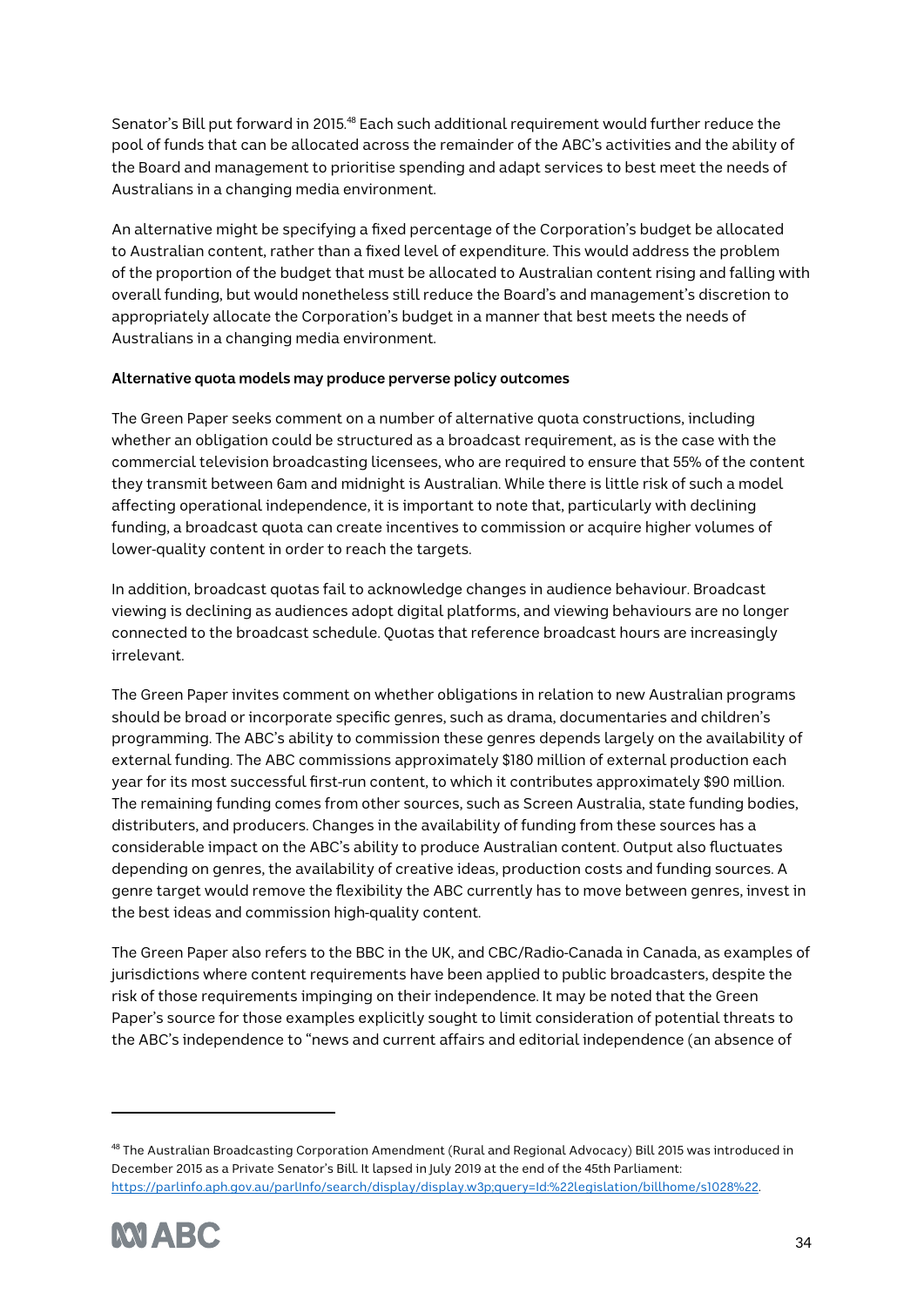Senator's Bill put forward in 2015.[48] Each such additional requirement would further reduce the pool of funds that can be allocated across the remainder of the ABC's activities and the ability of the Board and management to prioritise spending and adapt services to best meet the needs of Australians in a changing media environment.

An alternative might be specifying a fixed percentage of the Corporation's budget be allocated to Australian content, rather than a fixed level of expenditure. This would address the problem of the proportion of the budget that must be allocated to Australian content rising and falling with overall funding, but would nonetheless still reduce the Board's and management's discretion to appropriately allocate the Corporation's budget in a manner that best meets the needs of Australians in a changing media environment.

**Alternative quota models may produce perverse policy outcomes**

The Green Paper seeks comment on a number of alternative quota constructions, including whether an obligation could be structured as a broadcast requirement, as is the case with the commercial television broadcasting licensees, who are required to ensure that 55% of the content they transmit between 6am and midnight is Australian. While there is little risk of such a model affecting operational independence, it is important to note that, particularly with declining funding, a broadcast quota can create incentives to commission or acquire higher volumes of lower-quality content in order to reach the targets.

In addition, broadcast quotas fail to acknowledge changes in audience behaviour. Broadcast viewing is declining as audiences adopt digital platforms, and viewing behaviours are no longer connected to the broadcast schedule. Quotas that reference broadcast hours are increasingly irrelevant.

The Green Paper invites comment on whether obligations in relation to new Australian programs should be broad or incorporate specific genres, such as drama, documentaries and children's programming. The ABC's ability to commission these genres depends largely on the availability of external funding. The ABC commissions approximately $180 million of external production each year for its most successful first-run content, to which it contributes approximately $90 million. The remaining funding comes from other sources, such as Screen Australia, state funding bodies, distributers, and producers. Changes in the availability of funding from these sources has a considerable impact on the ABC's ability to produce Australian content. Output also fluctuates depending on genres, the availability of creative ideas, production costs and funding sources. A genre target would remove the flexibility the ABC currently has to move between genres, invest in the best ideas and commission high-quality content.

The Green Paper also refers to the BBC in the UK, and CBC/Radio-Canada in Canada, as examples of jurisdictions where content requirements have been applied to public broadcasters, despite the risk of those requirements impinging on their independence. It may be noted that the Green Paper's source for those examples explicitly sought to limit consideration of potential threats to the ABC's independence to "news and current affairs and editorial independence (an absence of

---

[48] The Australian Broadcasting Corporation Amendment (Rural and Regional Advocacy) Bill 2015 was introduced in December 2015 as a Private Senator's Bill. It lapsed in July 2019 at the end of the 45th Parliament: https://parlinfo.aph.gov.au/parlInfo/search/display/display.w3p;query=Id:%22legislation/billhome/s1028%22.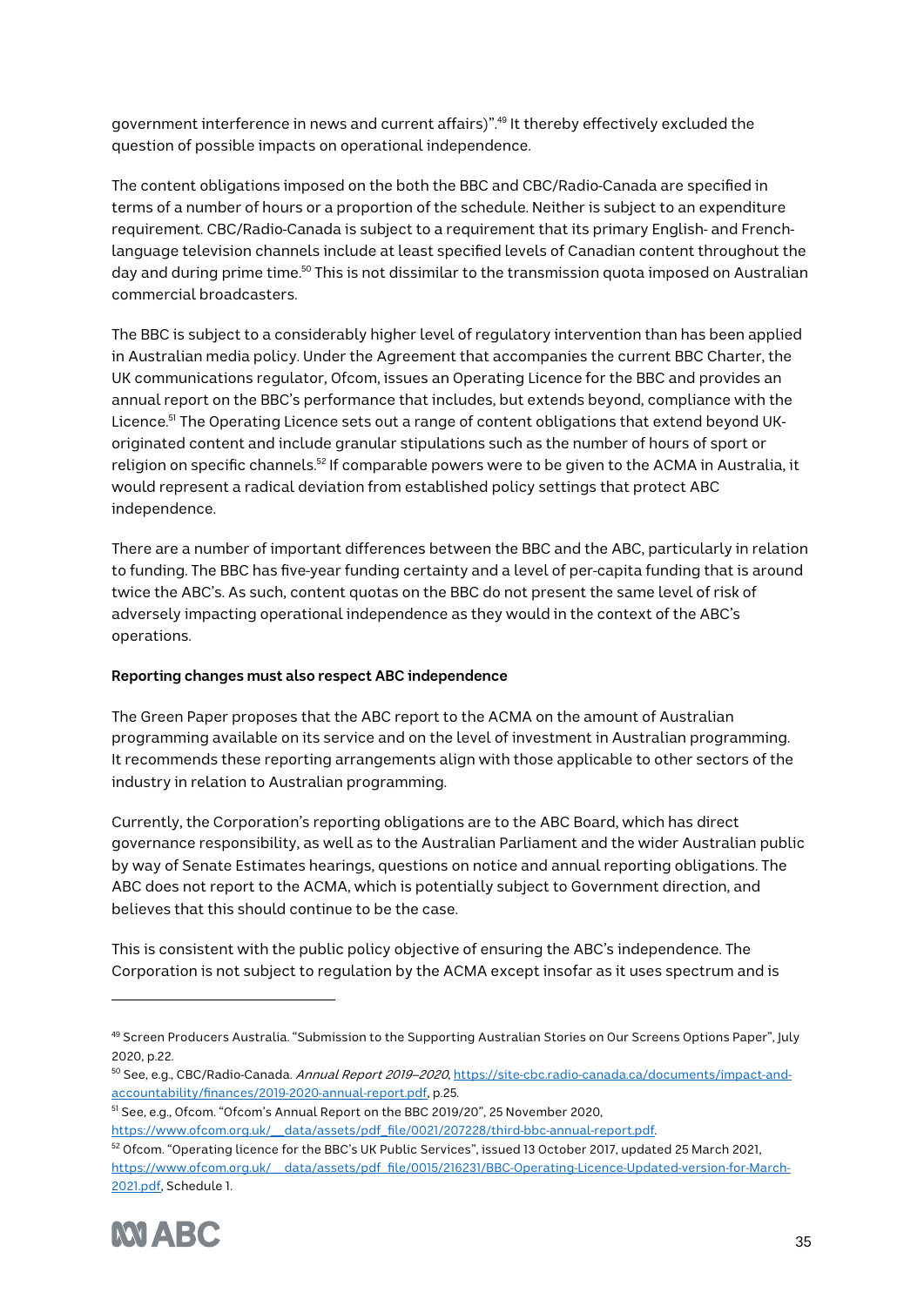government interference in news and current affairs)".[49] It thereby effectively excluded the question of possible impacts on operational independence.

The content obligations imposed on the both the BBC and CBC/Radio-Canada are specified in terms of a number of hours or a proportion of the schedule. Neither is subject to an expenditure requirement. CBC/Radio-Canada is subject to a requirement that its primary English- and French-language television channels include at least specified levels of Canadian content throughout the day and during prime time.[50] This is not dissimilar to the transmission quota imposed on Australian commercial broadcasters.

The BBC is subject to a considerably higher level of regulatory intervention than has been applied in Australian media policy. Under the Agreement that accompanies the current BBC Charter, the UK communications regulator, Ofcom, issues an Operating Licence for the BBC and provides an annual report on the BBC's performance that includes, but extends beyond, compliance with the Licence.[51] The Operating Licence sets out a range of content obligations that extend beyond UK-originated content and include granular stipulations such as the number of hours of sport or religion on specific channels.[52] If comparable powers were to be given to the ACMA in Australia, it would represent a radical deviation from established policy settings that protect ABC independence.

There are a number of important differences between the BBC and the ABC, particularly in relation to funding. The BBC has five-year funding certainty and a level of per-capita funding that is around twice the ABC's. As such, content quotas on the BBC do not present the same level of risk of adversely impacting operational independence as they would in the context of the ABC's operations.

**Reporting changes must also respect ABC independence**

The Green Paper proposes that the ABC report to the ACMA on the amount of Australian programming available on its service and on the level of investment in Australian programming. It recommends these reporting arrangements align with those applicable to other sectors of the industry in relation to Australian programming.

Currently, the Corporation's reporting obligations are to the ABC Board, which has direct governance responsibility, as well as to the Australian Parliament and the wider Australian public by way of Senate Estimates hearings, questions on notice and annual reporting obligations. The ABC does not report to the ACMA, which is potentially subject to Government direction, and believes that this should continue to be the case.

This is consistent with the public policy objective of ensuring the ABC's independence. The Corporation is not subject to regulation by the ACMA except insofar as it uses spectrum and is

---

[49] Screen Producers Australia. "Submission to the Supporting Australian Stories on Our Screens Options Paper", July 2020, p.22.

[50] See, e.g., CBC/Radio-Canada. *Annual Report 2019–2020*, https://site-cbc.radio-canada.ca/documents/impact-and-accountability/finances/2019-2020-annual-report.pdf, p.25.

[51] See, e.g., Ofcom. "Ofcom's Annual Report on the BBC 2019/20", 25 November 2020, https://www.ofcom.org.uk/__data/assets/pdf_file/0021/207228/third-bbc-annual-report.pdf.

[52] Ofcom. "Operating licence for the BBC's UK Public Services", issued 13 October 2017, updated 25 March 2021, https://www.ofcom.org.uk/__data/assets/pdf_file/0015/216231/BBC-Operating-Licence-Updated-version-for-March-2021.pdf, Schedule 1.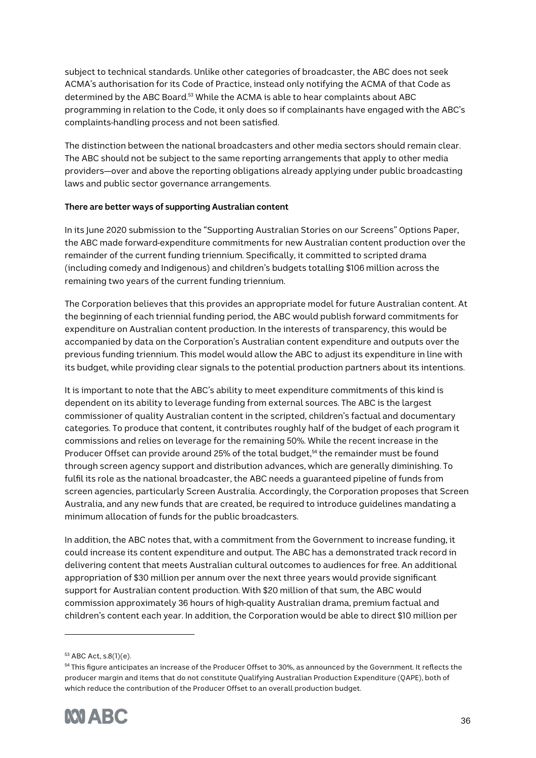subject to technical standards. Unlike other categories of broadcaster, the ABC does not seek ACMA's authorisation for its Code of Practice, instead only notifying the ACMA of that Code as determined by the ABC Board.[53] While the ACMA is able to hear complaints about ABC programming in relation to the Code, it only does so if complainants have engaged with the ABC's complaints-handling process and not been satisfied.

The distinction between the national broadcasters and other media sectors should remain clear. The ABC should not be subject to the same reporting arrangements that apply to other media providers—over and above the reporting obligations already applying under public broadcasting laws and public sector governance arrangements.

**There are better ways of supporting Australian content**

In its June 2020 submission to the "Supporting Australian Stories on our Screens" Options Paper, the ABC made forward-expenditure commitments for new Australian content production over the remainder of the current funding triennium. Specifically, it committed to scripted drama (including comedy and Indigenous) and children's budgets totalling $106 million across the remaining two years of the current funding triennium.

The Corporation believes that this provides an appropriate model for future Australian content. At the beginning of each triennial funding period, the ABC would publish forward commitments for expenditure on Australian content production. In the interests of transparency, this would be accompanied by data on the Corporation's Australian content expenditure and outputs over the previous funding triennium. This model would allow the ABC to adjust its expenditure in line with its budget, while providing clear signals to the potential production partners about its intentions.

It is important to note that the ABC's ability to meet expenditure commitments of this kind is dependent on its ability to leverage funding from external sources. The ABC is the largest commissioner of quality Australian content in the scripted, children's factual and documentary categories. To produce that content, it contributes roughly half of the budget of each program it commissions and relies on leverage for the remaining 50%. While the recent increase in the Producer Offset can provide around 25% of the total budget,[54] the remainder must be found through screen agency support and distribution advances, which are generally diminishing. To fulfil its role as the national broadcaster, the ABC needs a guaranteed pipeline of funds from screen agencies, particularly Screen Australia. Accordingly, the Corporation proposes that Screen Australia, and any new funds that are created, be required to introduce guidelines mandating a minimum allocation of funds for the public broadcasters.

In addition, the ABC notes that, with a commitment from the Government to increase funding, it could increase its content expenditure and output. The ABC has a demonstrated track record in delivering content that meets Australian cultural outcomes to audiences for free. An additional appropriation of $30 million per annum over the next three years would provide significant support for Australian content production. With $20 million of that sum, the ABC would commission approximately 36 hours of high-quality Australian drama, premium factual and children's content each year. In addition, the Corporation would be able to direct $10 million per

---

[53] ABC Act, s.8(1)(e).

[54] This figure anticipates an increase of the Producer Offset to 30%, as announced by the Government. It reflects the producer margin and items that do not constitute Qualifying Australian Production Expenditure (QAPE), both of which reduce the contribution of the Producer Offset to an overall production budget.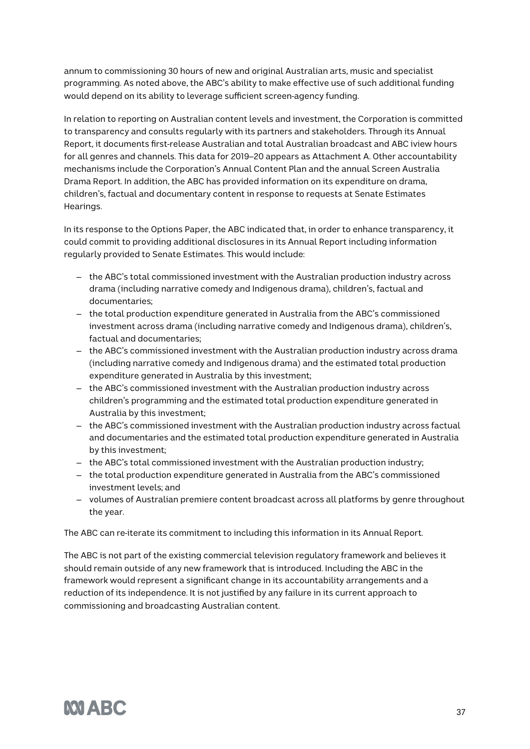annum to commissioning 30 hours of new and original Australian arts, music and specialist programming. As noted above, the ABC's ability to make effective use of such additional funding would depend on its ability to leverage sufficient screen-agency funding.

In relation to reporting on Australian content levels and investment, the Corporation is committed to transparency and consults regularly with its partners and stakeholders. Through its Annual Report, it documents first-release Australian and total Australian broadcast and ABC iview hours for all genres and channels. This data for 2019–20 appears as Attachment A. Other accountability mechanisms include the Corporation's Annual Content Plan and the annual Screen Australia Drama Report. In addition, the ABC has provided information on its expenditure on drama, children's, factual and documentary content in response to requests at Senate Estimates Hearings.

In its response to the Options Paper, the ABC indicated that, in order to enhance transparency, it could commit to providing additional disclosures in its Annual Report including information regularly provided to Senate Estimates. This would include:

- the ABC's total commissioned investment with the Australian production industry across drama (including narrative comedy and Indigenous drama), children's, factual and documentaries;
- the total production expenditure generated in Australia from the ABC's commissioned investment across drama (including narrative comedy and Indigenous drama), children's, factual and documentaries;
- the ABC's commissioned investment with the Australian production industry across drama (including narrative comedy and Indigenous drama) and the estimated total production expenditure generated in Australia by this investment;
- the ABC's commissioned investment with the Australian production industry across children's programming and the estimated total production expenditure generated in Australia by this investment;
- the ABC's commissioned investment with the Australian production industry across factual and documentaries and the estimated total production expenditure generated in Australia by this investment;
- the ABC's total commissioned investment with the Australian production industry;
- the total production expenditure generated in Australia from the ABC's commissioned investment levels; and
- volumes of Australian premiere content broadcast across all platforms by genre throughout the year.

The ABC can re-iterate its commitment to including this information in its Annual Report.

The ABC is not part of the existing commercial television regulatory framework and believes it should remain outside of any new framework that is introduced. Including the ABC in the framework would represent a significant change in its accountability arrangements and a reduction of its independence. It is not justified by any failure in its current approach to commissioning and broadcasting Australian content.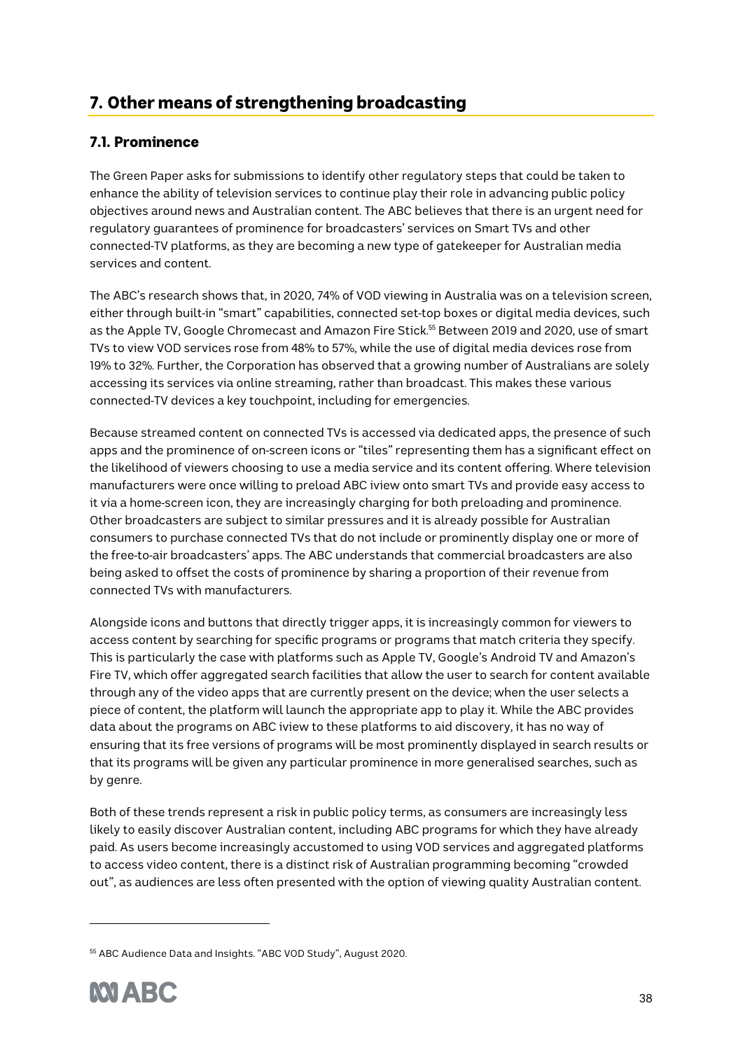## 7. Other means of strengthening broadcasting

### 7.1. Prominence

The Green Paper asks for submissions to identify other regulatory steps that could be taken to enhance the ability of television services to continue play their role in advancing public policy objectives around news and Australian content. The ABC believes that there is an urgent need for regulatory guarantees of prominence for broadcasters' services on Smart TVs and other connected-TV platforms, as they are becoming a new type of gatekeeper for Australian media services and content.

The ABC's research shows that, in 2020, 74% of VOD viewing in Australia was on a television screen, either through built-in "smart" capabilities, connected set-top boxes or digital media devices, such as the Apple TV, Google Chromecast and Amazon Fire Stick.[55] Between 2019 and 2020, use of smart TVs to view VOD services rose from 48% to 57%, while the use of digital media devices rose from 19% to 32%. Further, the Corporation has observed that a growing number of Australians are solely accessing its services via online streaming, rather than broadcast. This makes these various connected-TV devices a key touchpoint, including for emergencies.

Because streamed content on connected TVs is accessed via dedicated apps, the presence of such apps and the prominence of on-screen icons or "tiles" representing them has a significant effect on the likelihood of viewers choosing to use a media service and its content offering. Where television manufacturers were once willing to preload ABC iview onto smart TVs and provide easy access to it via a home-screen icon, they are increasingly charging for both preloading and prominence. Other broadcasters are subject to similar pressures and it is already possible for Australian consumers to purchase connected TVs that do not include or prominently display one or more of the free-to-air broadcasters' apps. The ABC understands that commercial broadcasters are also being asked to offset the costs of prominence by sharing a proportion of their revenue from connected TVs with manufacturers.

Alongside icons and buttons that directly trigger apps, it is increasingly common for viewers to access content by searching for specific programs or programs that match criteria they specify. This is particularly the case with platforms such as Apple TV, Google's Android TV and Amazon's Fire TV, which offer aggregated search facilities that allow the user to search for content available through any of the video apps that are currently present on the device; when the user selects a piece of content, the platform will launch the appropriate app to play it. While the ABC provides data about the programs on ABC iview to these platforms to aid discovery, it has no way of ensuring that its free versions of programs will be most prominently displayed in search results or that its programs will be given any particular prominence in more generalised searches, such as by genre.

Both of these trends represent a risk in public policy terms, as consumers are increasingly less likely to easily discover Australian content, including ABC programs for which they have already paid. As users become increasingly accustomed to using VOD services and aggregated platforms to access video content, there is a distinct risk of Australian programming becoming "crowded out", as audiences are less often presented with the option of viewing quality Australian content.

---

[55] ABC Audience Data and Insights. "ABC VOD Study", August 2020.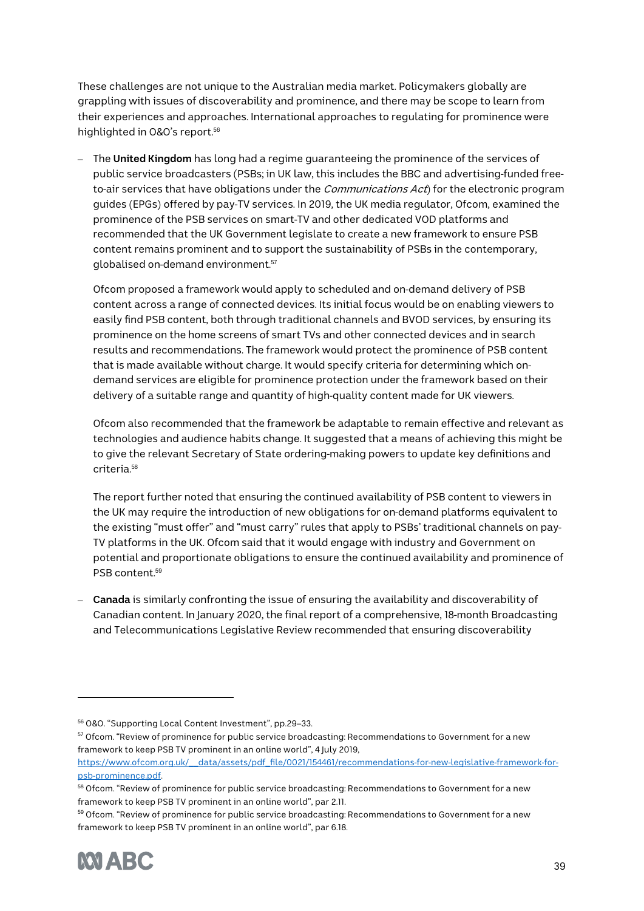These challenges are not unique to the Australian media market. Policymakers globally are grappling with issues of discoverability and prominence, and there may be scope to learn from their experiences and approaches. International approaches to regulating for prominence were highlighted in O&O's report.[56]

- The **United Kingdom** has long had a regime guaranteeing the prominence of the services of public service broadcasters (PSBs; in UK law, this includes the BBC and advertising-funded free-to-air services that have obligations under the *Communications Act*) for the electronic program guides (EPGs) offered by pay-TV services. In 2019, the UK media regulator, Ofcom, examined the prominence of the PSB services on smart-TV and other dedicated VOD platforms and recommended that the UK Government legislate to create a new framework to ensure PSB content remains prominent and to support the sustainability of PSBs in the contemporary, globalised on-demand environment.[57]

  Ofcom proposed a framework would apply to scheduled and on-demand delivery of PSB content across a range of connected devices. Its initial focus would be on enabling viewers to easily find PSB content, both through traditional channels and BVOD services, by ensuring its prominence on the home screens of smart TVs and other connected devices and in search results and recommendations. The framework would protect the prominence of PSB content that is made available without charge. It would specify criteria for determining which on-demand services are eligible for prominence protection under the framework based on their delivery of a suitable range and quantity of high-quality content made for UK viewers.

  Ofcom also recommended that the framework be adaptable to remain effective and relevant as technologies and audience habits change. It suggested that a means of achieving this might be to give the relevant Secretary of State ordering-making powers to update key definitions and criteria.[58]

  The report further noted that ensuring the continued availability of PSB content to viewers in the UK may require the introduction of new obligations for on-demand platforms equivalent to the existing "must offer" and "must carry" rules that apply to PSBs' traditional channels on pay-TV platforms in the UK. Ofcom said that it would engage with industry and Government on potential and proportionate obligations to ensure the continued availability and prominence of PSB content.[59]

- **Canada** is similarly confronting the issue of ensuring the availability and discoverability of Canadian content. In January 2020, the final report of a comprehensive, 18-month Broadcasting and Telecommunications Legislative Review recommended that ensuring discoverability

---

[56] O&O. "Supporting Local Content Investment", pp.29–33.

[57] Ofcom. "Review of prominence for public service broadcasting: Recommendations to Government for a new framework to keep PSB TV prominent in an online world", 4 July 2019, https://www.ofcom.org.uk/__data/assets/pdf_file/0021/154461/recommendations-for-new-legislative-framework-for-psb-prominence.pdf.

[58] Ofcom. "Review of prominence for public service broadcasting: Recommendations to Government for a new framework to keep PSB TV prominent in an online world", par 2.11.

[59] Ofcom. "Review of prominence for public service broadcasting: Recommendations to Government for a new framework to keep PSB TV prominent in an online world", par 6.18.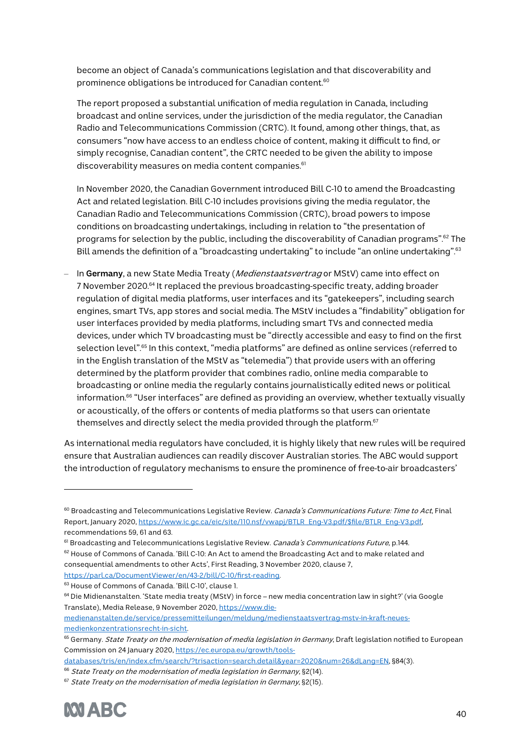become an object of Canada's communications legislation and that discoverability and prominence obligations be introduced for Canadian content.[60]

The report proposed a substantial unification of media regulation in Canada, including broadcast and online services, under the jurisdiction of the media regulator, the Canadian Radio and Telecommunications Commission (CRTC). It found, among other things, that, as consumers "now have access to an endless choice of content, making it difficult to find, or simply recognise, Canadian content", the CRTC needed to be given the ability to impose discoverability measures on media content companies.[61]

In November 2020, the Canadian Government introduced Bill C-10 to amend the Broadcasting Act and related legislation. Bill C-10 includes provisions giving the media regulator, the Canadian Radio and Telecommunications Commission (CRTC), broad powers to impose conditions on broadcasting undertakings, including in relation to "the presentation of programs for selection by the public, including the discoverability of Canadian programs".[62] The Bill amends the definition of a "broadcasting undertaking" to include "an online undertaking".[63]

- In **Germany**, a new State Media Treaty (*Medienstaatsvertrag* or MStV) came into effect on 7 November 2020.[64] It replaced the previous broadcasting-specific treaty, adding broader regulation of digital media platforms, user interfaces and its "gatekeepers", including search engines, smart TVs, app stores and social media. The MStV includes a "findability" obligation for user interfaces provided by media platforms, including smart TVs and connected media devices, under which TV broadcasting must be "directly accessible and easy to find on the first selection level".[65] In this context, "media platforms" are defined as online services (referred to in the English translation of the MStV as "telemedia") that provide users with an offering determined by the platform provider that combines radio, online media comparable to broadcasting or online media the regularly contains journalistically edited news or political information.[66] "User interfaces" are defined as providing an overview, whether textually visually or acoustically, of the offers or contents of media platforms so that users can orientate themselves and directly select the media provided through the platform.[67]

As international media regulators have concluded, it is highly likely that new rules will be required ensure that Australian audiences can readily discover Australian stories. The ABC would support the introduction of regulatory mechanisms to ensure the prominence of free-to-air broadcasters'

---

[60] Broadcasting and Telecommunications Legislative Review. *Canada's Communications Future: Time to Act*, Final Report, January 2020, https://www.ic.gc.ca/eic/site/110.nsf/vwapj/BTLR_Eng-V3.pdf/$file/BTLR_Eng-V3.pdf, recommendations 59, 61 and 63.

[61] Broadcasting and Telecommunications Legislative Review. *Canada's Communications Future*, p.144.

[62] House of Commons of Canada. 'Bill C-10: An Act to amend the Broadcasting Act and to make related and consequential amendments to other Acts', First Reading, 3 November 2020, clause 7, https://parl.ca/DocumentViewer/en/43-2/bill/C-10/first-reading.

[63] House of Commons of Canada. 'Bill C-10', clause 1.

[64] Die Midienanstalten. 'State media treaty (MStV) in force – new media concentration law in sight?' (via Google Translate), Media Release, 9 November 2020, https://www.die-medienanstalten.de/service/pressemitteilungen/meldung/medienstaatsvertrag-mstv-in-kraft-neues-medienkonzentrationsrecht-in-sicht.

[65] Germany. *State Treaty on the modernisation of media legislation in Germany*, Draft legislation notified to European Commission on 24 January 2020, https://ec.europa.eu/growth/tools-databases/tris/en/index.cfm/search/?trisaction=search.detail&year=2020&num=26&dLang=EN, §84(3).

[66] *State Treaty on the modernisation of media legislation in Germany*, §2(14).

[67] *State Treaty on the modernisation of media legislation in Germany*, §2(15).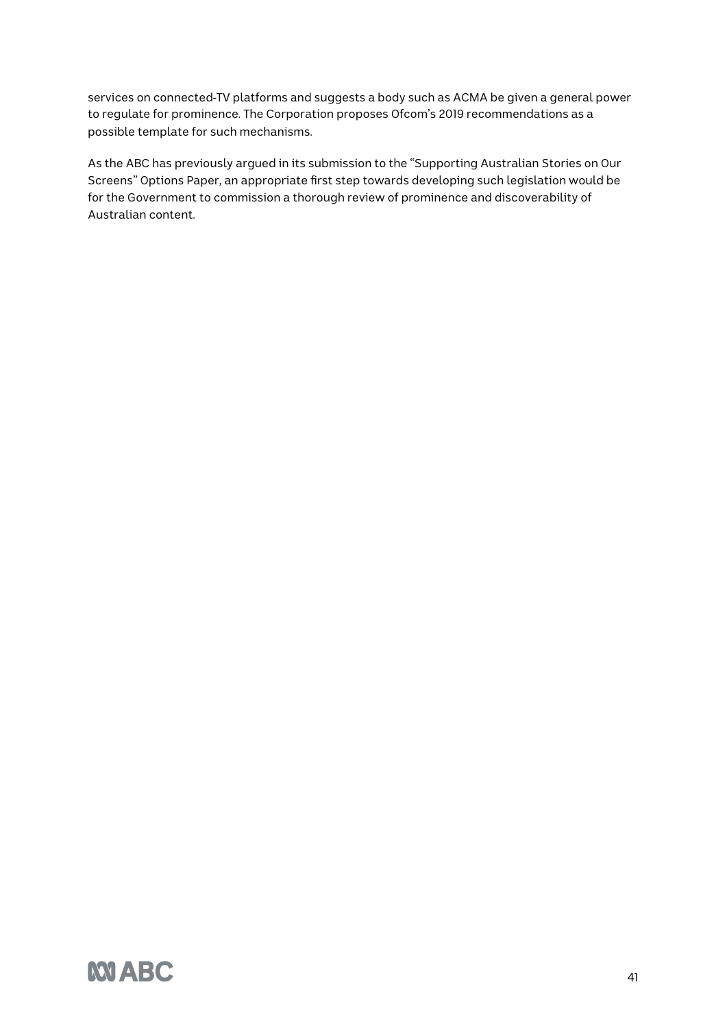services on connected-TV platforms and suggests a body such as ACMA be given a general power to regulate for prominence. The Corporation proposes Ofcom's 2019 recommendations as a possible template for such mechanisms.

As the ABC has previously argued in its submission to the "Supporting Australian Stories on Our Screens" Options Paper, an appropriate first step towards developing such legislation would be for the Government to commission a thorough review of prominence and discoverability of Australian content.